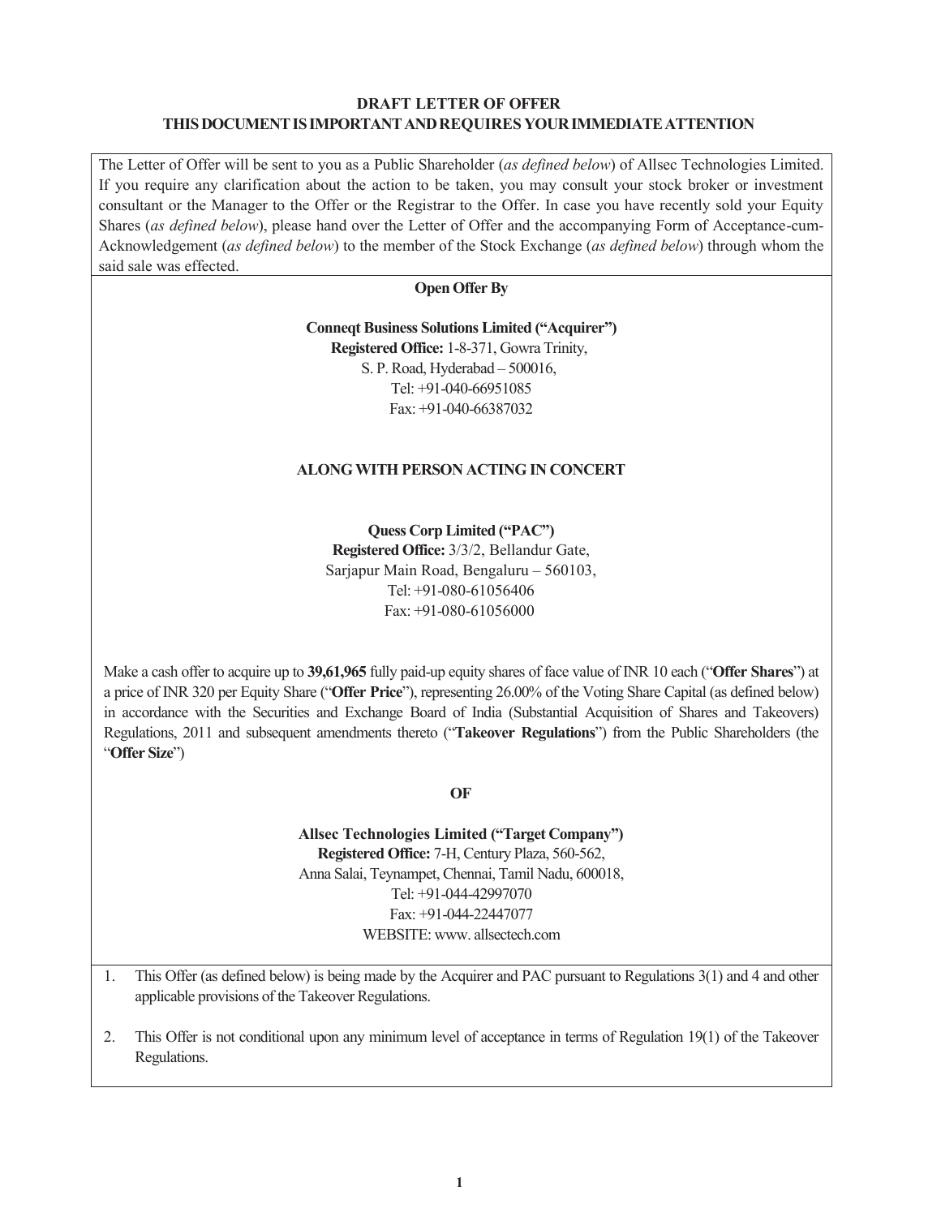**DRAFT LETTER OF OFFER**
**THIS DOCUMENT IS IMPORTANT AND REQUIRES YOUR IMMEDIATE ATTENTION**

The Letter of Offer will be sent to you as a Public Shareholder (*as defined below*) of Allsec Technologies Limited. If you require any clarification about the action to be taken, you may consult your stock broker or investment consultant or the Manager to the Offer or the Registrar to the Offer. In case you have recently sold your Equity Shares (*as defined below*), please hand over the Letter of Offer and the accompanying Form of Acceptance-cum-Acknowledgement (*as defined below*) to the member of the Stock Exchange (*as defined below*) through whom the said sale was effected.

**Open Offer By**

**Conneqt Business Solutions Limited ("Acquirer")**
**Registered Office:** 1-8-371, Gowra Trinity,
S. P. Road, Hyderabad – 500016,
Tel: +91-040-66951085
Fax: +91-040-66387032

**ALONG WITH PERSON ACTING IN CONCERT**

**Quess Corp Limited ("PAC")**
**Registered Office:** 3/3/2, Bellandur Gate,
Sarjapur Main Road, Bengaluru – 560103,
Tel: +91-080-61056406
Fax: +91-080-61056000

Make a cash offer to acquire up to **39,61,965** fully paid-up equity shares of face value of INR 10 each ("**Offer Shares**") at a price of INR 320 per Equity Share ("**Offer Price**"), representing 26.00% of the Voting Share Capital (as defined below) in accordance with the Securities and Exchange Board of India (Substantial Acquisition of Shares and Takeovers) Regulations, 2011 and subsequent amendments thereto ("**Takeover Regulations**") from the Public Shareholders (the "**Offer Size**")

**OF**

**Allsec Technologies Limited ("Target Company")**
**Registered Office:** 7-H, Century Plaza, 560-562,
Anna Salai, Teynampet, Chennai, Tamil Nadu, 600018,
Tel: +91-044-42997070
Fax: +91-044-22447077
WEBSITE: www. allsectech.com

1. This Offer (as defined below) is being made by the Acquirer and PAC pursuant to Regulations 3(1) and 4 and other applicable provisions of the Takeover Regulations.

2. This Offer is not conditional upon any minimum level of acceptance in terms of Regulation 19(1) of the Takeover Regulations.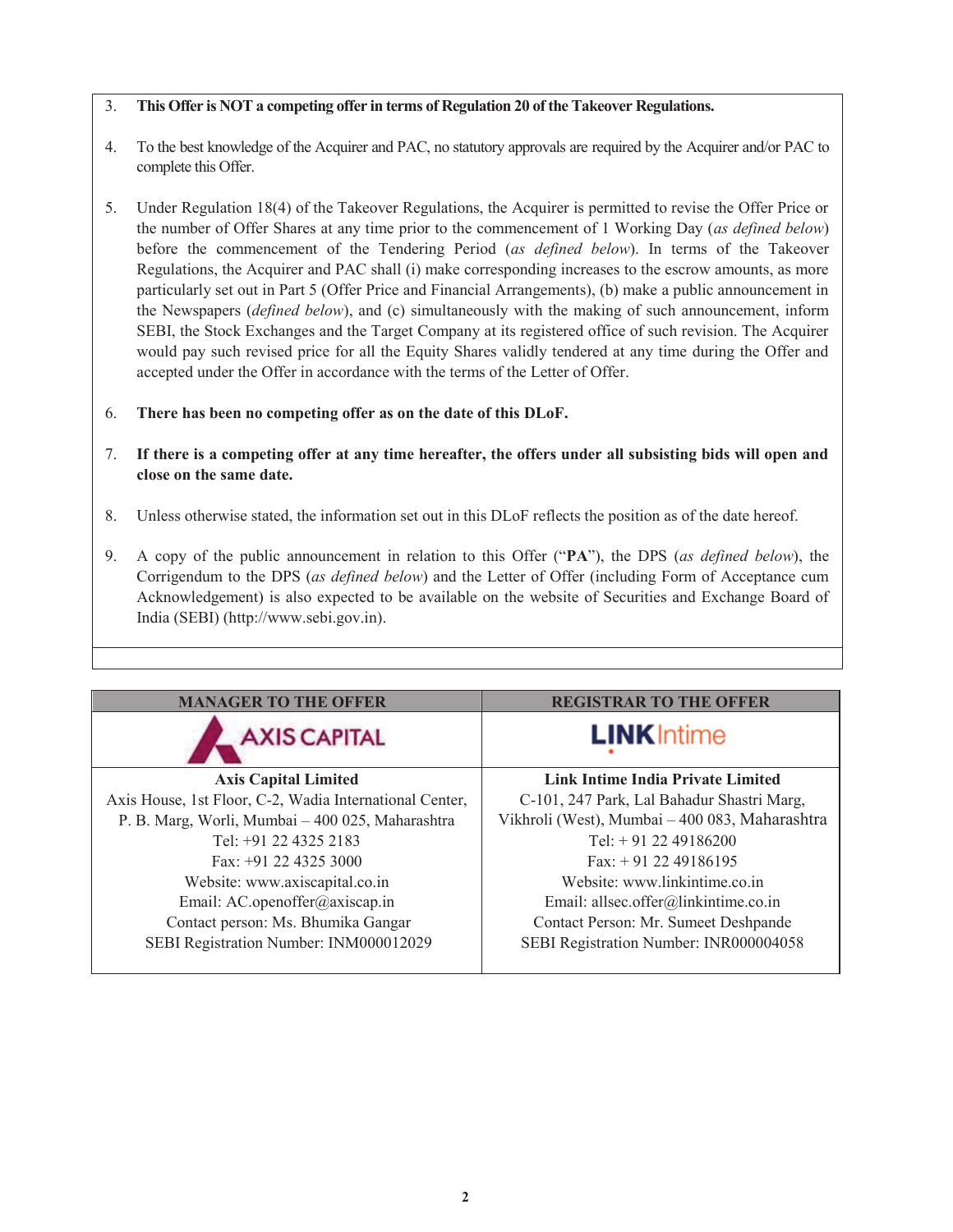3. **This Offer is NOT a competing offer in terms of Regulation 20 of the Takeover Regulations.**

4. To the best knowledge of the Acquirer and PAC, no statutory approvals are required by the Acquirer and/or PAC to complete this Offer.

5. Under Regulation 18(4) of the Takeover Regulations, the Acquirer is permitted to revise the Offer Price or the number of Offer Shares at any time prior to the commencement of 1 Working Day (*as defined below*) before the commencement of the Tendering Period (*as defined below*). In terms of the Takeover Regulations, the Acquirer and PAC shall (i) make corresponding increases to the escrow amounts, as more particularly set out in Part 5 (Offer Price and Financial Arrangements), (b) make a public announcement in the Newspapers (*defined below*), and (c) simultaneously with the making of such announcement, inform SEBI, the Stock Exchanges and the Target Company at its registered office of such revision. The Acquirer would pay such revised price for all the Equity Shares validly tendered at any time during the Offer and accepted under the Offer in accordance with the terms of the Letter of Offer.

6. **There has been no competing offer as on the date of this DLoF.**

7. **If there is a competing offer at any time hereafter, the offers under all subsisting bids will open and close on the same date.**

8. Unless otherwise stated, the information set out in this DLoF reflects the position as of the date hereof.

9. A copy of the public announcement in relation to this Offer ("**PA**"), the DPS (*as defined below*), the Corrigendum to the DPS (*as defined below*) and the Letter of Offer (including Form of Acceptance cum Acknowledgement) is also expected to be available on the website of Securities and Exchange Board of India (SEBI) (http://www.sebi.gov.in).

| MANAGER TO THE OFFER | REGISTRAR TO THE OFFER |
|---|---|
| AXIS CAPITAL | LINK Intime |
| **Axis Capital Limited**<br>Axis House, 1st Floor, C-2, Wadia International Center,<br>P. B. Marg, Worli, Mumbai – 400 025, Maharashtra<br>Tel: +91 22 4325 2183<br>Fax: +91 22 4325 3000<br>Website: www.axiscapital.co.in<br>Email: AC.openoffer@axiscap.in<br>Contact person: Ms. Bhumika Gangar<br>SEBI Registration Number: INM000012029 | **Link Intime India Private Limited**<br>C-101, 247 Park, Lal Bahadur Shastri Marg,<br>Vikhroli (West), Mumbai – 400 083, Maharashtra<br>Tel: + 91 22 49186200<br>Fax: + 91 22 49186195<br>Website: www.linkintime.co.in<br>Email: allsec.offer@linkintime.co.in<br>Contact Person: Mr. Sumeet Deshpande<br>SEBI Registration Number: INR000004058 |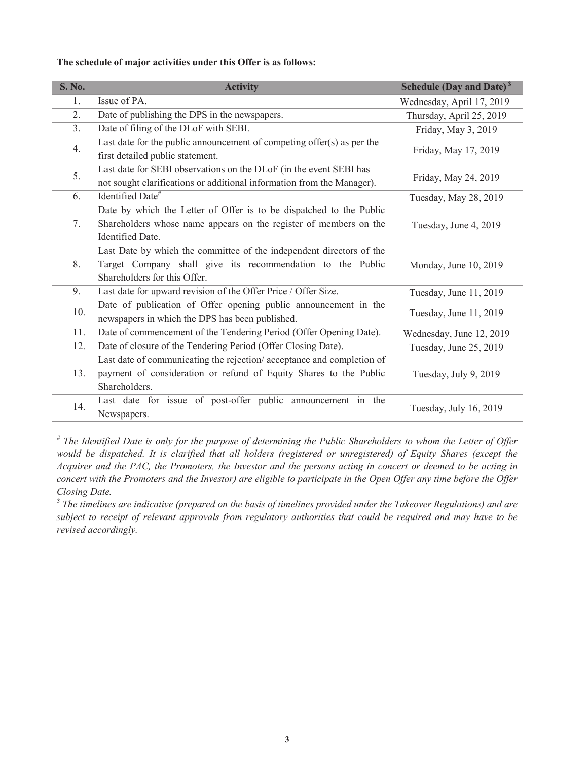**The schedule of major activities under this Offer is as follows:**

| S. No. | Activity | Schedule (Day and Date) [$] |
|---|---|---|
| 1. | Issue of PA. | Wednesday, April 17, 2019 |
| 2. | Date of publishing the DPS in the newspapers. | Thursday, April 25, 2019 |
| 3. | Date of filing of the DLoF with SEBI. | Friday, May 3, 2019 |
| 4. | Last date for the public announcement of competing offer(s) as per the first detailed public statement. | Friday, May 17, 2019 |
| 5. | Last date for SEBI observations on the DLoF (in the event SEBI has not sought clarifications or additional information from the Manager). | Friday, May 24, 2019 |
| 6. | Identified Date[#] | Tuesday, May 28, 2019 |
| 7. | Date by which the Letter of Offer is to be dispatched to the Public Shareholders whose name appears on the register of members on the Identified Date. | Tuesday, June 4, 2019 |
| 8. | Last Date by which the committee of the independent directors of the Target Company shall give its recommendation to the Public Shareholders for this Offer. | Monday, June 10, 2019 |
| 9. | Last date for upward revision of the Offer Price / Offer Size. | Tuesday, June 11, 2019 |
| 10. | Date of publication of Offer opening public announcement in the newspapers in which the DPS has been published. | Tuesday, June 11, 2019 |
| 11. | Date of commencement of the Tendering Period (Offer Opening Date). | Wednesday, June 12, 2019 |
| 12. | Date of closure of the Tendering Period (Offer Closing Date). | Tuesday, June 25, 2019 |
| 13. | Last date of communicating the rejection/ acceptance and completion of payment of consideration or refund of Equity Shares to the Public Shareholders. | Tuesday, July 9, 2019 |
| 14. | Last date for issue of post-offer public announcement in the Newspapers. | Tuesday, July 16, 2019 |

[#] *The Identified Date is only for the purpose of determining the Public Shareholders to whom the Letter of Offer would be dispatched. It is clarified that all holders (registered or unregistered) of Equity Shares (except the Acquirer and the PAC, the Promoters, the Investor and the persons acting in concert or deemed to be acting in concert with the Promoters and the Investor) are eligible to participate in the Open Offer any time before the Offer Closing Date.*

[$] *The timelines are indicative (prepared on the basis of timelines provided under the Takeover Regulations) and are subject to receipt of relevant approvals from regulatory authorities that could be required and may have to be revised accordingly.*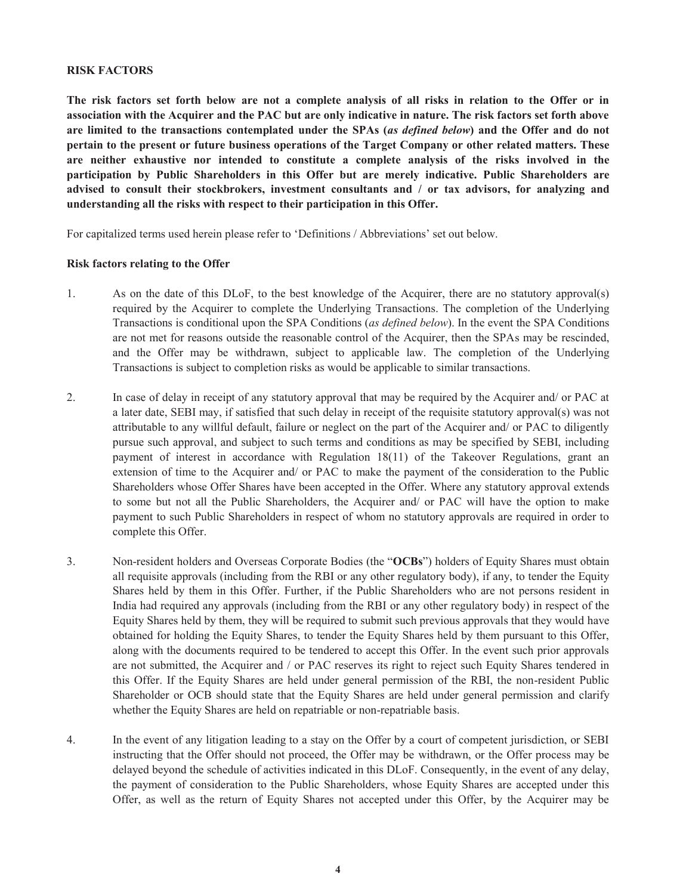**RISK FACTORS**

**The risk factors set forth below are not a complete analysis of all risks in relation to the Offer or in association with the Acquirer and the PAC but are only indicative in nature. The risk factors set forth above are limited to the transactions contemplated under the SPAs (*as defined below*) and the Offer and do not pertain to the present or future business operations of the Target Company or other related matters. These are neither exhaustive nor intended to constitute a complete analysis of the risks involved in the participation by Public Shareholders in this Offer but are merely indicative. Public Shareholders are advised to consult their stockbrokers, investment consultants and / or tax advisors, for analyzing and understanding all the risks with respect to their participation in this Offer.**

For capitalized terms used herein please refer to 'Definitions / Abbreviations' set out below.

**Risk factors relating to the Offer**

1. As on the date of this DLoF, to the best knowledge of the Acquirer, there are no statutory approval(s) required by the Acquirer to complete the Underlying Transactions. The completion of the Underlying Transactions is conditional upon the SPA Conditions (*as defined below*). In the event the SPA Conditions are not met for reasons outside the reasonable control of the Acquirer, then the SPAs may be rescinded, and the Offer may be withdrawn, subject to applicable law. The completion of the Underlying Transactions is subject to completion risks as would be applicable to similar transactions.

2. In case of delay in receipt of any statutory approval that may be required by the Acquirer and/ or PAC at a later date, SEBI may, if satisfied that such delay in receipt of the requisite statutory approval(s) was not attributable to any willful default, failure or neglect on the part of the Acquirer and/ or PAC to diligently pursue such approval, and subject to such terms and conditions as may be specified by SEBI, including payment of interest in accordance with Regulation 18(11) of the Takeover Regulations, grant an extension of time to the Acquirer and/ or PAC to make the payment of the consideration to the Public Shareholders whose Offer Shares have been accepted in the Offer. Where any statutory approval extends to some but not all the Public Shareholders, the Acquirer and/ or PAC will have the option to make payment to such Public Shareholders in respect of whom no statutory approvals are required in order to complete this Offer.

3. Non-resident holders and Overseas Corporate Bodies (the "**OCBs**") holders of Equity Shares must obtain all requisite approvals (including from the RBI or any other regulatory body), if any, to tender the Equity Shares held by them in this Offer. Further, if the Public Shareholders who are not persons resident in India had required any approvals (including from the RBI or any other regulatory body) in respect of the Equity Shares held by them, they will be required to submit such previous approvals that they would have obtained for holding the Equity Shares, to tender the Equity Shares held by them pursuant to this Offer, along with the documents required to be tendered to accept this Offer. In the event such prior approvals are not submitted, the Acquirer and / or PAC reserves its right to reject such Equity Shares tendered in this Offer. If the Equity Shares are held under general permission of the RBI, the non-resident Public Shareholder or OCB should state that the Equity Shares are held under general permission and clarify whether the Equity Shares are held on repatriable or non-repatriable basis.

4. In the event of any litigation leading to a stay on the Offer by a court of competent jurisdiction, or SEBI instructing that the Offer should not proceed, the Offer may be withdrawn, or the Offer process may be delayed beyond the schedule of activities indicated in this DLoF. Consequently, in the event of any delay, the payment of consideration to the Public Shareholders, whose Equity Shares are accepted under this Offer, as well as the return of Equity Shares not accepted under this Offer, by the Acquirer may be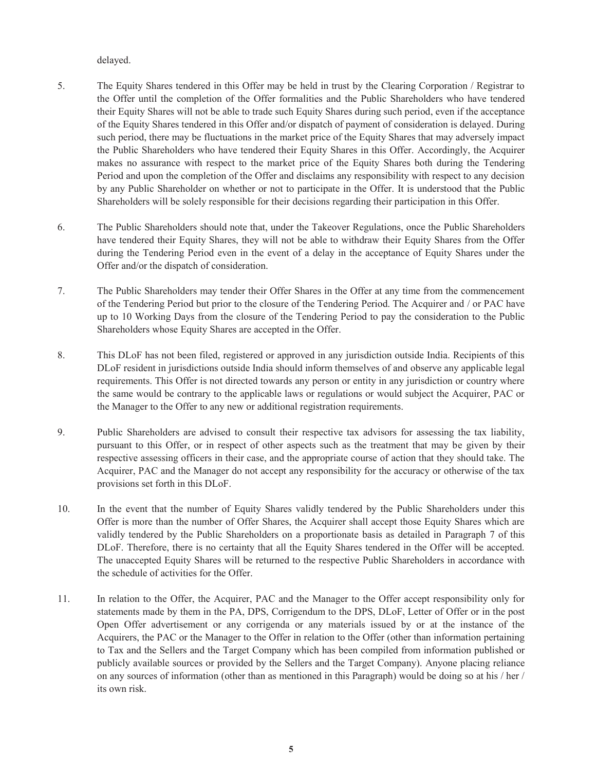delayed.

5. The Equity Shares tendered in this Offer may be held in trust by the Clearing Corporation / Registrar to the Offer until the completion of the Offer formalities and the Public Shareholders who have tendered their Equity Shares will not be able to trade such Equity Shares during such period, even if the acceptance of the Equity Shares tendered in this Offer and/or dispatch of payment of consideration is delayed. During such period, there may be fluctuations in the market price of the Equity Shares that may adversely impact the Public Shareholders who have tendered their Equity Shares in this Offer. Accordingly, the Acquirer makes no assurance with respect to the market price of the Equity Shares both during the Tendering Period and upon the completion of the Offer and disclaims any responsibility with respect to any decision by any Public Shareholder on whether or not to participate in the Offer. It is understood that the Public Shareholders will be solely responsible for their decisions regarding their participation in this Offer.

6. The Public Shareholders should note that, under the Takeover Regulations, once the Public Shareholders have tendered their Equity Shares, they will not be able to withdraw their Equity Shares from the Offer during the Tendering Period even in the event of a delay in the acceptance of Equity Shares under the Offer and/or the dispatch of consideration.

7. The Public Shareholders may tender their Offer Shares in the Offer at any time from the commencement of the Tendering Period but prior to the closure of the Tendering Period. The Acquirer and / or PAC have up to 10 Working Days from the closure of the Tendering Period to pay the consideration to the Public Shareholders whose Equity Shares are accepted in the Offer.

8. This DLoF has not been filed, registered or approved in any jurisdiction outside India. Recipients of this DLoF resident in jurisdictions outside India should inform themselves of and observe any applicable legal requirements. This Offer is not directed towards any person or entity in any jurisdiction or country where the same would be contrary to the applicable laws or regulations or would subject the Acquirer, PAC or the Manager to the Offer to any new or additional registration requirements.

9. Public Shareholders are advised to consult their respective tax advisors for assessing the tax liability, pursuant to this Offer, or in respect of other aspects such as the treatment that may be given by their respective assessing officers in their case, and the appropriate course of action that they should take. The Acquirer, PAC and the Manager do not accept any responsibility for the accuracy or otherwise of the tax provisions set forth in this DLoF.

10. In the event that the number of Equity Shares validly tendered by the Public Shareholders under this Offer is more than the number of Offer Shares, the Acquirer shall accept those Equity Shares which are validly tendered by the Public Shareholders on a proportionate basis as detailed in Paragraph 7 of this DLoF. Therefore, there is no certainty that all the Equity Shares tendered in the Offer will be accepted. The unaccepted Equity Shares will be returned to the respective Public Shareholders in accordance with the schedule of activities for the Offer.

11. In relation to the Offer, the Acquirer, PAC and the Manager to the Offer accept responsibility only for statements made by them in the PA, DPS, Corrigendum to the DPS, DLoF, Letter of Offer or in the post Open Offer advertisement or any corrigenda or any materials issued by or at the instance of the Acquirers, the PAC or the Manager to the Offer in relation to the Offer (other than information pertaining to Tax and the Sellers and the Target Company which has been compiled from information published or publicly available sources or provided by the Sellers and the Target Company). Anyone placing reliance on any sources of information (other than as mentioned in this Paragraph) would be doing so at his / her / its own risk.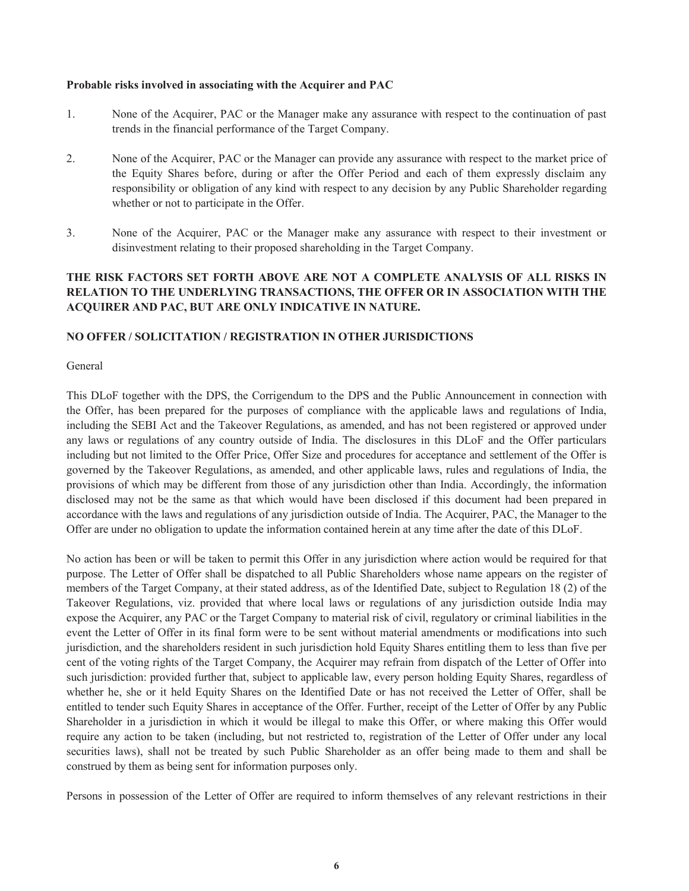**Probable risks involved in associating with the Acquirer and PAC**

1. None of the Acquirer, PAC or the Manager make any assurance with respect to the continuation of past trends in the financial performance of the Target Company.

2. None of the Acquirer, PAC or the Manager can provide any assurance with respect to the market price of the Equity Shares before, during or after the Offer Period and each of them expressly disclaim any responsibility or obligation of any kind with respect to any decision by any Public Shareholder regarding whether or not to participate in the Offer.

3. None of the Acquirer, PAC or the Manager make any assurance with respect to their investment or disinvestment relating to their proposed shareholding in the Target Company.

**THE RISK FACTORS SET FORTH ABOVE ARE NOT A COMPLETE ANALYSIS OF ALL RISKS IN RELATION TO THE UNDERLYING TRANSACTIONS, THE OFFER OR IN ASSOCIATION WITH THE ACQUIRER AND PAC, BUT ARE ONLY INDICATIVE IN NATURE.**

**NO OFFER / SOLICITATION / REGISTRATION IN OTHER JURISDICTIONS**

General

This DLoF together with the DPS, the Corrigendum to the DPS and the Public Announcement in connection with the Offer, has been prepared for the purposes of compliance with the applicable laws and regulations of India, including the SEBI Act and the Takeover Regulations, as amended, and has not been registered or approved under any laws or regulations of any country outside of India. The disclosures in this DLoF and the Offer particulars including but not limited to the Offer Price, Offer Size and procedures for acceptance and settlement of the Offer is governed by the Takeover Regulations, as amended, and other applicable laws, rules and regulations of India, the provisions of which may be different from those of any jurisdiction other than India. Accordingly, the information disclosed may not be the same as that which would have been disclosed if this document had been prepared in accordance with the laws and regulations of any jurisdiction outside of India. The Acquirer, PAC, the Manager to the Offer are under no obligation to update the information contained herein at any time after the date of this DLoF.

No action has been or will be taken to permit this Offer in any jurisdiction where action would be required for that purpose. The Letter of Offer shall be dispatched to all Public Shareholders whose name appears on the register of members of the Target Company, at their stated address, as of the Identified Date, subject to Regulation 18 (2) of the Takeover Regulations, viz. provided that where local laws or regulations of any jurisdiction outside India may expose the Acquirer, any PAC or the Target Company to material risk of civil, regulatory or criminal liabilities in the event the Letter of Offer in its final form were to be sent without material amendments or modifications into such jurisdiction, and the shareholders resident in such jurisdiction hold Equity Shares entitling them to less than five per cent of the voting rights of the Target Company, the Acquirer may refrain from dispatch of the Letter of Offer into such jurisdiction: provided further that, subject to applicable law, every person holding Equity Shares, regardless of whether he, she or it held Equity Shares on the Identified Date or has not received the Letter of Offer, shall be entitled to tender such Equity Shares in acceptance of the Offer. Further, receipt of the Letter of Offer by any Public Shareholder in a jurisdiction in which it would be illegal to make this Offer, or where making this Offer would require any action to be taken (including, but not restricted to, registration of the Letter of Offer under any local securities laws), shall not be treated by such Public Shareholder as an offer being made to them and shall be construed by them as being sent for information purposes only.

Persons in possession of the Letter of Offer are required to inform themselves of any relevant restrictions in their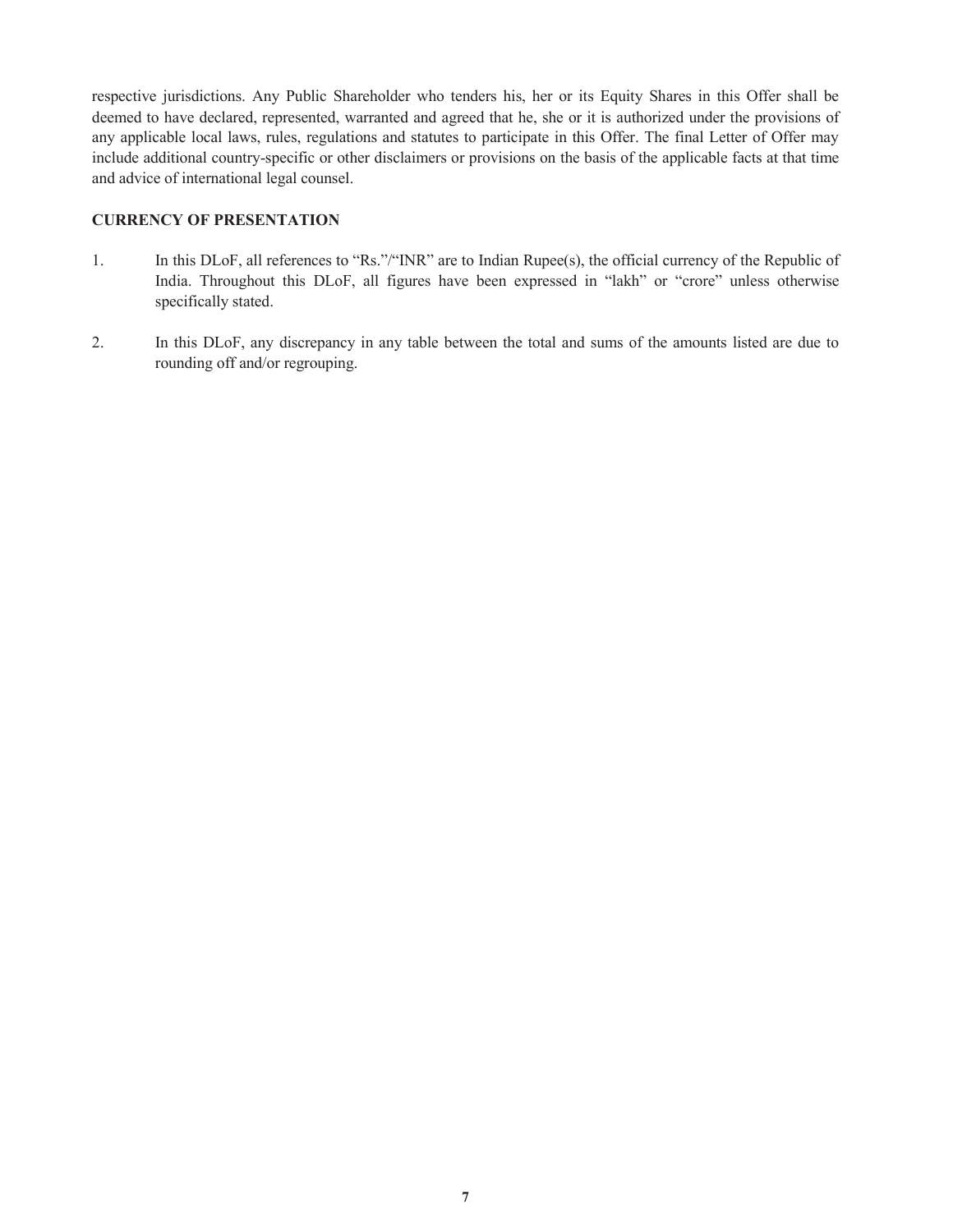respective jurisdictions. Any Public Shareholder who tenders his, her or its Equity Shares in this Offer shall be deemed to have declared, represented, warranted and agreed that he, she or it is authorized under the provisions of any applicable local laws, rules, regulations and statutes to participate in this Offer. The final Letter of Offer may include additional country-specific or other disclaimers or provisions on the basis of the applicable facts at that time and advice of international legal counsel.

**CURRENCY OF PRESENTATION**

1. In this DLoF, all references to "Rs."/"INR" are to Indian Rupee(s), the official currency of the Republic of India. Throughout this DLoF, all figures have been expressed in "lakh" or "crore" unless otherwise specifically stated.

2. In this DLoF, any discrepancy in any table between the total and sums of the amounts listed are due to rounding off and/or regrouping.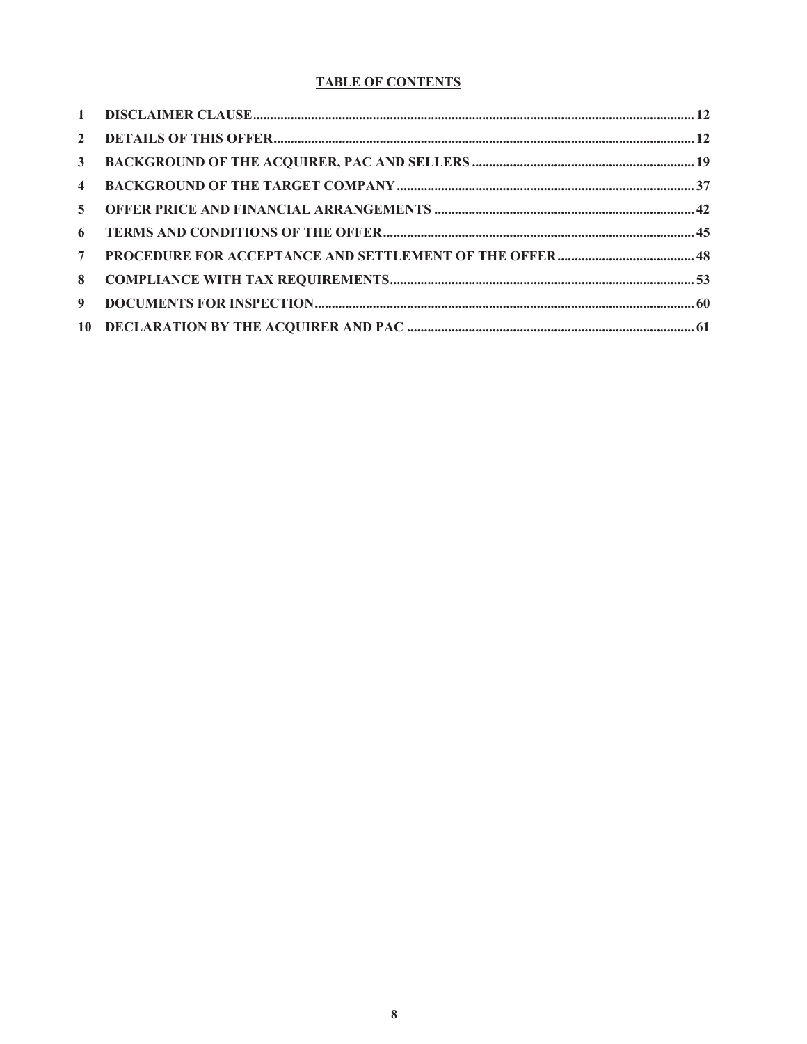## TABLE OF CONTENTS

| | | |
|---|---|---|
| 1 | DISCLAIMER CLAUSE | 12 |
| 2 | DETAILS OF THIS OFFER | 12 |
| 3 | BACKGROUND OF THE ACQUIRER, PAC AND SELLERS | 19 |
| 4 | BACKGROUND OF THE TARGET COMPANY | 37 |
| 5 | OFFER PRICE AND FINANCIAL ARRANGEMENTS | 42 |
| 6 | TERMS AND CONDITIONS OF THE OFFER | 45 |
| 7 | PROCEDURE FOR ACCEPTANCE AND SETTLEMENT OF THE OFFER | 48 |
| 8 | COMPLIANCE WITH TAX REQUIREMENTS | 53 |
| 9 | DOCUMENTS FOR INSPECTION | 60 |
| 10 | DECLARATION BY THE ACQUIRER AND PAC | 61 |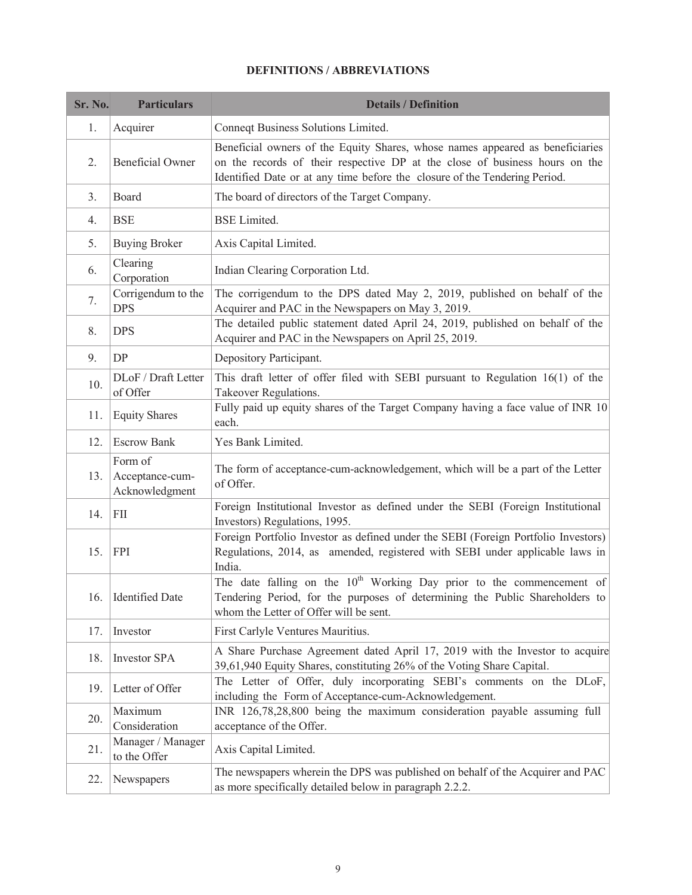## DEFINITIONS / ABBREVIATIONS

| Sr. No. | Particulars | Details / Definition |
|---|---|---|
| 1. | Acquirer | Conneqt Business Solutions Limited. |
| 2. | Beneficial Owner | Beneficial owners of the Equity Shares, whose names appeared as beneficiaries on the records of their respective DP at the close of business hours on the Identified Date or at any time before the closure of the Tendering Period. |
| 3. | Board | The board of directors of the Target Company. |
| 4. | BSE | BSE Limited. |
| 5. | Buying Broker | Axis Capital Limited. |
| 6. | Clearing Corporation | Indian Clearing Corporation Ltd. |
| 7. | Corrigendum to the DPS | The corrigendum to the DPS dated May 2, 2019, published on behalf of the Acquirer and PAC in the Newspapers on May 3, 2019. |
| 8. | DPS | The detailed public statement dated April 24, 2019, published on behalf of the Acquirer and PAC in the Newspapers on April 25, 2019. |
| 9. | DP | Depository Participant. |
| 10. | DLoF / Draft Letter of Offer | This draft letter of offer filed with SEBI pursuant to Regulation 16(1) of the Takeover Regulations. |
| 11. | Equity Shares | Fully paid up equity shares of the Target Company having a face value of INR 10 each. |
| 12. | Escrow Bank | Yes Bank Limited. |
| 13. | Form of Acceptance-cum-Acknowledgment | The form of acceptance-cum-acknowledgement, which will be a part of the Letter of Offer. |
| 14. | FII | Foreign Institutional Investor as defined under the SEBI (Foreign Institutional Investors) Regulations, 1995. |
| 15. | FPI | Foreign Portfolio Investor as defined under the SEBI (Foreign Portfolio Investors) Regulations, 2014, as amended, registered with SEBI under applicable laws in India. |
| 16. | Identified Date | The date falling on the 10th Working Day prior to the commencement of Tendering Period, for the purposes of determining the Public Shareholders to whom the Letter of Offer will be sent. |
| 17. | Investor | First Carlyle Ventures Mauritius. |
| 18. | Investor SPA | A Share Purchase Agreement dated April 17, 2019 with the Investor to acquire 39,61,940 Equity Shares, constituting 26% of the Voting Share Capital. |
| 19. | Letter of Offer | The Letter of Offer, duly incorporating SEBI's comments on the DLoF, including the Form of Acceptance-cum-Acknowledgement. |
| 20. | Maximum Consideration | INR 126,78,28,800 being the maximum consideration payable assuming full acceptance of the Offer. |
| 21. | Manager / Manager to the Offer | Axis Capital Limited. |
| 22. | Newspapers | The newspapers wherein the DPS was published on behalf of the Acquirer and PAC as more specifically detailed below in paragraph 2.2.2. |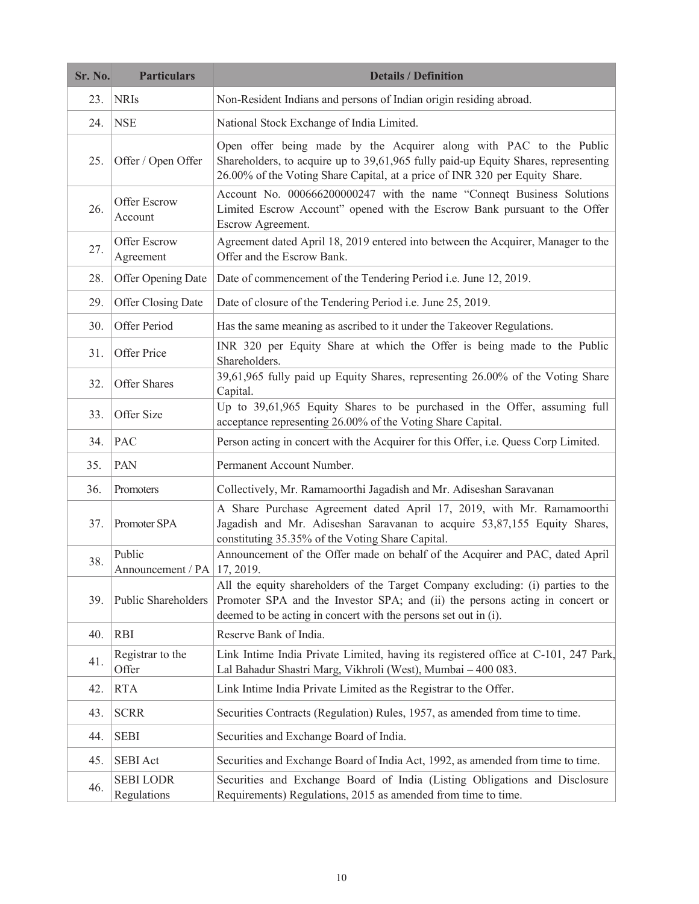| Sr. No. | Particulars | Details / Definition |
|---|---|---|
| 23. | NRIs | Non-Resident Indians and persons of Indian origin residing abroad. |
| 24. | NSE | National Stock Exchange of India Limited. |
| 25. | Offer / Open Offer | Open offer being made by the Acquirer along with PAC to the Public Shareholders, to acquire up to 39,61,965 fully paid-up Equity Shares, representing 26.00% of the Voting Share Capital, at a price of INR 320 per Equity Share. |
| 26. | Offer Escrow Account | Account No. 000666200000247 with the name "Conneqt Business Solutions Limited Escrow Account" opened with the Escrow Bank pursuant to the Offer Escrow Agreement. |
| 27. | Offer Escrow Agreement | Agreement dated April 18, 2019 entered into between the Acquirer, Manager to the Offer and the Escrow Bank. |
| 28. | Offer Opening Date | Date of commencement of the Tendering Period i.e. June 12, 2019. |
| 29. | Offer Closing Date | Date of closure of the Tendering Period i.e. June 25, 2019. |
| 30. | Offer Period | Has the same meaning as ascribed to it under the Takeover Regulations. |
| 31. | Offer Price | INR 320 per Equity Share at which the Offer is being made to the Public Shareholders. |
| 32. | Offer Shares | 39,61,965 fully paid up Equity Shares, representing 26.00% of the Voting Share Capital. |
| 33. | Offer Size | Up to 39,61,965 Equity Shares to be purchased in the Offer, assuming full acceptance representing 26.00% of the Voting Share Capital. |
| 34. | PAC | Person acting in concert with the Acquirer for this Offer, i.e. Quess Corp Limited. |
| 35. | PAN | Permanent Account Number. |
| 36. | Promoters | Collectively, Mr. Ramamoorthi Jagadish and Mr. Adiseshan Saravanan |
| 37. | Promoter SPA | A Share Purchase Agreement dated April 17, 2019, with Mr. Ramamoorthi Jagadish and Mr. Adiseshan Saravanan to acquire 53,87,155 Equity Shares, constituting 35.35% of the Voting Share Capital. |
| 38. | Public Announcement / PA | Announcement of the Offer made on behalf of the Acquirer and PAC, dated April 17, 2019. |
| 39. | Public Shareholders | All the equity shareholders of the Target Company excluding: (i) parties to the Promoter SPA and the Investor SPA; and (ii) the persons acting in concert or deemed to be acting in concert with the persons set out in (i). |
| 40. | RBI | Reserve Bank of India. |
| 41. | Registrar to the Offer | Link Intime India Private Limited, having its registered office at C-101, 247 Park, Lal Bahadur Shastri Marg, Vikhroli (West), Mumbai – 400 083. |
| 42. | RTA | Link Intime India Private Limited as the Registrar to the Offer. |
| 43. | SCRR | Securities Contracts (Regulation) Rules, 1957, as amended from time to time. |
| 44. | SEBI | Securities and Exchange Board of India. |
| 45. | SEBI Act | Securities and Exchange Board of India Act, 1992, as amended from time to time. |
| 46. | SEBI LODR Regulations | Securities and Exchange Board of India (Listing Obligations and Disclosure Requirements) Regulations, 2015 as amended from time to time. |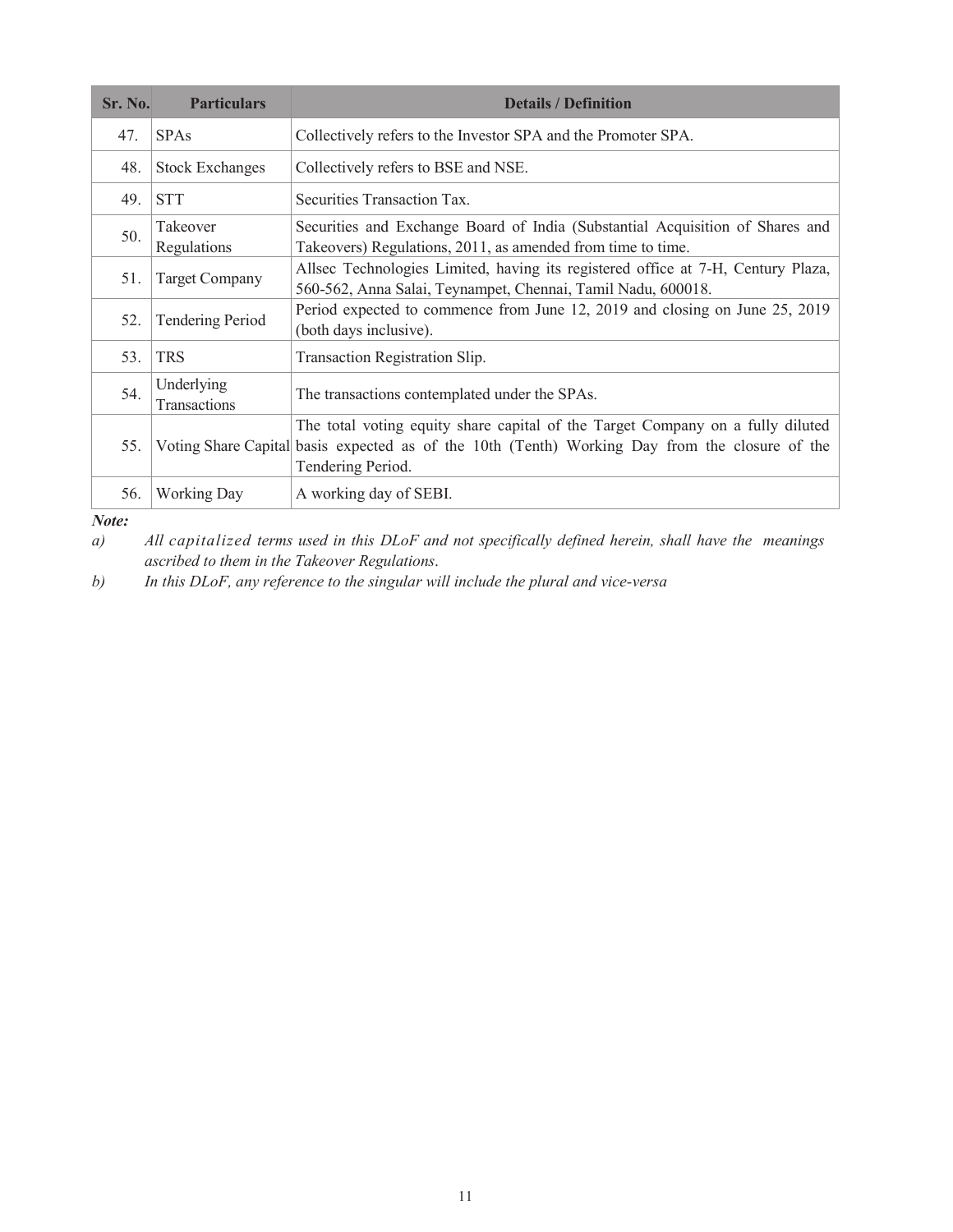| Sr. No. | Particulars | Details / Definition |
| --- | --- | --- |
| 47. | SPAs | Collectively refers to the Investor SPA and the Promoter SPA. |
| 48. | Stock Exchanges | Collectively refers to BSE and NSE. |
| 49. | STT | Securities Transaction Tax. |
| 50. | Takeover Regulations | Securities and Exchange Board of India (Substantial Acquisition of Shares and Takeovers) Regulations, 2011, as amended from time to time. |
| 51. | Target Company | Allsec Technologies Limited, having its registered office at 7-H, Century Plaza, 560-562, Anna Salai, Teynampet, Chennai, Tamil Nadu, 600018. |
| 52. | Tendering Period | Period expected to commence from June 12, 2019 and closing on June 25, 2019 (both days inclusive). |
| 53. | TRS | Transaction Registration Slip. |
| 54. | Underlying Transactions | The transactions contemplated under the SPAs. |
| 55. | Voting Share Capital | The total voting equity share capital of the Target Company on a fully diluted basis expected as of the 10th (Tenth) Working Day from the closure of the Tendering Period. |
| 56. | Working Day | A working day of SEBI. |

***Note:***

*a) All capitalized terms used in this DLoF and not specifically defined herein, shall have the meanings ascribed to them in the Takeover Regulations.*

*b) In this DLoF, any reference to the singular will include the plural and vice-versa*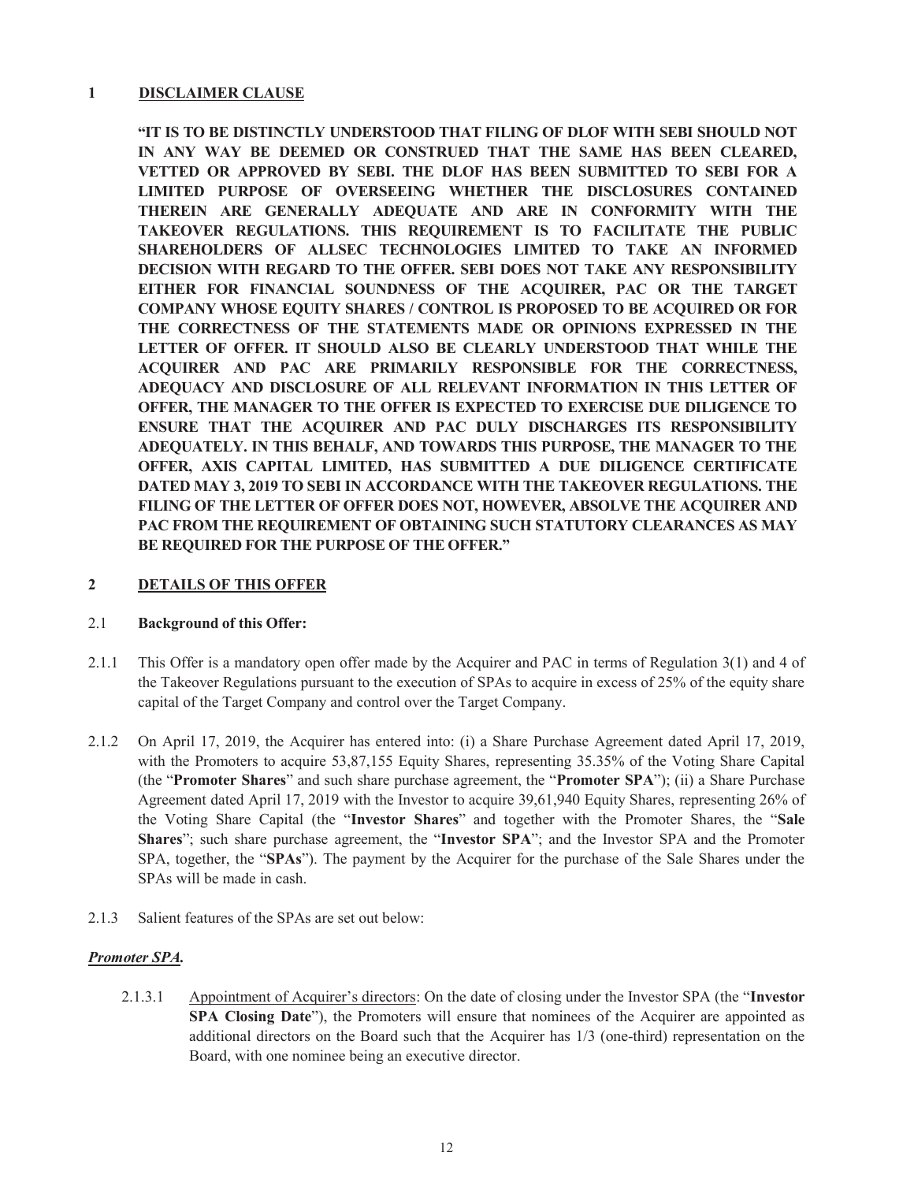## 1 DISCLAIMER CLAUSE

**"IT IS TO BE DISTINCTLY UNDERSTOOD THAT FILING OF DLOF WITH SEBI SHOULD NOT IN ANY WAY BE DEEMED OR CONSTRUED THAT THE SAME HAS BEEN CLEARED, VETTED OR APPROVED BY SEBI. THE DLOF HAS BEEN SUBMITTED TO SEBI FOR A LIMITED PURPOSE OF OVERSEEING WHETHER THE DISCLOSURES CONTAINED THEREIN ARE GENERALLY ADEQUATE AND ARE IN CONFORMITY WITH THE TAKEOVER REGULATIONS. THIS REQUIREMENT IS TO FACILITATE THE PUBLIC SHAREHOLDERS OF ALLSEC TECHNOLOGIES LIMITED TO TAKE AN INFORMED DECISION WITH REGARD TO THE OFFER. SEBI DOES NOT TAKE ANY RESPONSIBILITY EITHER FOR FINANCIAL SOUNDNESS OF THE ACQUIRER, PAC OR THE TARGET COMPANY WHOSE EQUITY SHARES / CONTROL IS PROPOSED TO BE ACQUIRED OR FOR THE CORRECTNESS OF THE STATEMENTS MADE OR OPINIONS EXPRESSED IN THE LETTER OF OFFER. IT SHOULD ALSO BE CLEARLY UNDERSTOOD THAT WHILE THE ACQUIRER AND PAC ARE PRIMARILY RESPONSIBLE FOR THE CORRECTNESS, ADEQUACY AND DISCLOSURE OF ALL RELEVANT INFORMATION IN THIS LETTER OF OFFER, THE MANAGER TO THE OFFER IS EXPECTED TO EXERCISE DUE DILIGENCE TO ENSURE THAT THE ACQUIRER AND PAC DULY DISCHARGES ITS RESPONSIBILITY ADEQUATELY. IN THIS BEHALF, AND TOWARDS THIS PURPOSE, THE MANAGER TO THE OFFER, AXIS CAPITAL LIMITED, HAS SUBMITTED A DUE DILIGENCE CERTIFICATE DATED MAY 3, 2019 TO SEBI IN ACCORDANCE WITH THE TAKEOVER REGULATIONS. THE FILING OF THE LETTER OF OFFER DOES NOT, HOWEVER, ABSOLVE THE ACQUIRER AND PAC FROM THE REQUIREMENT OF OBTAINING SUCH STATUTORY CLEARANCES AS MAY BE REQUIRED FOR THE PURPOSE OF THE OFFER."**

## 2 DETAILS OF THIS OFFER

### 2.1 Background of this Offer:

2.1.1 This Offer is a mandatory open offer made by the Acquirer and PAC in terms of Regulation 3(1) and 4 of the Takeover Regulations pursuant to the execution of SPAs to acquire in excess of 25% of the equity share capital of the Target Company and control over the Target Company.

2.1.2 On April 17, 2019, the Acquirer has entered into: (i) a Share Purchase Agreement dated April 17, 2019, with the Promoters to acquire 53,87,155 Equity Shares, representing 35.35% of the Voting Share Capital (the "**Promoter Shares**" and such share purchase agreement, the "**Promoter SPA**"); (ii) a Share Purchase Agreement dated April 17, 2019 with the Investor to acquire 39,61,940 Equity Shares, representing 26% of the Voting Share Capital (the "**Investor Shares**" and together with the Promoter Shares, the "**Sale Shares**"; such share purchase agreement, the "**Investor SPA**"; and the Investor SPA and the Promoter SPA, together, the "**SPAs**"). The payment by the Acquirer for the purchase of the Sale Shares under the SPAs will be made in cash.

2.1.3 Salient features of the SPAs are set out below:

***Promoter SPA.***

2.1.3.1 Appointment of Acquirer's directors: On the date of closing under the Investor SPA (the "**Investor SPA Closing Date**"), the Promoters will ensure that nominees of the Acquirer are appointed as additional directors on the Board such that the Acquirer has 1/3 (one-third) representation on the Board, with one nominee being an executive director.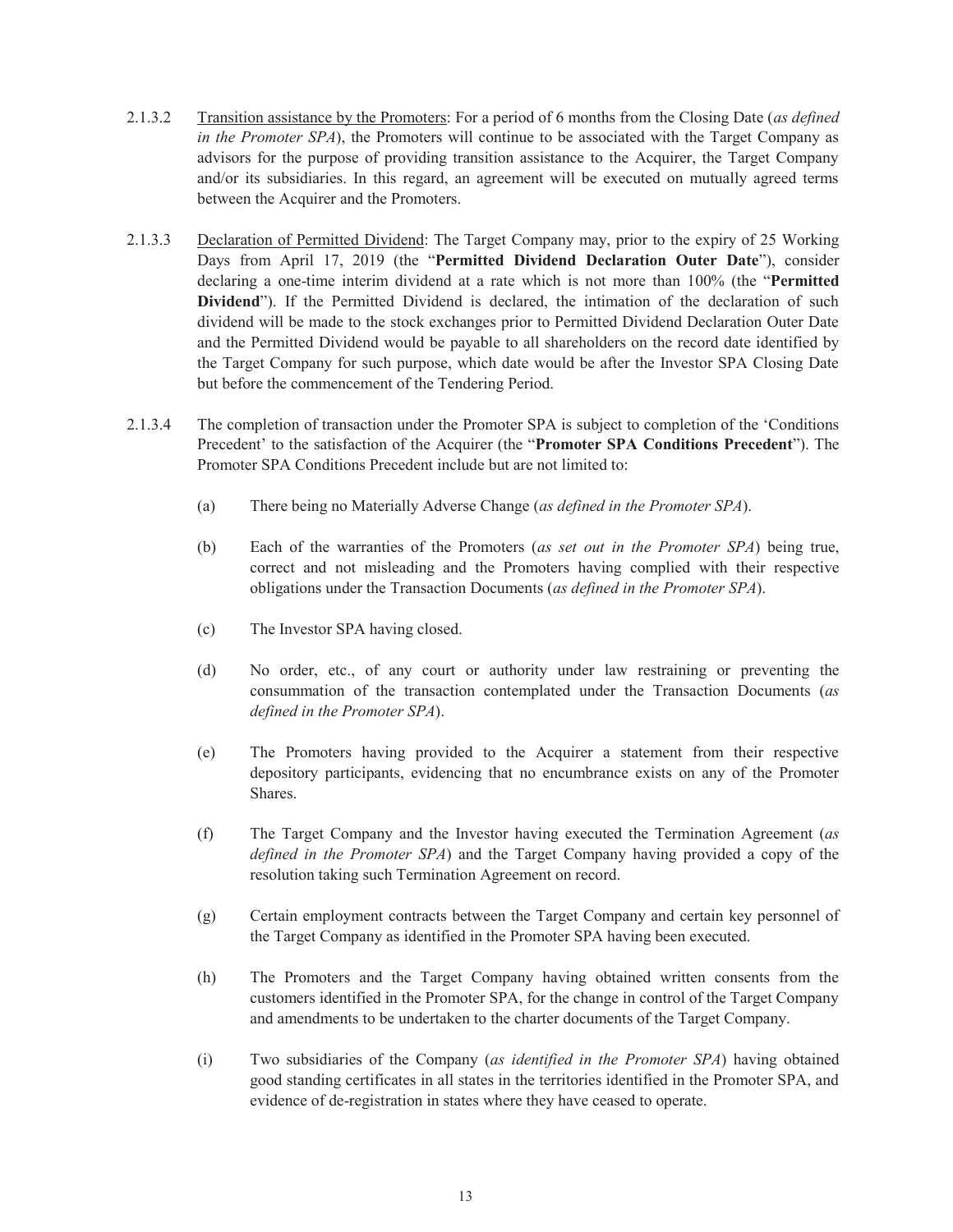2.1.3.2 Transition assistance by the Promoters: For a period of 6 months from the Closing Date (*as defined in the Promoter SPA*), the Promoters will continue to be associated with the Target Company as advisors for the purpose of providing transition assistance to the Acquirer, the Target Company and/or its subsidiaries. In this regard, an agreement will be executed on mutually agreed terms between the Acquirer and the Promoters.

2.1.3.3 Declaration of Permitted Dividend: The Target Company may, prior to the expiry of 25 Working Days from April 17, 2019 (the "**Permitted Dividend Declaration Outer Date**"), consider declaring a one-time interim dividend at a rate which is not more than 100% (the "**Permitted Dividend**"). If the Permitted Dividend is declared, the intimation of the declaration of such dividend will be made to the stock exchanges prior to Permitted Dividend Declaration Outer Date and the Permitted Dividend would be payable to all shareholders on the record date identified by the Target Company for such purpose, which date would be after the Investor SPA Closing Date but before the commencement of the Tendering Period.

2.1.3.4 The completion of transaction under the Promoter SPA is subject to completion of the 'Conditions Precedent' to the satisfaction of the Acquirer (the "**Promoter SPA Conditions Precedent**"). The Promoter SPA Conditions Precedent include but are not limited to:

(a) There being no Materially Adverse Change (*as defined in the Promoter SPA*).

(b) Each of the warranties of the Promoters (*as set out in the Promoter SPA*) being true, correct and not misleading and the Promoters having complied with their respective obligations under the Transaction Documents (*as defined in the Promoter SPA*).

(c) The Investor SPA having closed.

(d) No order, etc., of any court or authority under law restraining or preventing the consummation of the transaction contemplated under the Transaction Documents (*as defined in the Promoter SPA*).

(e) The Promoters having provided to the Acquirer a statement from their respective depository participants, evidencing that no encumbrance exists on any of the Promoter Shares.

(f) The Target Company and the Investor having executed the Termination Agreement (*as defined in the Promoter SPA*) and the Target Company having provided a copy of the resolution taking such Termination Agreement on record.

(g) Certain employment contracts between the Target Company and certain key personnel of the Target Company as identified in the Promoter SPA having been executed.

(h) The Promoters and the Target Company having obtained written consents from the customers identified in the Promoter SPA, for the change in control of the Target Company and amendments to be undertaken to the charter documents of the Target Company.

(i) Two subsidiaries of the Company (*as identified in the Promoter SPA*) having obtained good standing certificates in all states in the territories identified in the Promoter SPA, and evidence of de-registration in states where they have ceased to operate.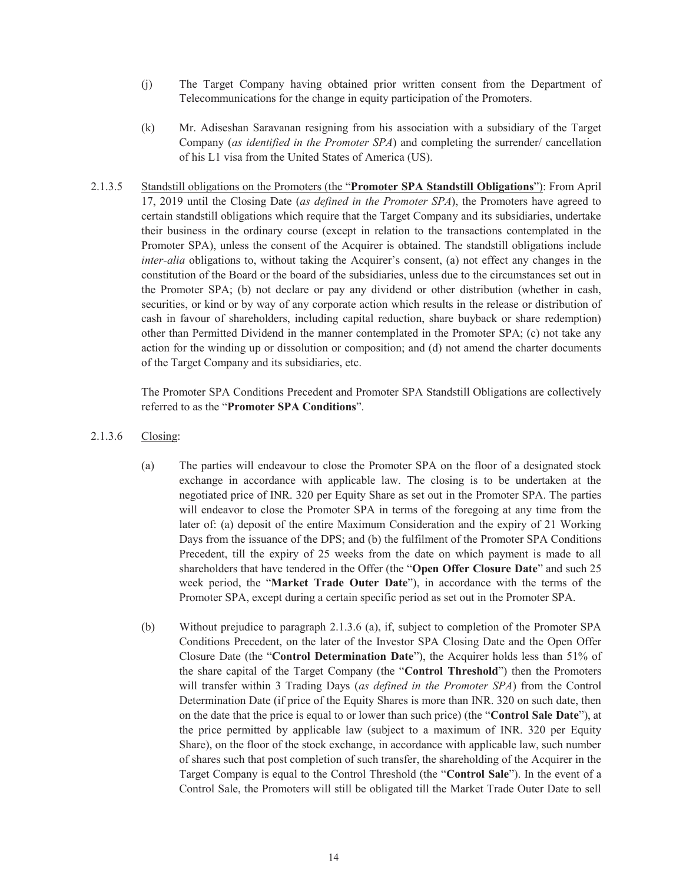(j) The Target Company having obtained prior written consent from the Department of Telecommunications for the change in equity participation of the Promoters.

(k) Mr. Adiseshan Saravanan resigning from his association with a subsidiary of the Target Company (*as identified in the Promoter SPA*) and completing the surrender/ cancellation of his L1 visa from the United States of America (US).

2.1.3.5 <u>Standstill obligations on the Promoters (the "**Promoter SPA Standstill Obligations**")</u>: From April 17, 2019 until the Closing Date (*as defined in the Promoter SPA*), the Promoters have agreed to certain standstill obligations which require that the Target Company and its subsidiaries, undertake their business in the ordinary course (except in relation to the transactions contemplated in the Promoter SPA), unless the consent of the Acquirer is obtained. The standstill obligations include *inter-alia* obligations to, without taking the Acquirer's consent, (a) not effect any changes in the constitution of the Board or the board of the subsidiaries, unless due to the circumstances set out in the Promoter SPA; (b) not declare or pay any dividend or other distribution (whether in cash, securities, or kind or by way of any corporate action which results in the release or distribution of cash in favour of shareholders, including capital reduction, share buyback or share redemption) other than Permitted Dividend in the manner contemplated in the Promoter SPA; (c) not take any action for the winding up or dissolution or composition; and (d) not amend the charter documents of the Target Company and its subsidiaries, etc.

The Promoter SPA Conditions Precedent and Promoter SPA Standstill Obligations are collectively referred to as the "**Promoter SPA Conditions**".

2.1.3.6 <u>Closing</u>:

(a) The parties will endeavour to close the Promoter SPA on the floor of a designated stock exchange in accordance with applicable law. The closing is to be undertaken at the negotiated price of INR. 320 per Equity Share as set out in the Promoter SPA. The parties will endeavor to close the Promoter SPA in terms of the foregoing at any time from the later of: (a) deposit of the entire Maximum Consideration and the expiry of 21 Working Days from the issuance of the DPS; and (b) the fulfilment of the Promoter SPA Conditions Precedent, till the expiry of 25 weeks from the date on which payment is made to all shareholders that have tendered in the Offer (the "**Open Offer Closure Date**" and such 25 week period, the "**Market Trade Outer Date**"), in accordance with the terms of the Promoter SPA, except during a certain specific period as set out in the Promoter SPA.

(b) Without prejudice to paragraph 2.1.3.6 (a), if, subject to completion of the Promoter SPA Conditions Precedent, on the later of the Investor SPA Closing Date and the Open Offer Closure Date (the "**Control Determination Date**"), the Acquirer holds less than 51% of the share capital of the Target Company (the "**Control Threshold**") then the Promoters will transfer within 3 Trading Days (*as defined in the Promoter SPA*) from the Control Determination Date (if price of the Equity Shares is more than INR. 320 on such date, then on the date that the price is equal to or lower than such price) (the "**Control Sale Date**"), at the price permitted by applicable law (subject to a maximum of INR. 320 per Equity Share), on the floor of the stock exchange, in accordance with applicable law, such number of shares such that post completion of such transfer, the shareholding of the Acquirer in the Target Company is equal to the Control Threshold (the "**Control Sale**"). In the event of a Control Sale, the Promoters will still be obligated till the Market Trade Outer Date to sell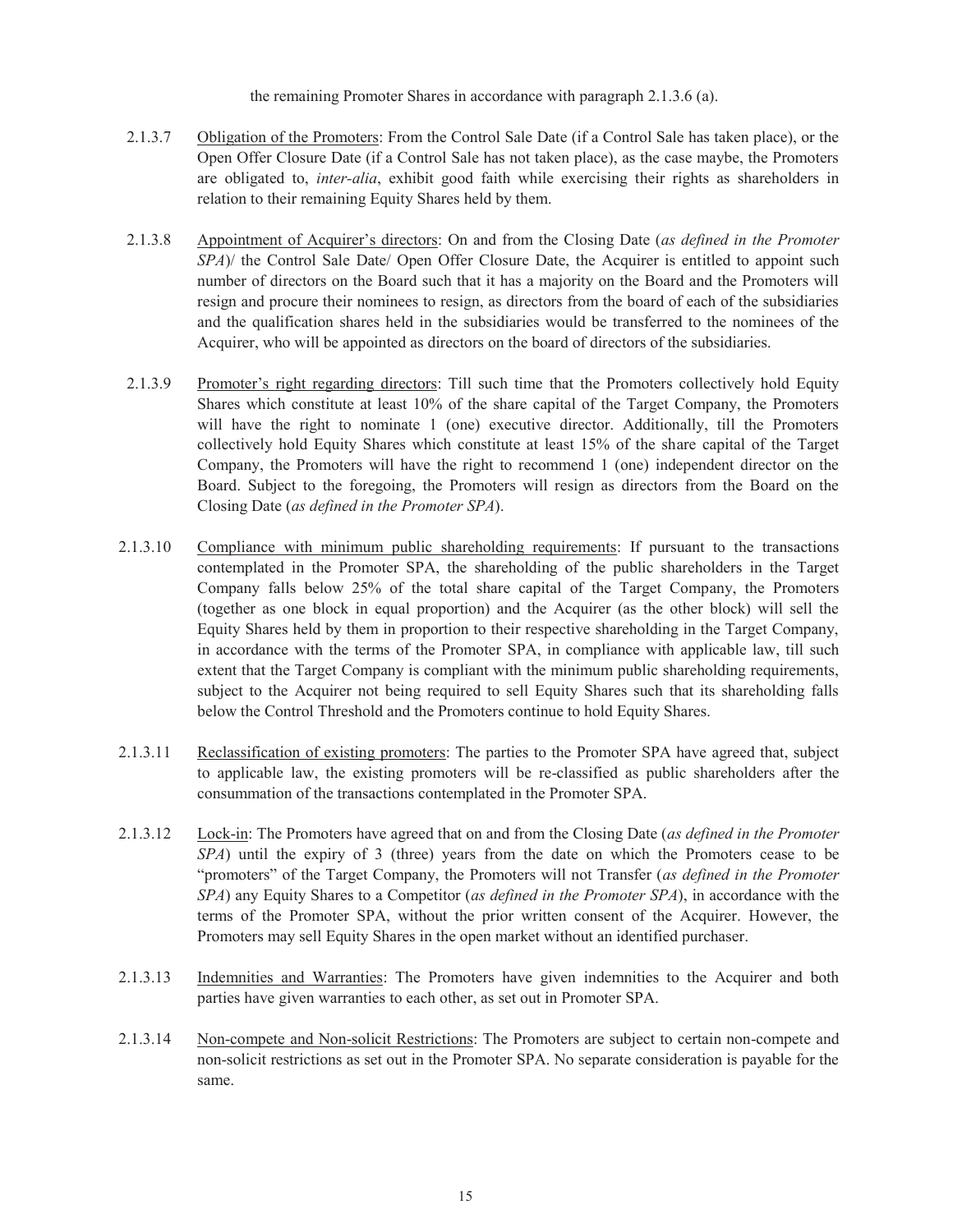the remaining Promoter Shares in accordance with paragraph 2.1.3.6 (a).

2.1.3.7 Obligation of the Promoters: From the Control Sale Date (if a Control Sale has taken place), or the Open Offer Closure Date (if a Control Sale has not taken place), as the case maybe, the Promoters are obligated to, *inter-alia*, exhibit good faith while exercising their rights as shareholders in relation to their remaining Equity Shares held by them.

2.1.3.8 Appointment of Acquirer's directors: On and from the Closing Date (*as defined in the Promoter SPA*)/ the Control Sale Date/ Open Offer Closure Date, the Acquirer is entitled to appoint such number of directors on the Board such that it has a majority on the Board and the Promoters will resign and procure their nominees to resign, as directors from the board of each of the subsidiaries and the qualification shares held in the subsidiaries would be transferred to the nominees of the Acquirer, who will be appointed as directors on the board of directors of the subsidiaries.

2.1.3.9 Promoter's right regarding directors: Till such time that the Promoters collectively hold Equity Shares which constitute at least 10% of the share capital of the Target Company, the Promoters will have the right to nominate 1 (one) executive director. Additionally, till the Promoters collectively hold Equity Shares which constitute at least 15% of the share capital of the Target Company, the Promoters will have the right to recommend 1 (one) independent director on the Board. Subject to the foregoing, the Promoters will resign as directors from the Board on the Closing Date (*as defined in the Promoter SPA*).

2.1.3.10 Compliance with minimum public shareholding requirements: If pursuant to the transactions contemplated in the Promoter SPA, the shareholding of the public shareholders in the Target Company falls below 25% of the total share capital of the Target Company, the Promoters (together as one block in equal proportion) and the Acquirer (as the other block) will sell the Equity Shares held by them in proportion to their respective shareholding in the Target Company, in accordance with the terms of the Promoter SPA, in compliance with applicable law, till such extent that the Target Company is compliant with the minimum public shareholding requirements, subject to the Acquirer not being required to sell Equity Shares such that its shareholding falls below the Control Threshold and the Promoters continue to hold Equity Shares.

2.1.3.11 Reclassification of existing promoters: The parties to the Promoter SPA have agreed that, subject to applicable law, the existing promoters will be re-classified as public shareholders after the consummation of the transactions contemplated in the Promoter SPA.

2.1.3.12 Lock-in: The Promoters have agreed that on and from the Closing Date (*as defined in the Promoter SPA*) until the expiry of 3 (three) years from the date on which the Promoters cease to be "promoters" of the Target Company, the Promoters will not Transfer (*as defined in the Promoter SPA*) any Equity Shares to a Competitor (*as defined in the Promoter SPA*), in accordance with the terms of the Promoter SPA, without the prior written consent of the Acquirer. However, the Promoters may sell Equity Shares in the open market without an identified purchaser.

2.1.3.13 Indemnities and Warranties: The Promoters have given indemnities to the Acquirer and both parties have given warranties to each other, as set out in Promoter SPA.

2.1.3.14 Non-compete and Non-solicit Restrictions: The Promoters are subject to certain non-compete and non-solicit restrictions as set out in the Promoter SPA. No separate consideration is payable for the same.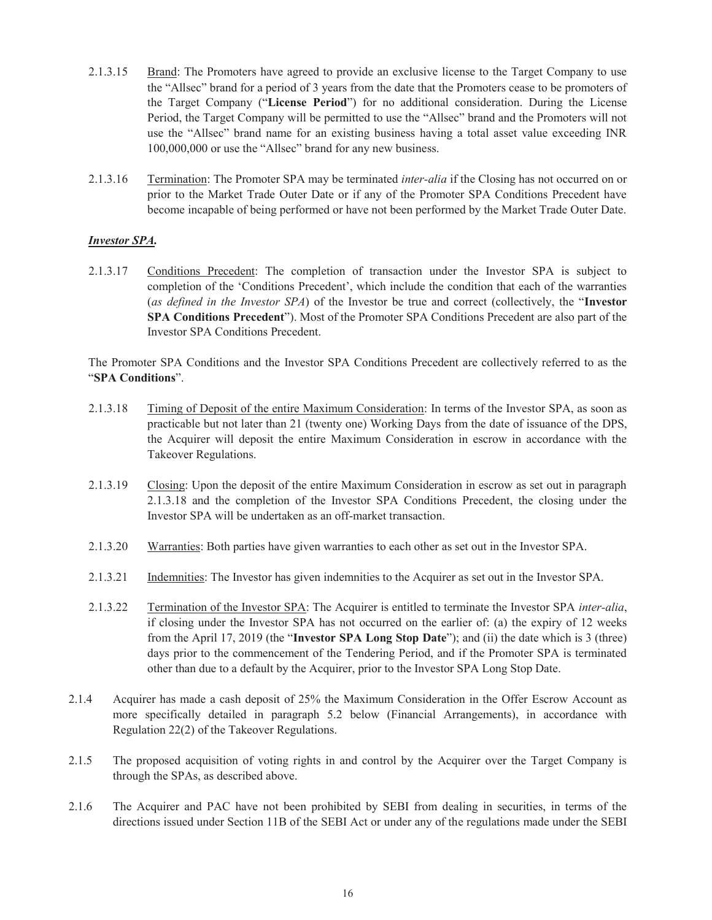2.1.3.15 Brand: The Promoters have agreed to provide an exclusive license to the Target Company to use the "Allsec" brand for a period of 3 years from the date that the Promoters cease to be promoters of the Target Company ("**License Period**") for no additional consideration. During the License Period, the Target Company will be permitted to use the "Allsec" brand and the Promoters will not use the "Allsec" brand name for an existing business having a total asset value exceeding INR 100,000,000 or use the "Allsec" brand for any new business.

2.1.3.16 Termination: The Promoter SPA may be terminated *inter-alia* if the Closing has not occurred on or prior to the Market Trade Outer Date or if any of the Promoter SPA Conditions Precedent have become incapable of being performed or have not been performed by the Market Trade Outer Date.

***Investor SPA.***

2.1.3.17 Conditions Precedent: The completion of transaction under the Investor SPA is subject to completion of the 'Conditions Precedent', which include the condition that each of the warranties (*as defined in the Investor SPA*) of the Investor be true and correct (collectively, the "**Investor SPA Conditions Precedent**"). Most of the Promoter SPA Conditions Precedent are also part of the Investor SPA Conditions Precedent.

The Promoter SPA Conditions and the Investor SPA Conditions Precedent are collectively referred to as the "**SPA Conditions**".

2.1.3.18 Timing of Deposit of the entire Maximum Consideration: In terms of the Investor SPA, as soon as practicable but not later than 21 (twenty one) Working Days from the date of issuance of the DPS, the Acquirer will deposit the entire Maximum Consideration in escrow in accordance with the Takeover Regulations.

2.1.3.19 Closing: Upon the deposit of the entire Maximum Consideration in escrow as set out in paragraph 2.1.3.18 and the completion of the Investor SPA Conditions Precedent, the closing under the Investor SPA will be undertaken as an off-market transaction.

2.1.3.20 Warranties: Both parties have given warranties to each other as set out in the Investor SPA.

2.1.3.21 Indemnities: The Investor has given indemnities to the Acquirer as set out in the Investor SPA.

2.1.3.22 Termination of the Investor SPA: The Acquirer is entitled to terminate the Investor SPA *inter-alia*, if closing under the Investor SPA has not occurred on the earlier of: (a) the expiry of 12 weeks from the April 17, 2019 (the "**Investor SPA Long Stop Date**"); and (ii) the date which is 3 (three) days prior to the commencement of the Tendering Period, and if the Promoter SPA is terminated other than due to a default by the Acquirer, prior to the Investor SPA Long Stop Date.

2.1.4 Acquirer has made a cash deposit of 25% the Maximum Consideration in the Offer Escrow Account as more specifically detailed in paragraph 5.2 below (Financial Arrangements), in accordance with Regulation 22(2) of the Takeover Regulations.

2.1.5 The proposed acquisition of voting rights in and control by the Acquirer over the Target Company is through the SPAs, as described above.

2.1.6 The Acquirer and PAC have not been prohibited by SEBI from dealing in securities, in terms of the directions issued under Section 11B of the SEBI Act or under any of the regulations made under the SEBI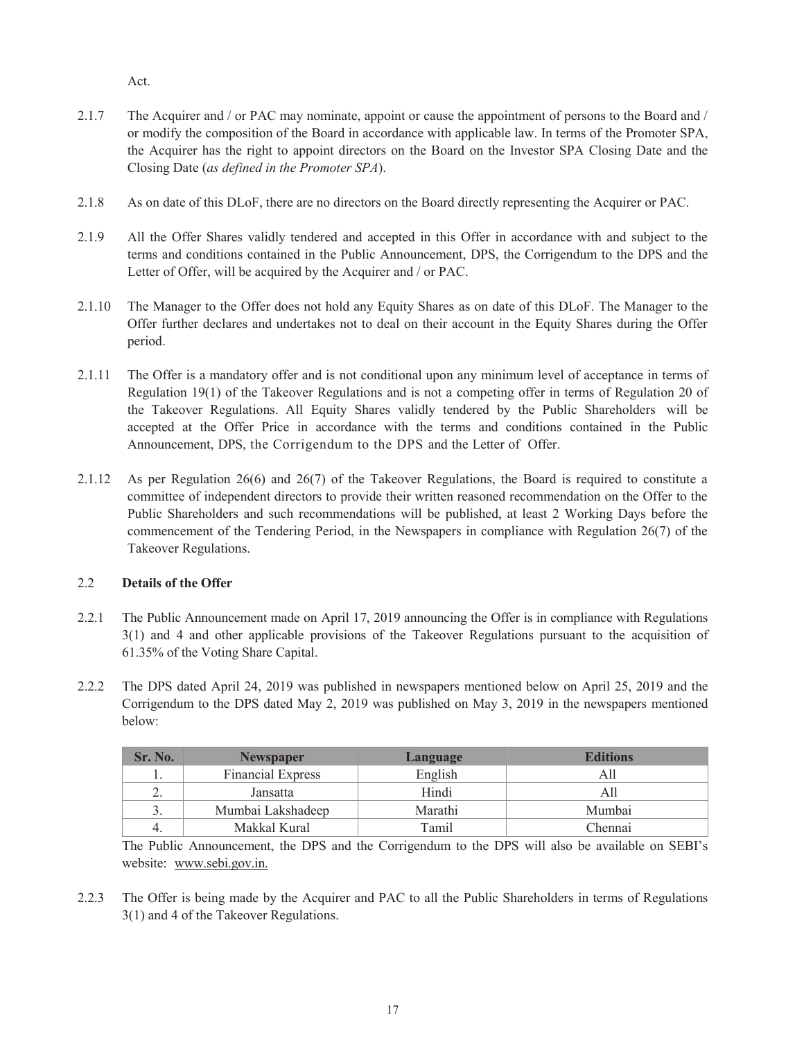Act.

2.1.7 The Acquirer and / or PAC may nominate, appoint or cause the appointment of persons to the Board and / or modify the composition of the Board in accordance with applicable law. In terms of the Promoter SPA, the Acquirer has the right to appoint directors on the Board on the Investor SPA Closing Date and the Closing Date (*as defined in the Promoter SPA*).

2.1.8 As on date of this DLoF, there are no directors on the Board directly representing the Acquirer or PAC.

2.1.9 All the Offer Shares validly tendered and accepted in this Offer in accordance with and subject to the terms and conditions contained in the Public Announcement, DPS, the Corrigendum to the DPS and the Letter of Offer, will be acquired by the Acquirer and / or PAC.

2.1.10 The Manager to the Offer does not hold any Equity Shares as on date of this DLoF. The Manager to the Offer further declares and undertakes not to deal on their account in the Equity Shares during the Offer period.

2.1.11 The Offer is a mandatory offer and is not conditional upon any minimum level of acceptance in terms of Regulation 19(1) of the Takeover Regulations and is not a competing offer in terms of Regulation 20 of the Takeover Regulations. All Equity Shares validly tendered by the Public Shareholders will be accepted at the Offer Price in accordance with the terms and conditions contained in the Public Announcement, DPS, the Corrigendum to the DPS and the Letter of Offer.

2.1.12 As per Regulation 26(6) and 26(7) of the Takeover Regulations, the Board is required to constitute a committee of independent directors to provide their written reasoned recommendation on the Offer to the Public Shareholders and such recommendations will be published, at least 2 Working Days before the commencement of the Tendering Period, in the Newspapers in compliance with Regulation 26(7) of the Takeover Regulations.

## 2.2 Details of the Offer

2.2.1 The Public Announcement made on April 17, 2019 announcing the Offer is in compliance with Regulations 3(1) and 4 and other applicable provisions of the Takeover Regulations pursuant to the acquisition of 61.35% of the Voting Share Capital.

2.2.2 The DPS dated April 24, 2019 was published in newspapers mentioned below on April 25, 2019 and the Corrigendum to the DPS dated May 2, 2019 was published on May 3, 2019 in the newspapers mentioned below:

| Sr. No. | Newspaper | Language | Editions |
|---|---|---|---|
| 1. | Financial Express | English | All |
| 2. | Jansatta | Hindi | All |
| 3. | Mumbai Lakshadeep | Marathi | Mumbai |
| 4. | Makkal Kural | Tamil | Chennai |

The Public Announcement, the DPS and the Corrigendum to the DPS will also be available on SEBI's website: www.sebi.gov.in.

2.2.3 The Offer is being made by the Acquirer and PAC to all the Public Shareholders in terms of Regulations 3(1) and 4 of the Takeover Regulations.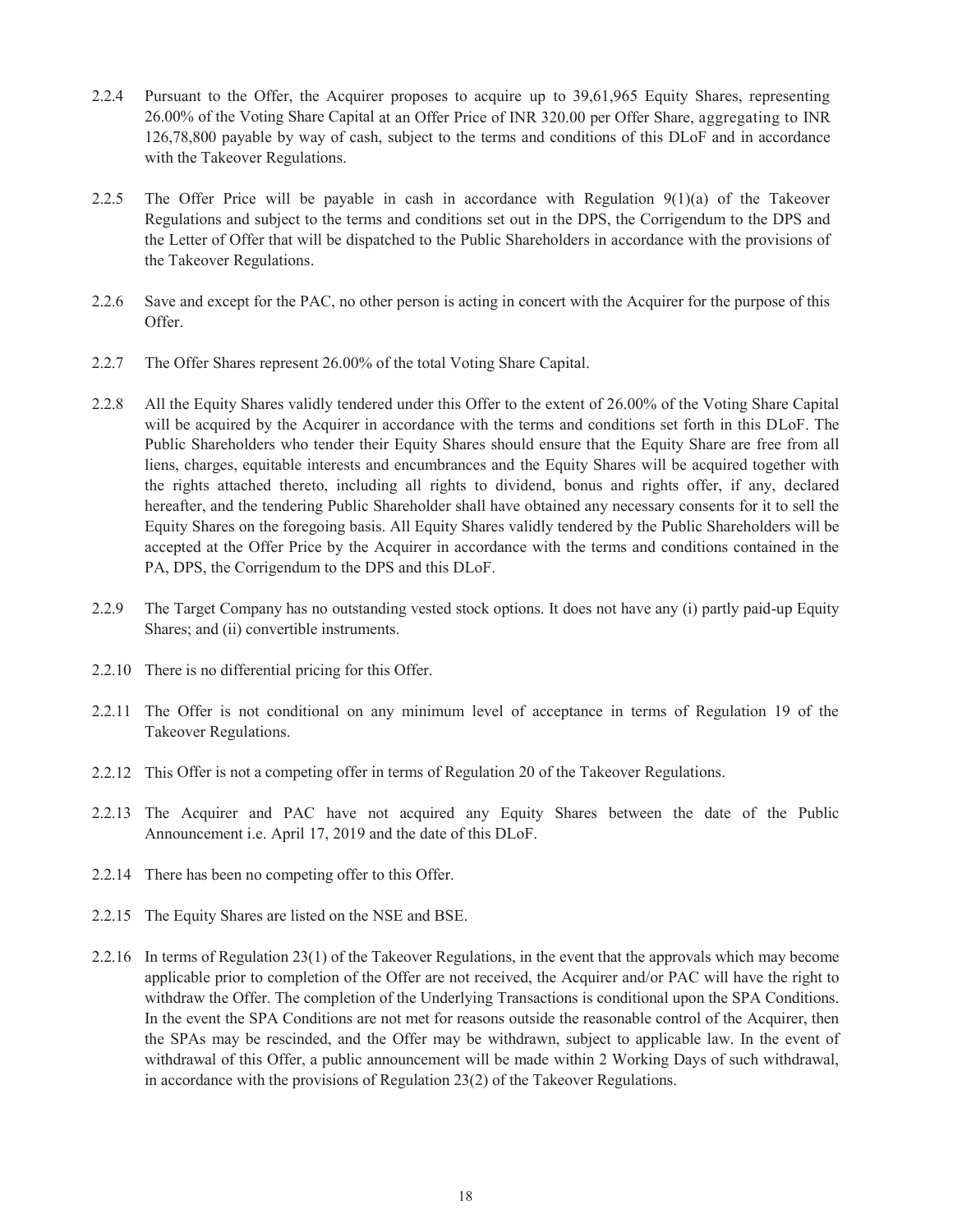2.2.4 Pursuant to the Offer, the Acquirer proposes to acquire up to 39,61,965 Equity Shares, representing 26.00% of the Voting Share Capital at an Offer Price of INR 320.00 per Offer Share, aggregating to INR 126,78,800 payable by way of cash, subject to the terms and conditions of this DLoF and in accordance with the Takeover Regulations.

2.2.5 The Offer Price will be payable in cash in accordance with Regulation 9(1)(a) of the Takeover Regulations and subject to the terms and conditions set out in the DPS, the Corrigendum to the DPS and the Letter of Offer that will be dispatched to the Public Shareholders in accordance with the provisions of the Takeover Regulations.

2.2.6 Save and except for the PAC, no other person is acting in concert with the Acquirer for the purpose of this Offer.

2.2.7 The Offer Shares represent 26.00% of the total Voting Share Capital.

2.2.8 All the Equity Shares validly tendered under this Offer to the extent of 26.00% of the Voting Share Capital will be acquired by the Acquirer in accordance with the terms and conditions set forth in this DLoF. The Public Shareholders who tender their Equity Shares should ensure that the Equity Share are free from all liens, charges, equitable interests and encumbrances and the Equity Shares will be acquired together with the rights attached thereto, including all rights to dividend, bonus and rights offer, if any, declared hereafter, and the tendering Public Shareholder shall have obtained any necessary consents for it to sell the Equity Shares on the foregoing basis. All Equity Shares validly tendered by the Public Shareholders will be accepted at the Offer Price by the Acquirer in accordance with the terms and conditions contained in the PA, DPS, the Corrigendum to the DPS and this DLoF.

2.2.9 The Target Company has no outstanding vested stock options. It does not have any (i) partly paid-up Equity Shares; and (ii) convertible instruments.

2.2.10 There is no differential pricing for this Offer.

2.2.11 The Offer is not conditional on any minimum level of acceptance in terms of Regulation 19 of the Takeover Regulations.

2.2.12 This Offer is not a competing offer in terms of Regulation 20 of the Takeover Regulations.

2.2.13 The Acquirer and PAC have not acquired any Equity Shares between the date of the Public Announcement i.e. April 17, 2019 and the date of this DLoF.

2.2.14 There has been no competing offer to this Offer.

2.2.15 The Equity Shares are listed on the NSE and BSE.

2.2.16 In terms of Regulation 23(1) of the Takeover Regulations, in the event that the approvals which may become applicable prior to completion of the Offer are not received, the Acquirer and/or PAC will have the right to withdraw the Offer. The completion of the Underlying Transactions is conditional upon the SPA Conditions. In the event the SPA Conditions are not met for reasons outside the reasonable control of the Acquirer, then the SPAs may be rescinded, and the Offer may be withdrawn, subject to applicable law. In the event of withdrawal of this Offer, a public announcement will be made within 2 Working Days of such withdrawal, in accordance with the provisions of Regulation 23(2) of the Takeover Regulations.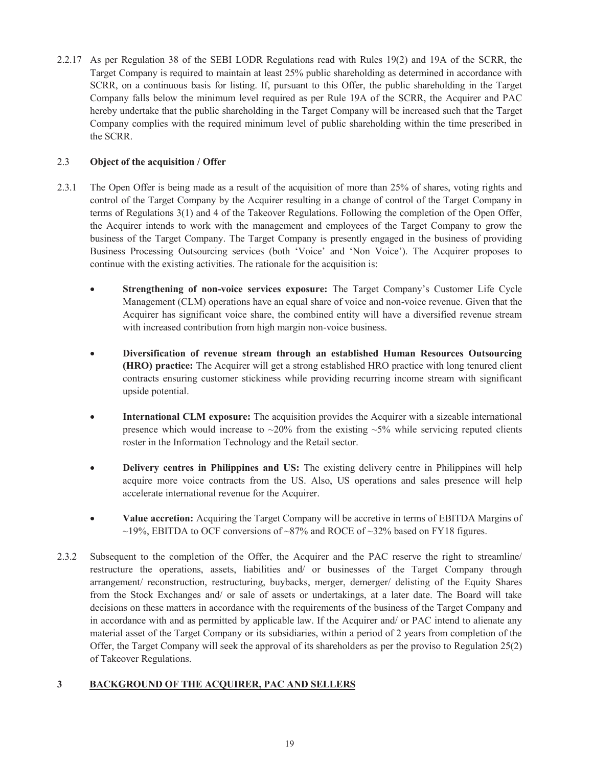2.2.17 As per Regulation 38 of the SEBI LODR Regulations read with Rules 19(2) and 19A of the SCRR, the Target Company is required to maintain at least 25% public shareholding as determined in accordance with SCRR, on a continuous basis for listing. If, pursuant to this Offer, the public shareholding in the Target Company falls below the minimum level required as per Rule 19A of the SCRR, the Acquirer and PAC hereby undertake that the public shareholding in the Target Company will be increased such that the Target Company complies with the required minimum level of public shareholding within the time prescribed in the SCRR.

### 2.3 Object of the acquisition / Offer

2.3.1 The Open Offer is being made as a result of the acquisition of more than 25% of shares, voting rights and control of the Target Company by the Acquirer resulting in a change of control of the Target Company in terms of Regulations 3(1) and 4 of the Takeover Regulations. Following the completion of the Open Offer, the Acquirer intends to work with the management and employees of the Target Company to grow the business of the Target Company. The Target Company is presently engaged in the business of providing Business Processing Outsourcing services (both 'Voice' and 'Non Voice'). The Acquirer proposes to continue with the existing activities. The rationale for the acquisition is:

- **Strengthening of non-voice services exposure:** The Target Company's Customer Life Cycle Management (CLM) operations have an equal share of voice and non-voice revenue. Given that the Acquirer has significant voice share, the combined entity will have a diversified revenue stream with increased contribution from high margin non-voice business.

- **Diversification of revenue stream through an established Human Resources Outsourcing (HRO) practice:** The Acquirer will get a strong established HRO practice with long tenured client contracts ensuring customer stickiness while providing recurring income stream with significant upside potential.

- **International CLM exposure:** The acquisition provides the Acquirer with a sizeable international presence which would increase to ~20% from the existing ~5% while servicing reputed clients roster in the Information Technology and the Retail sector.

- **Delivery centres in Philippines and US:** The existing delivery centre in Philippines will help acquire more voice contracts from the US. Also, US operations and sales presence will help accelerate international revenue for the Acquirer.

- **Value accretion:** Acquiring the Target Company will be accretive in terms of EBITDA Margins of ~19%, EBITDA to OCF conversions of ~87% and ROCE of ~32% based on FY18 figures.

2.3.2 Subsequent to the completion of the Offer, the Acquirer and the PAC reserve the right to streamline/ restructure the operations, assets, liabilities and/ or businesses of the Target Company through arrangement/ reconstruction, restructuring, buybacks, merger, demerger/ delisting of the Equity Shares from the Stock Exchanges and/ or sale of assets or undertakings, at a later date. The Board will take decisions on these matters in accordance with the requirements of the business of the Target Company and in accordance with and as permitted by applicable law. If the Acquirer and/ or PAC intend to alienate any material asset of the Target Company or its subsidiaries, within a period of 2 years from completion of the Offer, the Target Company will seek the approval of its shareholders as per the proviso to Regulation 25(2) of Takeover Regulations.

## 3 BACKGROUND OF THE ACQUIRER, PAC AND SELLERS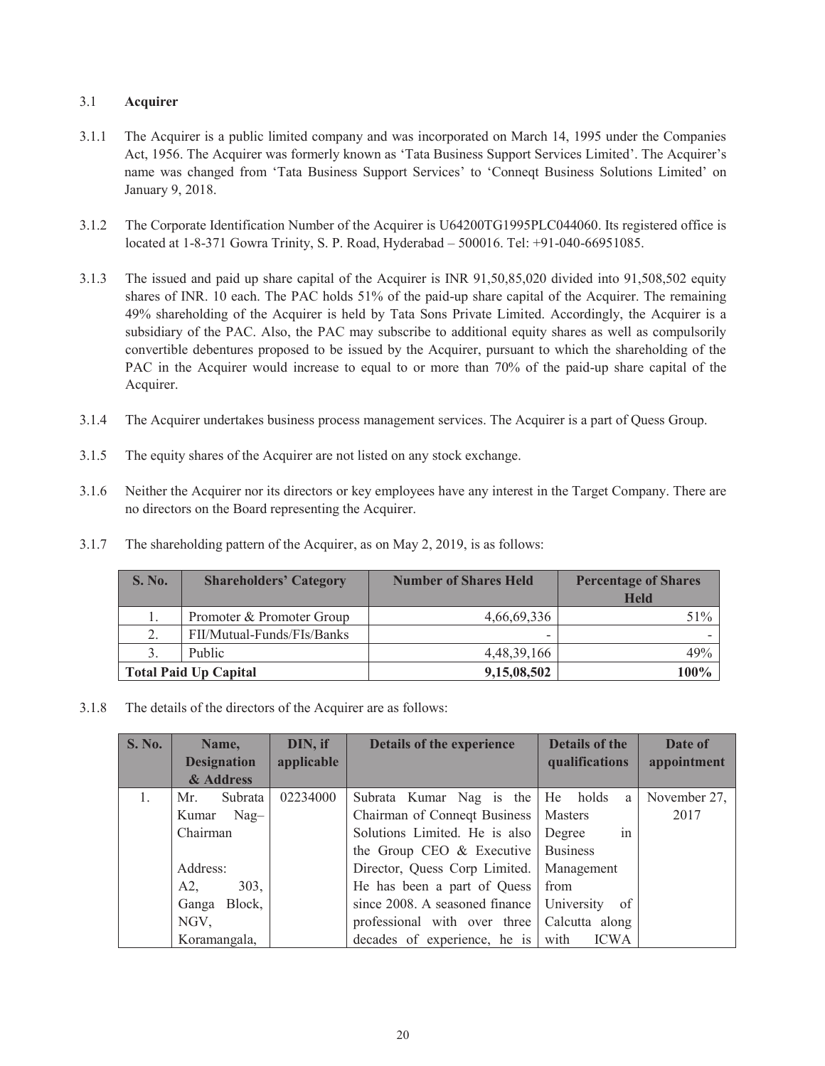### 3.1 **Acquirer**

3.1.1 The Acquirer is a public limited company and was incorporated on March 14, 1995 under the Companies Act, 1956. The Acquirer was formerly known as 'Tata Business Support Services Limited'. The Acquirer's name was changed from 'Tata Business Support Services' to 'Conneqt Business Solutions Limited' on January 9, 2018.

3.1.2 The Corporate Identification Number of the Acquirer is U64200TG1995PLC044060. Its registered office is located at 1-8-371 Gowra Trinity, S. P. Road, Hyderabad – 500016. Tel: +91-040-66951085.

3.1.3 The issued and paid up share capital of the Acquirer is INR 91,50,85,020 divided into 91,508,502 equity shares of INR. 10 each. The PAC holds 51% of the paid-up share capital of the Acquirer. The remaining 49% shareholding of the Acquirer is held by Tata Sons Private Limited. Accordingly, the Acquirer is a subsidiary of the PAC. Also, the PAC may subscribe to additional equity shares as well as compulsorily convertible debentures proposed to be issued by the Acquirer, pursuant to which the shareholding of the PAC in the Acquirer would increase to equal to or more than 70% of the paid-up share capital of the Acquirer.

3.1.4 The Acquirer undertakes business process management services. The Acquirer is a part of Quess Group.

3.1.5 The equity shares of the Acquirer are not listed on any stock exchange.

3.1.6 Neither the Acquirer nor its directors or key employees have any interest in the Target Company. There are no directors on the Board representing the Acquirer.

3.1.7 The shareholding pattern of the Acquirer, as on May 2, 2019, is as follows:

| S. No. | Shareholders' Category | Number of Shares Held | Percentage of Shares Held |
|---|---|---|---|
| 1. | Promoter & Promoter Group | 4,66,69,336 | 51% |
| 2. | FII/Mutual-Funds/FIs/Banks | - | - |
| 3. | Public | 4,48,39,166 | 49% |
| **Total Paid Up Capital** | | **9,15,08,502** | **100%** |

3.1.8 The details of the directors of the Acquirer are as follows:

| S. No. | Name, Designation & Address | DIN, if applicable | Details of the experience | Details of the qualifications | Date of appointment |
|---|---|---|---|---|---|
| 1. | Mr. Subrata Kumar Nag– Chairman<br><br>Address: A2, 303, Ganga Block, NGV, Koramangala, | 02234000 | Subrata Kumar Nag is the Chairman of Conneqt Business Solutions Limited. He is also the Group CEO & Executive Director, Quess Corp Limited. He has been a part of Quess since 2008. A seasoned finance professional with over three decades of experience, he is | He holds a Masters Degree in Business Management from University of Calcutta along with ICWA | November 27, 2017 |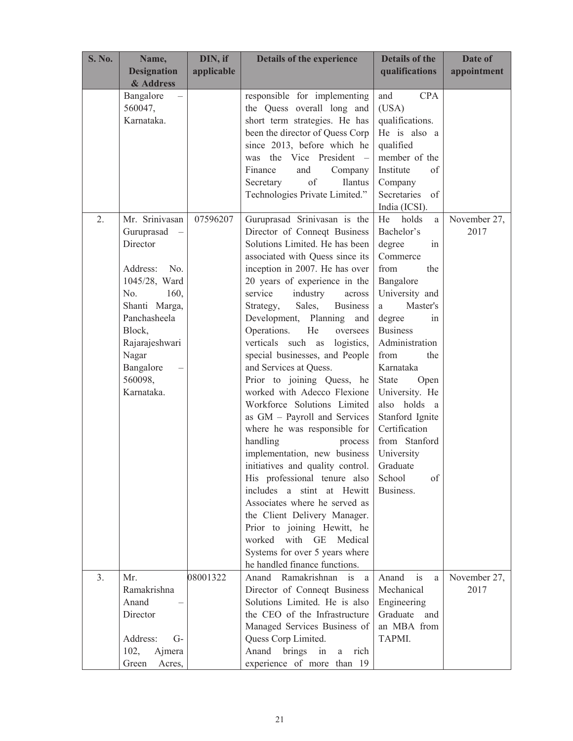| S. No. | Name, Designation & Address | DIN, if applicable | Details of the experience | Details of the qualifications | Date of appointment |
|---|---|---|---|---|---|
| | Bangalore – 560047, Karnataka. | | responsible for implementing the Quess overall long and short term strategies. He has been the director of Quess Corp since 2013, before which he was the Vice President – Finance and Company Secretary of Ilantus Technologies Private Limited." | and CPA (USA) qualifications. He is also a qualified member of the Institute of Company Secretaries of India (ICSI). | |
| 2. | Mr. Srinivasan Guruprasad – Director<br><br>Address: No. 1045/28, Ward No. 160, Shanti Marga, Panchasheela Block, Rajarajeshwari Nagar Bangalore – 560098, Karnataka. | 07596207 | Guruprasad Srinivasan is the Director of Conneqt Business Solutions Limited. He has been associated with Quess since its inception in 2007. He has over 20 years of experience in the service industry across Strategy, Sales, Business Development, Planning and Operations. He oversees verticals such as logistics, special businesses, and People and Services at Quess.<br>Prior to joining Quess, he worked with Adecco Flexione Workforce Solutions Limited as GM – Payroll and Services where he was responsible for handling process implementation, new business initiatives and quality control. His professional tenure also includes a stint at Hewitt Associates where he served as the Client Delivery Manager. Prior to joining Hewitt, he worked with GE Medical Systems for over 5 years where he handled finance functions. | He holds a Bachelor's degree in Commerce from the Bangalore University and a Master's degree in Business Administration from the Karnataka State Open University. He also holds a Stanford Ignite Certification from Stanford University Graduate School of Business. | November 27, 2017 |
| 3. | Mr. Ramakrishna Anand – Director<br><br>Address: G-102, Ajmera Green Acres, | 08001322 | Anand Ramakrishnan is a Director of Conneqt Business Solutions Limited. He is also the CEO of the Infrastructure Managed Services Business of Quess Corp Limited.<br>Anand brings in a rich experience of more than 19 | Anand is a Mechanical Engineering Graduate and an MBA from TAPMI. | November 27, 2017 |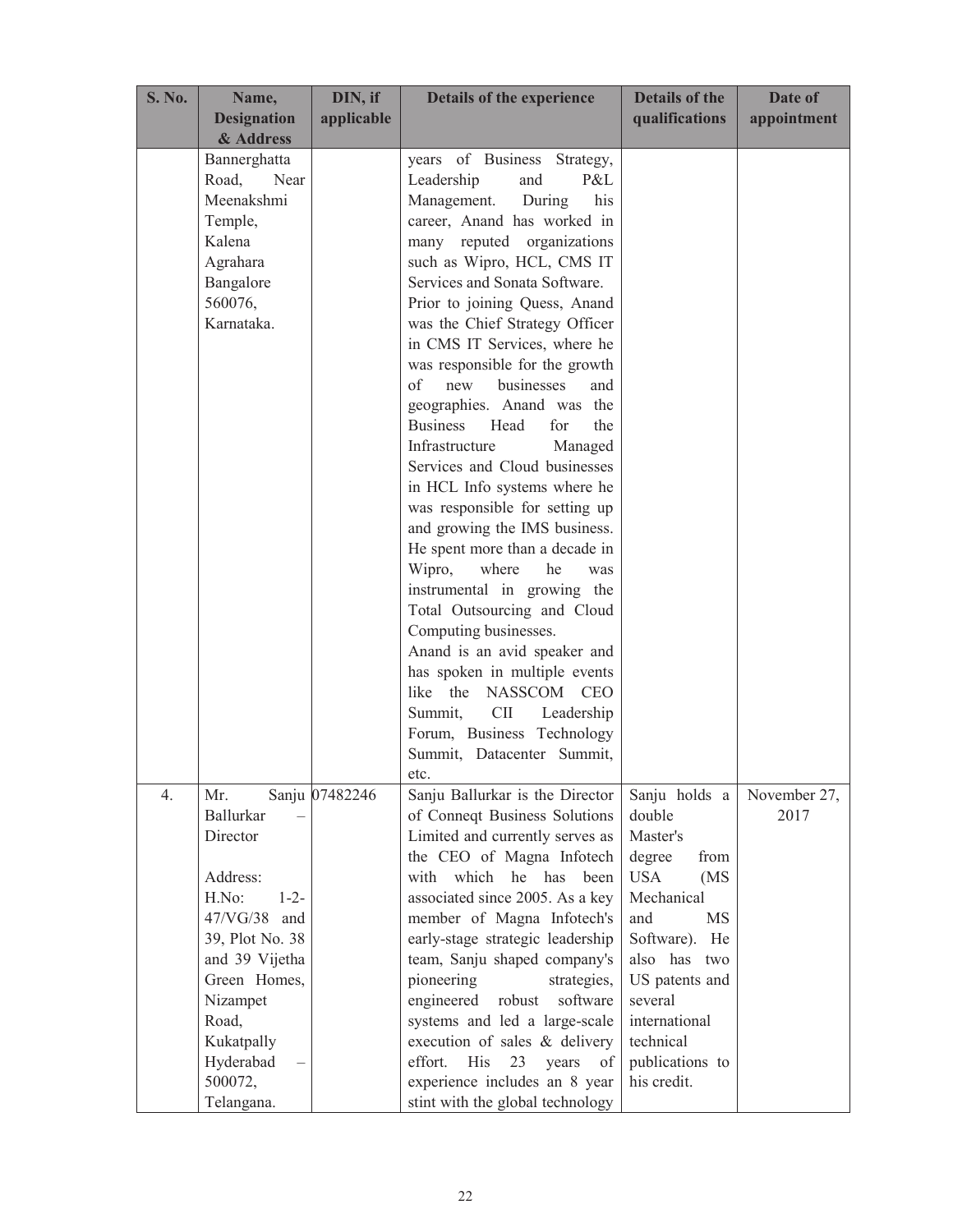| S. No. | Name, Designation & Address | DIN, if applicable | Details of the experience | Details of the qualifications | Date of appointment |
|---|---|---|---|---|---|
| | Bannerghatta Road, Near Meenakshmi Temple, Kalena Agrahara Bangalore 560076, Karnataka. | | years of Business Strategy, Leadership and P&L Management. During his career, Anand has worked in many reputed organizations such as Wipro, HCL, CMS IT Services and Sonata Software. Prior to joining Quess, Anand was the Chief Strategy Officer in CMS IT Services, where he was responsible for the growth of new businesses and geographies. Anand was the Business Head for the Infrastructure Managed Services and Cloud businesses in HCL Info systems where he was responsible for setting up and growing the IMS business. He spent more than a decade in Wipro, where he was instrumental in growing the Total Outsourcing and Cloud Computing businesses. Anand is an avid speaker and has spoken in multiple events like the NASSCOM CEO Summit, CII Leadership Forum, Business Technology Summit, Datacenter Summit, etc. | | |
| 4. | Mr. Sanju Ballurkar – Director<br><br>Address: H.No: 1-2-47/VG/38 and 39, Plot No. 38 and 39 Vijetha Green Homes, Nizampet Road, Kukatpally Hyderabad – 500072, Telangana. | 07482246 | Sanju Ballurkar is the Director of Conneqt Business Solutions Limited and currently serves as the CEO of Magna Infotech with which he has been associated since 2005. As a key member of Magna Infotech's early-stage strategic leadership team, Sanju shaped company's pioneering strategies, engineered robust software systems and led a large-scale execution of sales & delivery effort. His 23 years of experience includes an 8 year stint with the global technology | Sanju holds a double Master's degree from USA (MS Mechanical and MS Software). He also has two US patents and several international technical publications to his credit. | November 27, 2017 |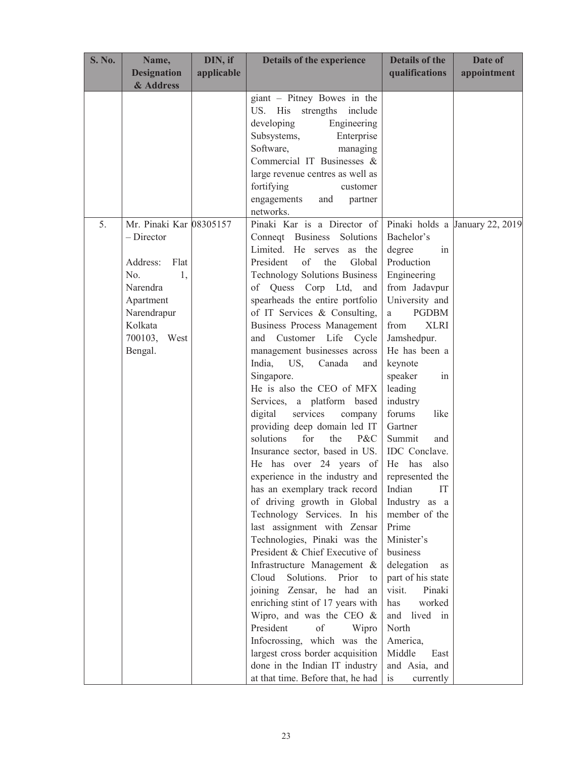| S. No. | Name, Designation & Address | DIN, if applicable | Details of the experience | Details of the qualifications | Date of appointment |
|---|---|---|---|---|---|
| | | | giant – Pitney Bowes in the US. His strengths include developing Engineering Subsystems, Enterprise Software, managing Commercial IT Businesses & large revenue centres as well as fortifying customer engagements and partner networks. | | |
| 5. | Mr. Pinaki Kar – Director<br><br>Address: Flat No. 1, Narendra Apartment Narendrapur Kolkata 700103, West Bengal. | 08305157 | Pinaki Kar is a Director of Conneqt Business Solutions Limited. He serves as the President of the Global Technology Solutions Business of Quess Corp Ltd, and spearheads the entire portfolio of IT Services & Consulting, Business Process Management and Customer Life Cycle management businesses across India, US, Canada and Singapore.<br>He is also the CEO of MFX Services, a platform based digital services company providing deep domain led IT solutions for the P&C Insurance sector, based in US. He has over 24 years of experience in the industry and has an exemplary track record of driving growth in Global Technology Services. In his last assignment with Zensar Technologies, Pinaki was the President & Chief Executive of Infrastructure Management & Cloud Solutions. Prior to joining Zensar, he had an enriching stint of 17 years with Wipro, and was the CEO & President of Wipro Infocrossing, which was the largest cross border acquisition done in the Indian IT industry at that time. Before that, he had | Pinaki holds a Bachelor's degree in Production Engineering from Jadavpur University and a PGDBM from XLRI Jamshedpur. He has been a keynote speaker in leading industry forums like Gartner Summit and IDC Conclave. He has also represented the Indian IT Industry as a member of the Prime Minister's business delegation as part of his state visit. Pinaki has worked and lived in North America, Middle East and Asia, and is currently | January 22, 2019 |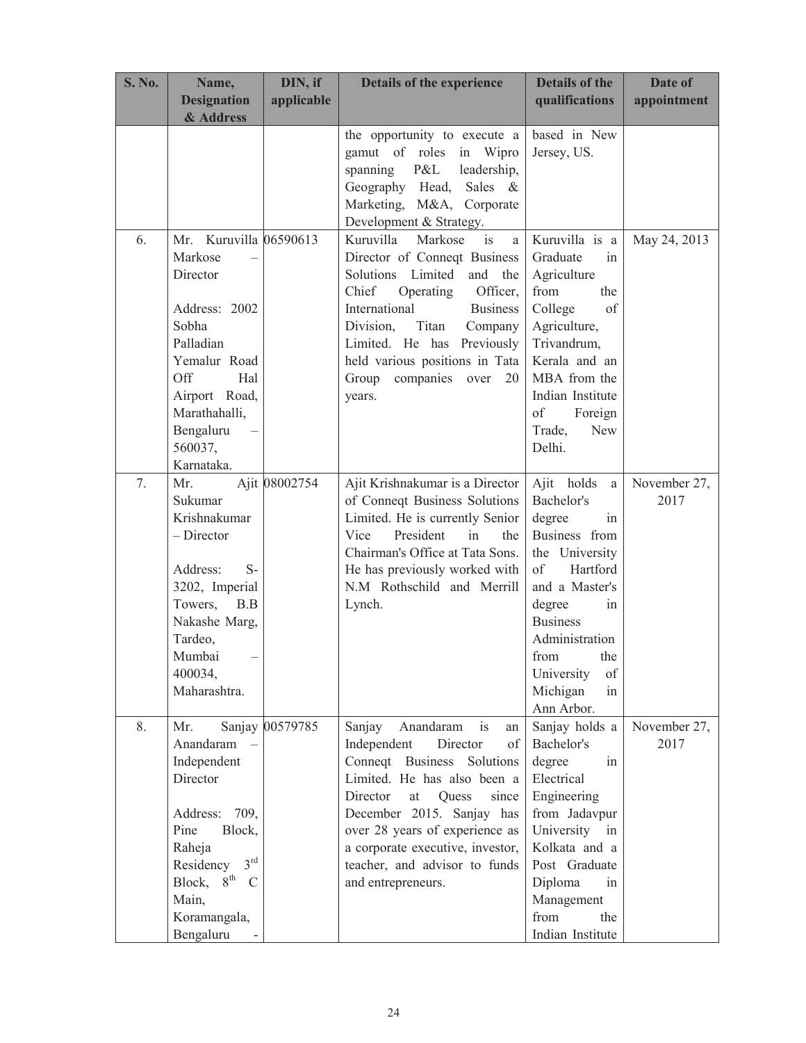| S. No. | Name, Designation & Address | DIN, if applicable | Details of the experience | Details of the qualifications | Date of appointment |
|---|---|---|---|---|---|
| | | | the opportunity to execute a gamut of roles in Wipro spanning P&L leadership, Geography Head, Sales & Marketing, M&A, Corporate Development & Strategy. | based in New Jersey, US. | |
| 6. | Mr. Kuruvilla Markose – Director<br><br>Address: 2002 Sobha Palladian Yemalur Road Off Hal Airport Road, Marathahalli, Bengaluru – 560037, Karnataka. | 06590613 | Kuruvilla Markose is a Director of Conneqt Business Solutions Limited and the Chief Operating Officer, International Business Division, Titan Company Limited. He has Previously held various positions in Tata Group companies over 20 years. | Kuruvilla is a Graduate in Agriculture from the College of Agriculture, Trivandrum, Kerala and an MBA from the Indian Institute of Foreign Trade, New Delhi. | May 24, 2013 |
| 7. | Mr. Ajit Sukumar Krishnakumar – Director<br><br>Address: S-3202, Imperial Towers, B.B Nakashe Marg, Tardeo, Mumbai – 400034, Maharashtra. | 08002754 | Ajit Krishnakumar is a Director of Conneqt Business Solutions Limited. He is currently Senior Vice President in the Chairman's Office at Tata Sons. He has previously worked with N.M Rothschild and Merrill Lynch. | Ajit holds a Bachelor's degree in Business from the University of Hartford and a Master's degree in Business Administration from the University of Michigan in Ann Arbor. | November 27, 2017 |
| 8. | Mr. Sanjay Anandaram – Independent Director<br><br>Address: 709, Pine Block, Raheja Residency 3rd Block, 8th C Main, Koramangala, Bengaluru - | 00579785 | Sanjay Anandaram is an Independent Director of Conneqt Business Solutions Limited. He has also been a Director at Quess since December 2015. Sanjay has over 28 years of experience as a corporate executive, investor, teacher, and advisor to funds and entrepreneurs. | Sanjay holds a Bachelor's degree in Electrical Engineering from Jadavpur University in Kolkata and a Post Graduate Diploma in Management from the Indian Institute | November 27, 2017 |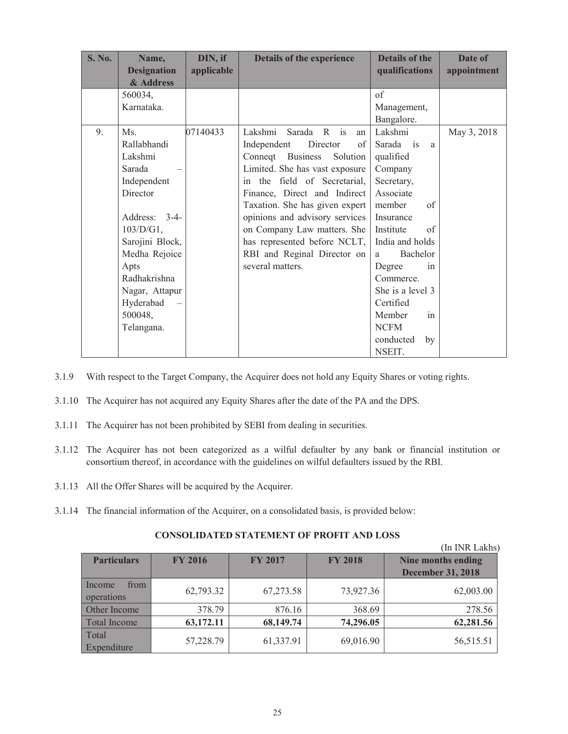| S. No. | Name, Designation & Address | DIN, if applicable | Details of the experience | Details of the qualifications | Date of appointment |
|---|---|---|---|---|---|
| | 560034, Karnataka. | | | of Management, Bangalore. | |
| 9. | Ms. Rallabhandi Lakshmi Sarada – Independent Director<br><br>Address: 3-4-103/D/G1, Sarojini Block, Medha Rejoice Apts Radhakrishna Nagar, Attapur Hyderabad – 500048, Telangana. | 07140433 | Lakshmi Sarada R is an Independent Director of Conneqt Business Solution Limited. She has vast exposure in the field of Secretarial, Finance, Direct and Indirect Taxation. She has given expert opinions and advisory services on Company Law matters. She has represented before NCLT, RBI and Reginal Director on several matters. | Lakshmi Sarada is a qualified Company Secretary, Associate member of Insurance Institute of India and holds a Bachelor Degree in Commerce. She is a level 3 Certified Member in NCFM conducted by NSEIT. | May 3, 2018 |

3.1.9 With respect to the Target Company, the Acquirer does not hold any Equity Shares or voting rights.

3.1.10 The Acquirer has not acquired any Equity Shares after the date of the PA and the DPS.

3.1.11 The Acquirer has not been prohibited by SEBI from dealing in securities.

3.1.12 The Acquirer has not been categorized as a wilful defaulter by any bank or financial institution or consortium thereof, in accordance with the guidelines on wilful defaulters issued by the RBI.

3.1.13 All the Offer Shares will be acquired by the Acquirer.

3.1.14 The financial information of the Acquirer, on a consolidated basis, is provided below:

**CONSOLIDATED STATEMENT OF PROFIT AND LOSS**

(In INR Lakhs)

| Particulars | FY 2016 | FY 2017 | FY 2018 | Nine months ending December 31, 2018 |
|---|---|---|---|---|
| Income from operations | 62,793.32 | 67,273.58 | 73,927.36 | 62,003.00 |
| Other Income | 378.79 | 876.16 | 368.69 | 278.56 |
| Total Income | **63,172.11** | **68,149.74** | **74,296.05** | **62,281.56** |
| Total Expenditure | 57,228.79 | 61,337.91 | 69,016.90 | 56,515.51 |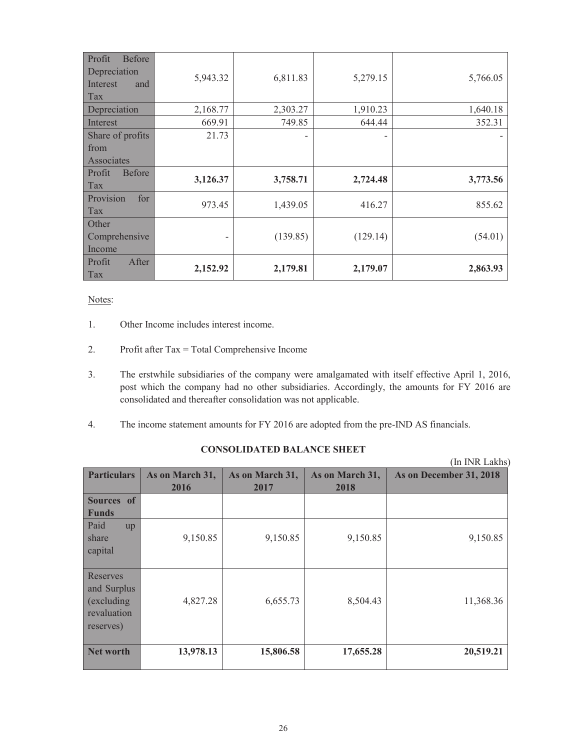| | | | | |
|---|---|---|---|---|
| Profit Before Depreciation Interest and Tax | 5,943.32 | 6,811.83 | 5,279.15 | 5,766.05 |
| Depreciation | 2,168.77 | 2,303.27 | 1,910.23 | 1,640.18 |
| Interest | 669.91 | 749.85 | 644.44 | 352.31 |
| Share of profits from Associates | 21.73 | - | - | - |
| Profit Before Tax | **3,126.37** | **3,758.71** | **2,724.48** | **3,773.56** |
| Provision for Tax | 973.45 | 1,439.05 | 416.27 | 855.62 |
| Other Comprehensive Income | - | (139.85) | (129.14) | (54.01) |
| Profit After Tax | **2,152.92** | **2,179.81** | **2,179.07** | **2,863.93** |

Notes:

1. Other Income includes interest income.

2. Profit after Tax = Total Comprehensive Income

3. The erstwhile subsidiaries of the company were amalgamated with itself effective April 1, 2016, post which the company had no other subsidiaries. Accordingly, the amounts for FY 2016 are consolidated and thereafter consolidation was not applicable.

4. The income statement amounts for FY 2016 are adopted from the pre-IND AS financials.

**CONSOLIDATED BALANCE SHEET**

(In INR Lakhs)

| Particulars | As on March 31, 2016 | As on March 31, 2017 | As on March 31, 2018 | As on December 31, 2018 |
|---|---|---|---|---|
| **Sources of Funds** | | | | |
| Paid up share capital | 9,150.85 | 9,150.85 | 9,150.85 | 9,150.85 |
| Reserves and Surplus (excluding revaluation reserves) | 4,827.28 | 6,655.73 | 8,504.43 | 11,368.36 |
| **Net worth** | **13,978.13** | **15,806.58** | **17,655.28** | **20,519.21** |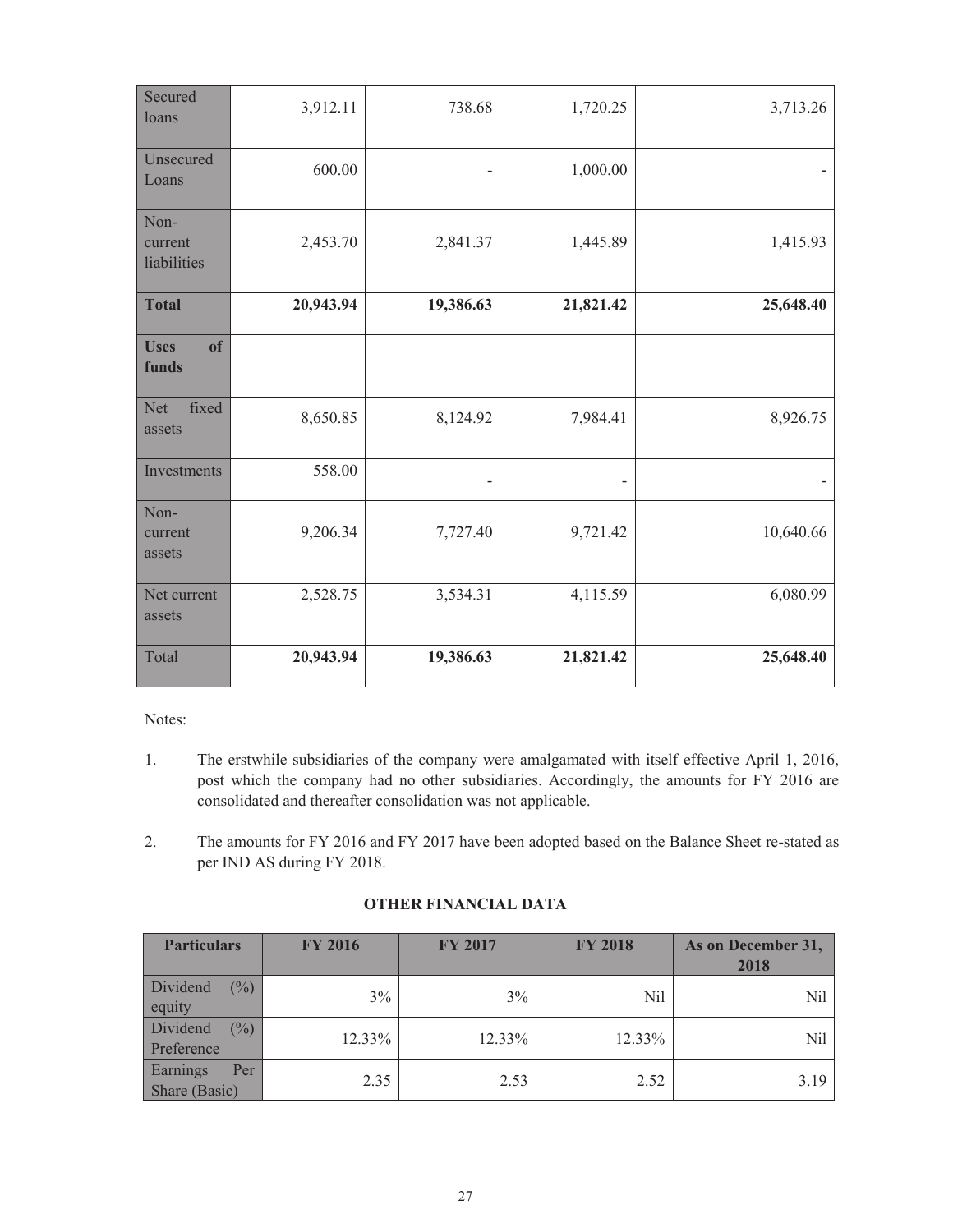| Secured loans | 3,912.11 | 738.68 | 1,720.25 | 3,713.26 |
|---|---|---|---|---|
| Unsecured Loans | 600.00 | - | 1,000.00 | - |
| Non-current liabilities | 2,453.70 | 2,841.37 | 1,445.89 | 1,415.93 |
| **Total** | **20,943.94** | **19,386.63** | **21,821.42** | **25,648.40** |
| **Uses of funds** | | | | |
| Net fixed assets | 8,650.85 | 8,124.92 | 7,984.41 | 8,926.75 |
| Investments | 558.00 | - | - | - |
| Non-current assets | 9,206.34 | 7,727.40 | 9,721.42 | 10,640.66 |
| Net current assets | 2,528.75 | 3,534.31 | 4,115.59 | 6,080.99 |
| Total | **20,943.94** | **19,386.63** | **21,821.42** | **25,648.40** |

Notes:

1. The erstwhile subsidiaries of the company were amalgamated with itself effective April 1, 2016, post which the company had no other subsidiaries. Accordingly, the amounts for FY 2016 are consolidated and thereafter consolidation was not applicable.

2. The amounts for FY 2016 and FY 2017 have been adopted based on the Balance Sheet re-stated as per IND AS during FY 2018.

**OTHER FINANCIAL DATA**

| Particulars | FY 2016 | FY 2017 | FY 2018 | As on December 31, 2018 |
|---|---|---|---|---|
| Dividend (%) equity | 3% | 3% | Nil | Nil |
| Dividend (%) Preference | 12.33% | 12.33% | 12.33% | Nil |
| Earnings Per Share (Basic) | 2.35 | 2.53 | 2.52 | 3.19 |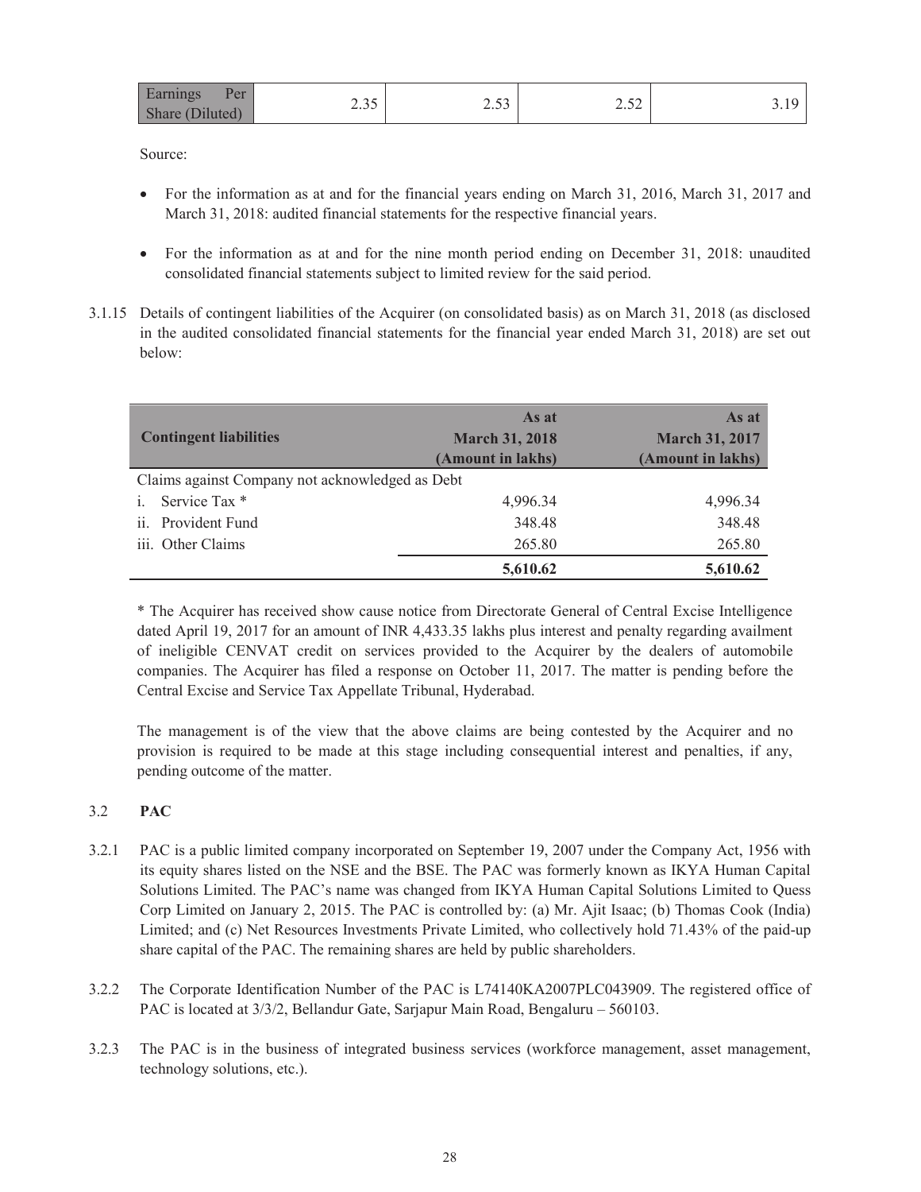| Earnings Per Share (Diluted) | 2.35 | 2.53 | 2.52 | 3.19 |
|---|---|---|---|---|

Source:

- For the information as at and for the financial years ending on March 31, 2016, March 31, 2017 and March 31, 2018: audited financial statements for the respective financial years.
- For the information as at and for the nine month period ending on December 31, 2018: unaudited consolidated financial statements subject to limited review for the said period.

3.1.15 Details of contingent liabilities of the Acquirer (on consolidated basis) as on March 31, 2018 (as disclosed in the audited consolidated financial statements for the financial year ended March 31, 2018) are set out below:

| Contingent liabilities | As at March 31, 2018 (Amount in lakhs) | As at March 31, 2017 (Amount in lakhs) |
|---|---|---|
| Claims against Company not acknowledged as Debt | | |
| i. Service Tax * | 4,996.34 | 4,996.34 |
| ii. Provident Fund | 348.48 | 348.48 |
| iii. Other Claims | 265.80 | 265.80 |
| | **5,610.62** | **5,610.62** |

* The Acquirer has received show cause notice from Directorate General of Central Excise Intelligence dated April 19, 2017 for an amount of INR 4,433.35 lakhs plus interest and penalty regarding availment of ineligible CENVAT credit on services provided to the Acquirer by the dealers of automobile companies. The Acquirer has filed a response on October 11, 2017. The matter is pending before the Central Excise and Service Tax Appellate Tribunal, Hyderabad.

The management is of the view that the above claims are being contested by the Acquirer and no provision is required to be made at this stage including consequential interest and penalties, if any, pending outcome of the matter.

## 3.2 PAC

3.2.1 PAC is a public limited company incorporated on September 19, 2007 under the Company Act, 1956 with its equity shares listed on the NSE and the BSE. The PAC was formerly known as IKYA Human Capital Solutions Limited. The PAC's name was changed from IKYA Human Capital Solutions Limited to Quess Corp Limited on January 2, 2015. The PAC is controlled by: (a) Mr. Ajit Isaac; (b) Thomas Cook (India) Limited; and (c) Net Resources Investments Private Limited, who collectively hold 71.43% of the paid-up share capital of the PAC. The remaining shares are held by public shareholders.

3.2.2 The Corporate Identification Number of the PAC is L74140KA2007PLC043909. The registered office of PAC is located at 3/3/2, Bellandur Gate, Sarjapur Main Road, Bengaluru – 560103.

3.2.3 The PAC is in the business of integrated business services (workforce management, asset management, technology solutions, etc.).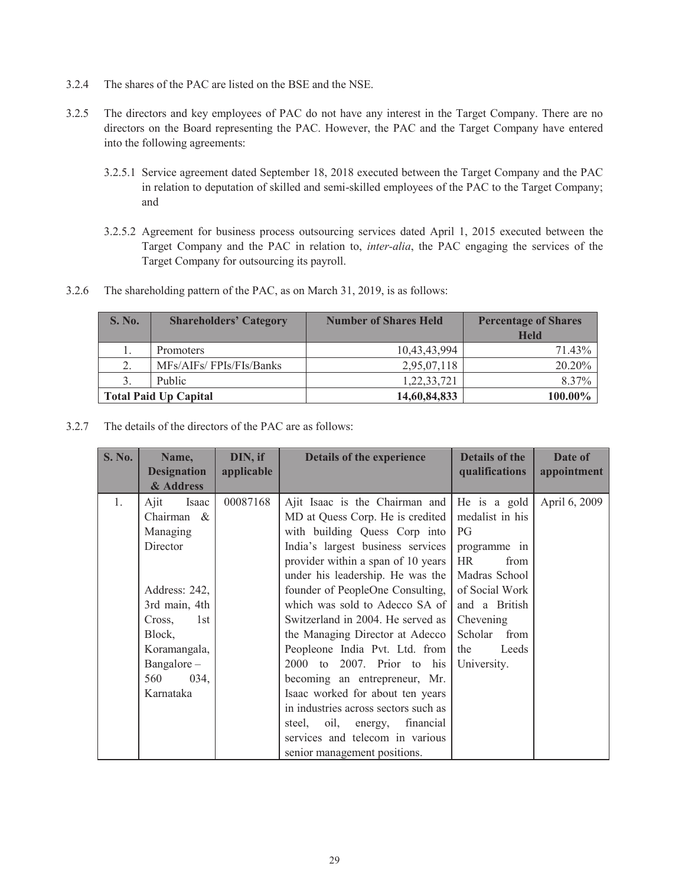3.2.4 The shares of the PAC are listed on the BSE and the NSE.

3.2.5 The directors and key employees of PAC do not have any interest in the Target Company. There are no directors on the Board representing the PAC. However, the PAC and the Target Company have entered into the following agreements:

3.2.5.1 Service agreement dated September 18, 2018 executed between the Target Company and the PAC in relation to deputation of skilled and semi-skilled employees of the PAC to the Target Company; and

3.2.5.2 Agreement for business process outsourcing services dated April 1, 2015 executed between the Target Company and the PAC in relation to, *inter-alia*, the PAC engaging the services of the Target Company for outsourcing its payroll.

3.2.6 The shareholding pattern of the PAC, as on March 31, 2019, is as follows:

| S. No. | Shareholders' Category | Number of Shares Held | Percentage of Shares Held |
|---|---|---|---|
| 1. | Promoters | 10,43,43,994 | 71.43% |
| 2. | MFs/AIFs/ FPIs/FIs/Banks | 2,95,07,118 | 20.20% |
| 3. | Public | 1,22,33,721 | 8.37% |
| **Total Paid Up Capital** | | **14,60,84,833** | **100.00%** |

3.2.7 The details of the directors of the PAC are as follows:

| S. No. | Name, Designation & Address | DIN, if applicable | Details of the experience | Details of the qualifications | Date of appointment |
|---|---|---|---|---|---|
| 1. | Ajit Isaac Chairman & Managing Director<br><br>Address: 242, 3rd main, 4th Cross, 1st Block, Koramangala, Bangalore – 560 034, Karnataka | 00087168 | Ajit Isaac is the Chairman and MD at Quess Corp. He is credited with building Quess Corp into India's largest business services provider within a span of 10 years under his leadership. He was the founder of PeopleOne Consulting, which was sold to Adecco SA of Switzerland in 2004. He served as the Managing Director at Adecco Peopleone India Pvt. Ltd. from 2000 to 2007. Prior to his becoming an entrepreneur, Mr. Isaac worked for about ten years in industries across sectors such as steel, oil, energy, financial services and telecom in various senior management positions. | He is a gold medalist in his PG programme in HR from Madras School of Social Work and a British Chevening Scholar from the Leeds University. | April 6, 2009 |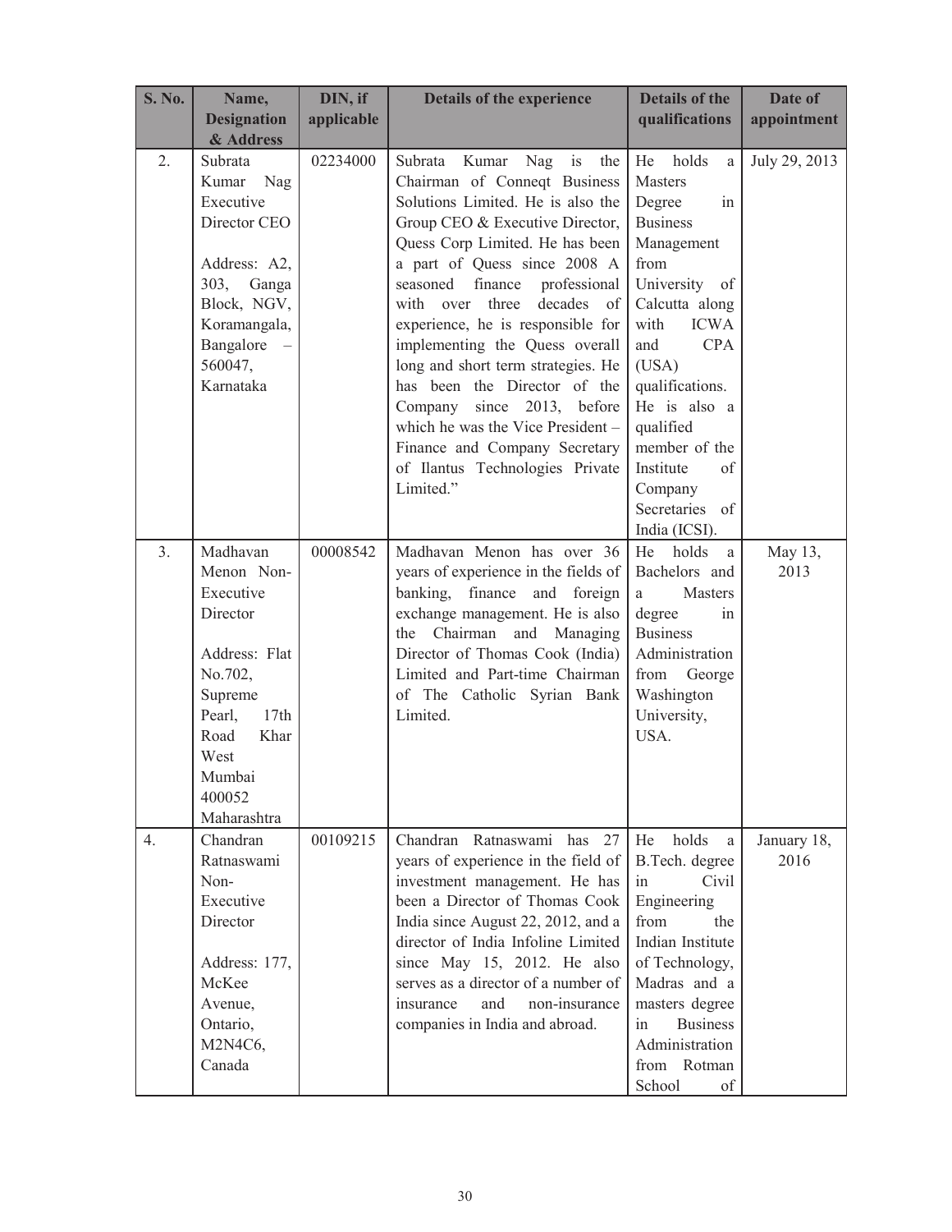| S. No. | Name, Designation & Address | DIN, if applicable | Details of the experience | Details of the qualifications | Date of appointment |
|---|---|---|---|---|---|
| 2. | Subrata Kumar Nag Executive Director CEO<br><br>Address: A2, 303, Ganga Block, NGV, Koramangala, Bangalore – 560047, Karnataka | 02234000 | Subrata Kumar Nag is the Chairman of Conneqt Business Solutions Limited. He is also the Group CEO & Executive Director, Quess Corp Limited. He has been a part of Quess since 2008 A seasoned finance professional with over three decades of experience, he is responsible for implementing the Quess overall long and short term strategies. He has been the Director of the Company since 2013, before which he was the Vice President – Finance and Company Secretary of Ilantus Technologies Private Limited." | He holds a Masters Degree in Business Management from University of Calcutta along with ICWA and CPA (USA) qualifications. He is also a qualified member of the Institute of Company Secretaries of India (ICSI). | July 29, 2013 |
| 3. | Madhavan Menon Non-Executive Director<br><br>Address: Flat No.702, Supreme Pearl, 17th Road Khar West Mumbai 400052 Maharashtra | 00008542 | Madhavan Menon has over 36 years of experience in the fields of banking, finance and foreign exchange management. He is also the Chairman and Managing Director of Thomas Cook (India) Limited and Part-time Chairman of The Catholic Syrian Bank Limited. | He holds a Bachelors and a Masters degree in Business Administration from George Washington University, USA. | May 13, 2013 |
| 4. | Chandran Ratnaswami Non-Executive Director<br><br>Address: 177, McKee Avenue, Ontario, M2N4C6, Canada | 00109215 | Chandran Ratnaswami has 27 years of experience in the field of investment management. He has been a Director of Thomas Cook India since August 22, 2012, and a director of India Infoline Limited since May 15, 2012. He also serves as a director of a number of insurance and non-insurance companies in India and abroad. | He holds a B.Tech. degree in Civil Engineering from the Indian Institute of Technology, Madras and a masters degree in Business Administration from Rotman School of | January 18, 2016 |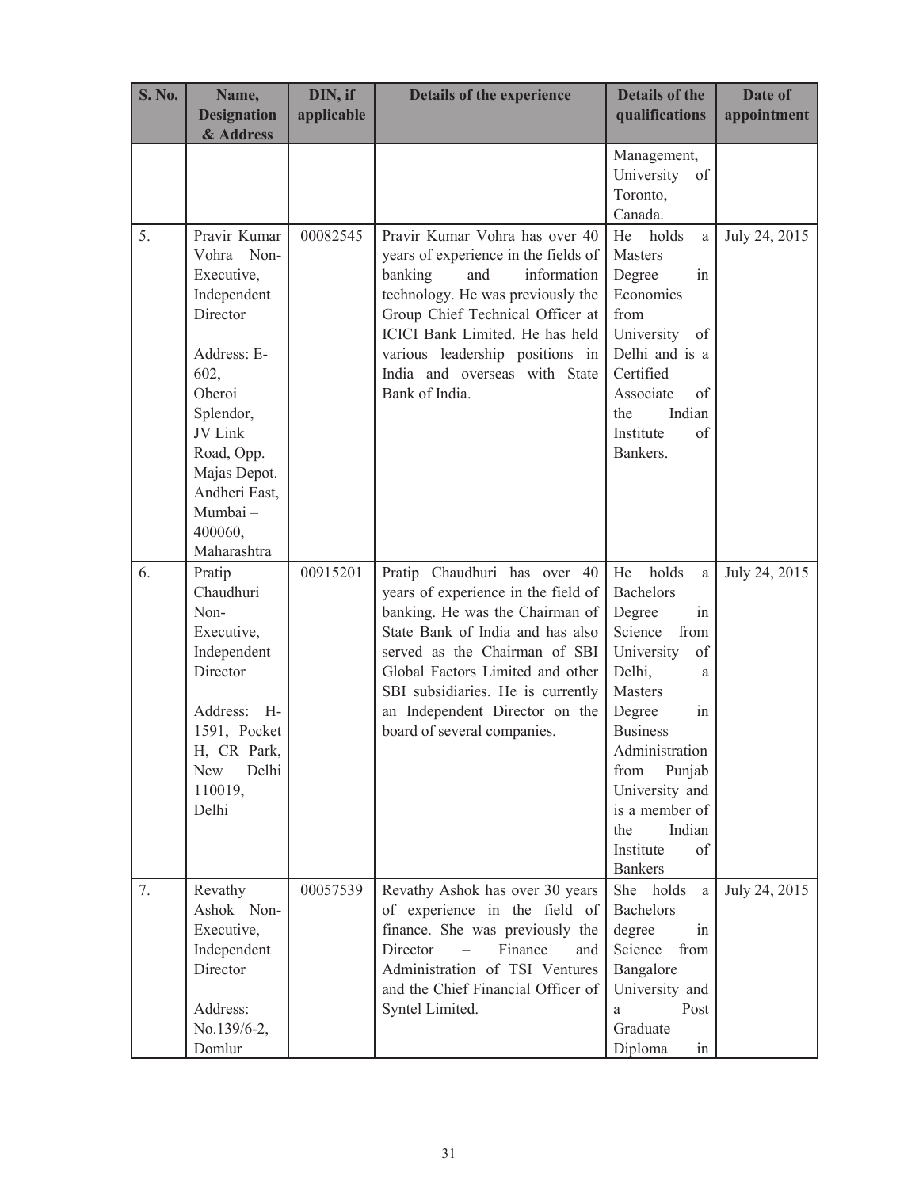| S. No. | Name, Designation & Address | DIN, if applicable | Details of the experience | Details of the qualifications | Date of appointment |
|---|---|---|---|---|---|
| | | | | Management, University of Toronto, Canada. | |
| 5. | Pravir Kumar Vohra Non-Executive, Independent Director<br><br>Address: E-602, Oberoi Splendor, JV Link Road, Opp. Majas Depot. Andheri East, Mumbai – 400060, Maharashtra | 00082545 | Pravir Kumar Vohra has over 40 years of experience in the fields of banking and information technology. He was previously the Group Chief Technical Officer at ICICI Bank Limited. He has held various leadership positions in India and overseas with State Bank of India. | He holds a Masters Degree in Economics from University of Delhi and is a Certified Associate of the Indian Institute of Bankers. | July 24, 2015 |
| 6. | Pratip Chaudhuri Non-Executive, Independent Director<br><br>Address: H-1591, Pocket H, CR Park, New Delhi 110019, Delhi | 00915201 | Pratip Chaudhuri has over 40 years of experience in the field of banking. He was the Chairman of State Bank of India and has also served as the Chairman of SBI Global Factors Limited and other SBI subsidiaries. He is currently an Independent Director on the board of several companies. | He holds a Bachelors Degree in Science from University of Delhi, a Masters Degree in Business Administration from Punjab University and is a member of the Indian Institute of Bankers | July 24, 2015 |
| 7. | Revathy Ashok Non-Executive, Independent Director<br><br>Address: No.139/6-2, Domlur | 00057539 | Revathy Ashok has over 30 years of experience in the field of finance. She was previously the Director – Finance and Administration of TSI Ventures and the Chief Financial Officer of Syntel Limited. | She holds a Bachelors degree in Science from Bangalore University and a Post Graduate Diploma in | July 24, 2015 |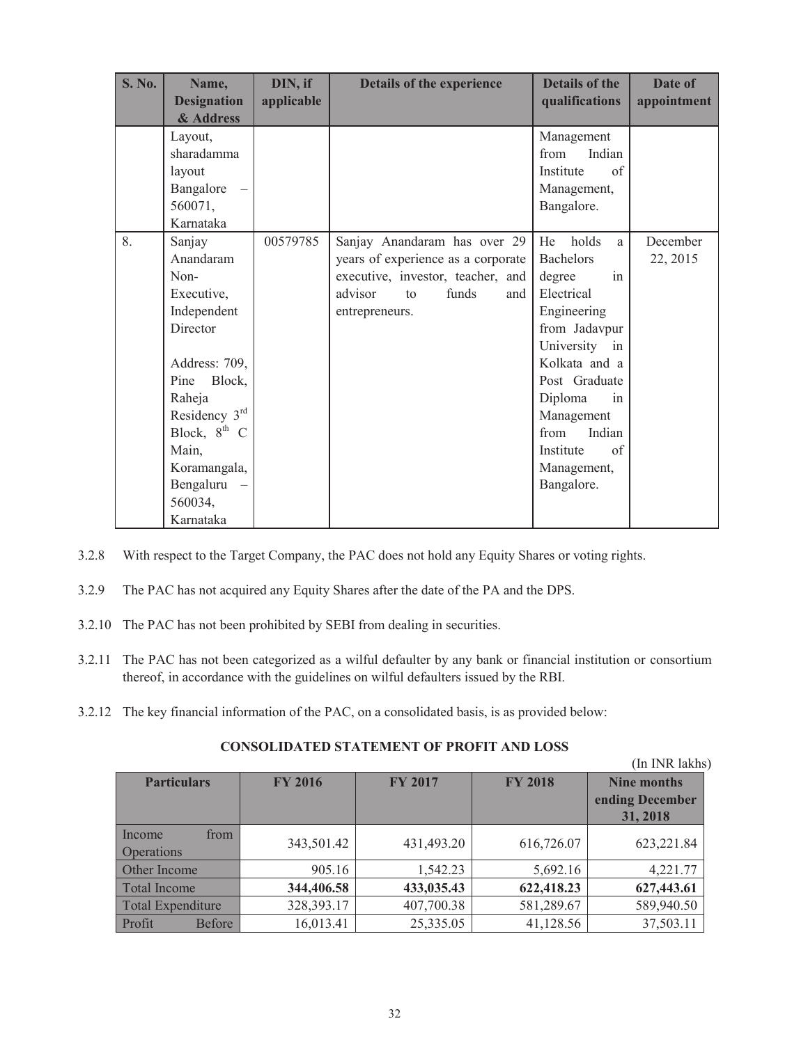| S. No. | Name, Designation & Address | DIN, if applicable | Details of the experience | Details of the qualifications | Date of appointment |
|---|---|---|---|---|---|
| | Layout, sharadamma layout Bangalore – 560071, Karnataka | | | Management from Indian Institute of Management, Bangalore. | |
| 8. | Sanjay Anandaram Non-Executive, Independent Director<br><br>Address: 709, Pine Block, Raheja Residency 3rd Block, 8th C Main, Koramangala, Bengaluru – 560034, Karnataka | 00579785 | Sanjay Anandaram has over 29 years of experience as a corporate executive, investor, teacher, and advisor to funds and entrepreneurs. | He holds a Bachelors degree in Electrical Engineering from Jadavpur University in Kolkata and a Post Graduate Diploma in Management from Indian Institute of Management, Bangalore. | December 22, 2015 |

3.2.8 With respect to the Target Company, the PAC does not hold any Equity Shares or voting rights.

3.2.9 The PAC has not acquired any Equity Shares after the date of the PA and the DPS.

3.2.10 The PAC has not been prohibited by SEBI from dealing in securities.

3.2.11 The PAC has not been categorized as a wilful defaulter by any bank or financial institution or consortium thereof, in accordance with the guidelines on wilful defaulters issued by the RBI.

3.2.12 The key financial information of the PAC, on a consolidated basis, is as provided below:

**CONSOLIDATED STATEMENT OF PROFIT AND LOSS**

(In INR lakhs)

| Particulars | FY 2016 | FY 2017 | FY 2018 | Nine months ending December 31, 2018 |
|---|---|---|---|---|
| Income from Operations | 343,501.42 | 431,493.20 | 616,726.07 | 623,221.84 |
| Other Income | 905.16 | 1,542.23 | 5,692.16 | 4,221.77 |
| **Total Income** | **344,406.58** | **433,035.43** | **622,418.23** | **627,443.61** |
| Total Expenditure | 328,393.17 | 407,700.38 | 581,289.67 | 589,940.50 |
| Profit Before | 16,013.41 | 25,335.05 | 41,128.56 | 37,503.11 |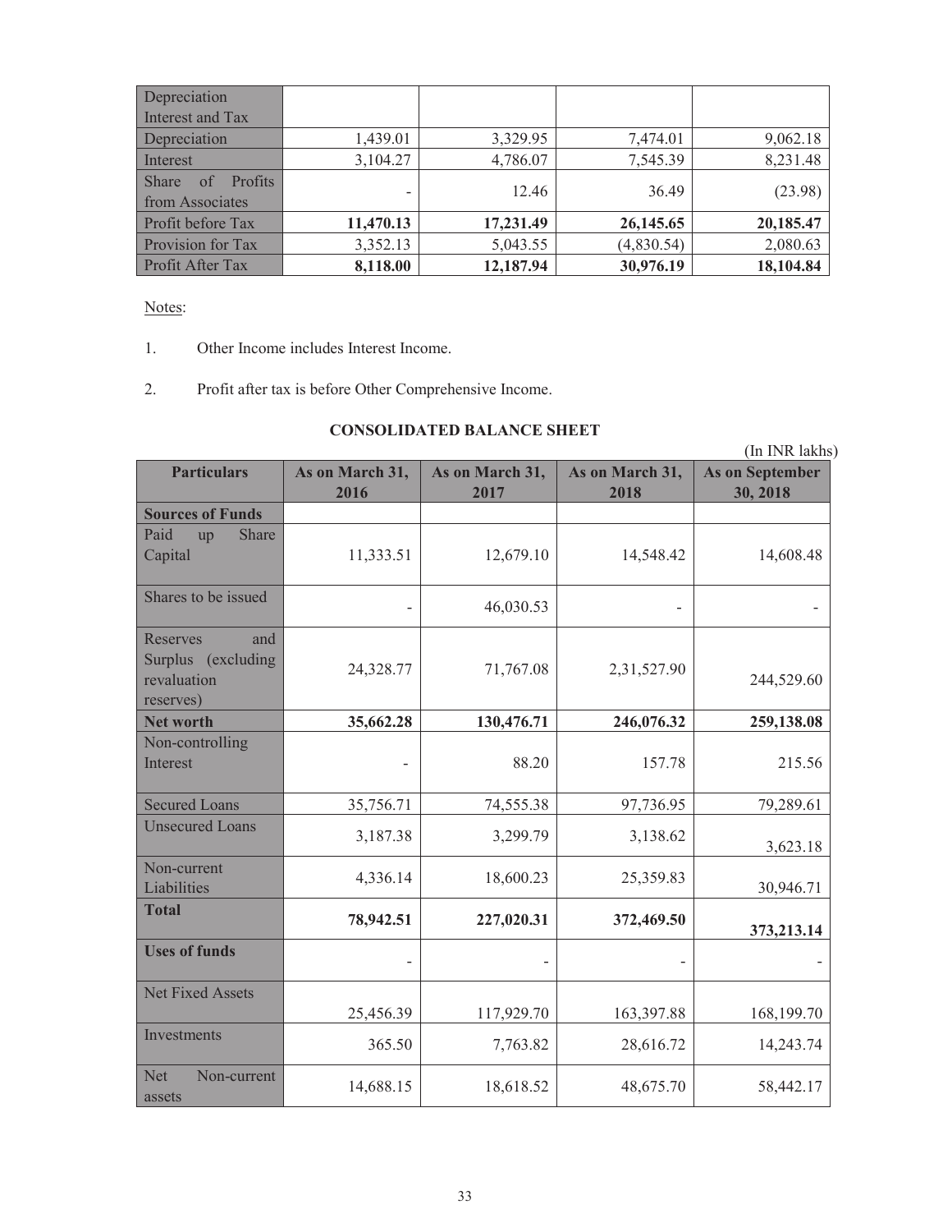| Depreciation Interest and Tax | | | | |
|---|---|---|---|---|
| Depreciation | 1,439.01 | 3,329.95 | 7,474.01 | 9,062.18 |
| Interest | 3,104.27 | 4,786.07 | 7,545.39 | 8,231.48 |
| Share of Profits from Associates | - | 12.46 | 36.49 | (23.98) |
| Profit before Tax | **11,470.13** | **17,231.49** | **26,145.65** | **20,185.47** |
| Provision for Tax | 3,352.13 | 5,043.55 | (4,830.54) | 2,080.63 |
| Profit After Tax | **8,118.00** | **12,187.94** | **30,976.19** | **18,104.84** |

Notes:

1. Other Income includes Interest Income.

2. Profit after tax is before Other Comprehensive Income.

**CONSOLIDATED BALANCE SHEET**

(In INR lakhs)

| Particulars | As on March 31, 2016 | As on March 31, 2017 | As on March 31, 2018 | As on September 30, 2018 |
|---|---|---|---|---|
| **Sources of Funds** | | | | |
| Paid up Share Capital | 11,333.51 | 12,679.10 | 14,548.42 | 14,608.48 |
| Shares to be issued | - | 46,030.53 | - | - |
| Reserves and Surplus (excluding revaluation reserves) | 24,328.77 | 71,767.08 | 2,31,527.90 | 244,529.60 |
| **Net worth** | **35,662.28** | **130,476.71** | **246,076.32** | **259,138.08** |
| Non-controlling Interest | - | 88.20 | 157.78 | 215.56 |
| Secured Loans | 35,756.71 | 74,555.38 | 97,736.95 | 79,289.61 |
| Unsecured Loans | 3,187.38 | 3,299.79 | 3,138.62 | 3,623.18 |
| Non-current Liabilities | 4,336.14 | 18,600.23 | 25,359.83 | 30,946.71 |
| **Total** | **78,942.51** | **227,020.31** | **372,469.50** | **373,213.14** |
| **Uses of funds** | - | - | - | - |
| Net Fixed Assets | 25,456.39 | 117,929.70 | 163,397.88 | 168,199.70 |
| Investments | 365.50 | 7,763.82 | 28,616.72 | 14,243.74 |
| Net Non-current assets | 14,688.15 | 18,618.52 | 48,675.70 | 58,442.17 |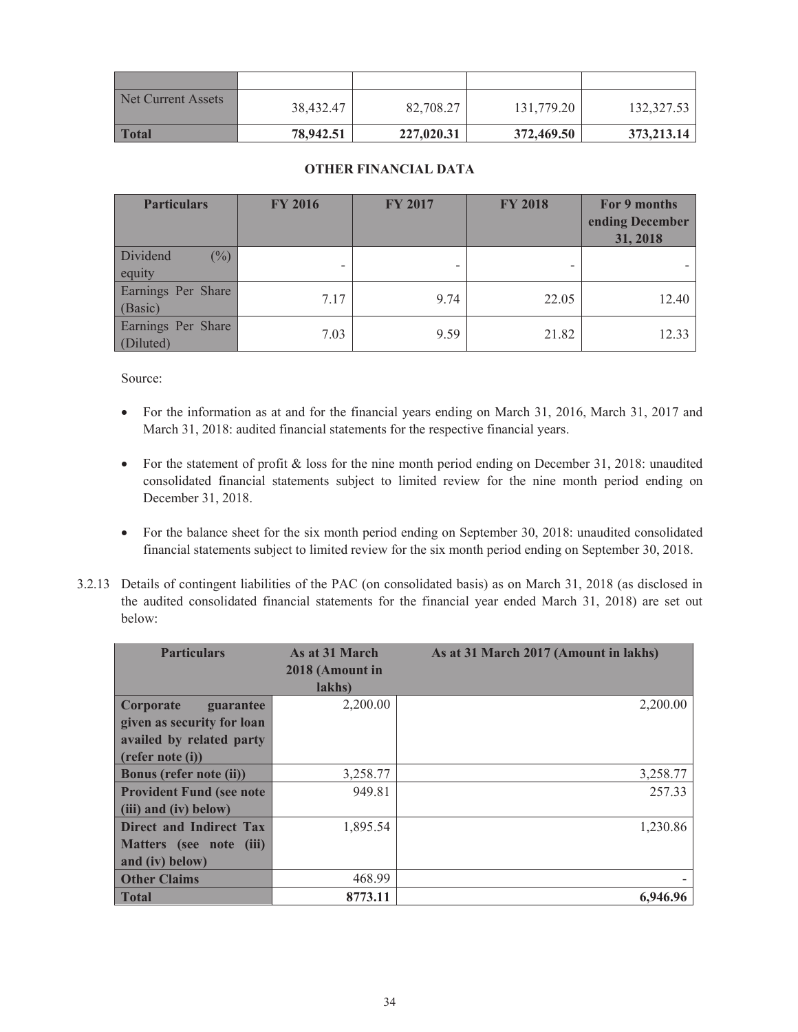| | | | | |
|---|---|---|---|---|
| Net Current Assets | 38,432.47 | 82,708.27 | 131,779.20 | 132,327.53 |
| **Total** | **78,942.51** | **227,020.31** | **372,469.50** | **373,213.14** |

**OTHER FINANCIAL DATA**

| Particulars | FY 2016 | FY 2017 | FY 2018 | For 9 months ending December 31, 2018 |
|---|---|---|---|---|
| Dividend (%) equity | - | - | - | - |
| Earnings Per Share (Basic) | 7.17 | 9.74 | 22.05 | 12.40 |
| Earnings Per Share (Diluted) | 7.03 | 9.59 | 21.82 | 12.33 |

Source:

- For the information as at and for the financial years ending on March 31, 2016, March 31, 2017 and March 31, 2018: audited financial statements for the respective financial years.
- For the statement of profit & loss for the nine month period ending on December 31, 2018: unaudited consolidated financial statements subject to limited review for the nine month period ending on December 31, 2018.
- For the balance sheet for the six month period ending on September 30, 2018: unaudited consolidated financial statements subject to limited review for the six month period ending on September 30, 2018.

3.2.13 Details of contingent liabilities of the PAC (on consolidated basis) as on March 31, 2018 (as disclosed in the audited consolidated financial statements for the financial year ended March 31, 2018) are set out below:

| Particulars | As at 31 March 2018 (Amount in lakhs) | As at 31 March 2017 (Amount in lakhs) |
|---|---|---|
| **Corporate guarantee given as security for loan availed by related party (refer note (i))** | 2,200.00 | 2,200.00 |
| **Bonus (refer note (ii))** | 3,258.77 | 3,258.77 |
| **Provident Fund (see note (iii) and (iv) below)** | 949.81 | 257.33 |
| **Direct and Indirect Tax Matters (see note (iii) and (iv) below)** | 1,895.54 | 1,230.86 |
| **Other Claims** | 468.99 | - |
| **Total** | **8773.11** | **6,946.96** |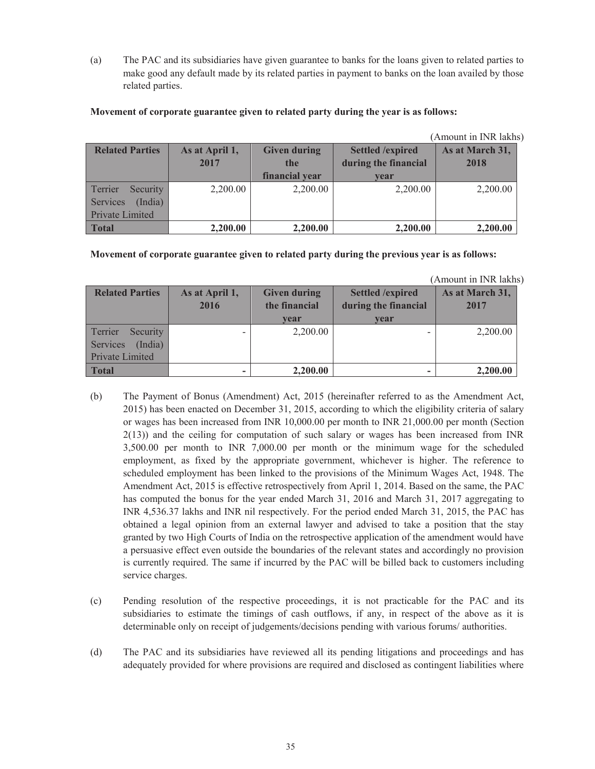(a) The PAC and its subsidiaries have given guarantee to banks for the loans given to related parties to make good any default made by its related parties in payment to banks on the loan availed by those related parties.

**Movement of corporate guarantee given to related party during the year is as follows:**

(Amount in INR lakhs)

| Related Parties | As at April 1, 2017 | Given during the financial year | Settled /expired during the financial year | As at March 31, 2018 |
|---|---|---|---|---|
| Terrier Security Services (India) Private Limited | 2,200.00 | 2,200.00 | 2,200.00 | 2,200.00 |
| **Total** | **2,200.00** | **2,200.00** | **2,200.00** | **2,200.00** |

**Movement of corporate guarantee given to related party during the previous year is as follows:**

(Amount in INR lakhs)

| Related Parties | As at April 1, 2016 | Given during the financial year | Settled /expired during the financial year | As at March 31, 2017 |
|---|---|---|---|---|
| Terrier Security Services (India) Private Limited | - | 2,200.00 | - | 2,200.00 |
| **Total** | **-** | **2,200.00** | **-** | **2,200.00** |

(b) The Payment of Bonus (Amendment) Act, 2015 (hereinafter referred to as the Amendment Act, 2015) has been enacted on December 31, 2015, according to which the eligibility criteria of salary or wages has been increased from INR 10,000.00 per month to INR 21,000.00 per month (Section 2(13)) and the ceiling for computation of such salary or wages has been increased from INR 3,500.00 per month to INR 7,000.00 per month or the minimum wage for the scheduled employment, as fixed by the appropriate government, whichever is higher. The reference to scheduled employment has been linked to the provisions of the Minimum Wages Act, 1948. The Amendment Act, 2015 is effective retrospectively from April 1, 2014. Based on the same, the PAC has computed the bonus for the year ended March 31, 2016 and March 31, 2017 aggregating to INR 4,536.37 lakhs and INR nil respectively. For the period ended March 31, 2015, the PAC has obtained a legal opinion from an external lawyer and advised to take a position that the stay granted by two High Courts of India on the retrospective application of the amendment would have a persuasive effect even outside the boundaries of the relevant states and accordingly no provision is currently required. The same if incurred by the PAC will be billed back to customers including service charges.

(c) Pending resolution of the respective proceedings, it is not practicable for the PAC and its subsidiaries to estimate the timings of cash outflows, if any, in respect of the above as it is determinable only on receipt of judgements/decisions pending with various forums/ authorities.

(d) The PAC and its subsidiaries have reviewed all its pending litigations and proceedings and has adequately provided for where provisions are required and disclosed as contingent liabilities where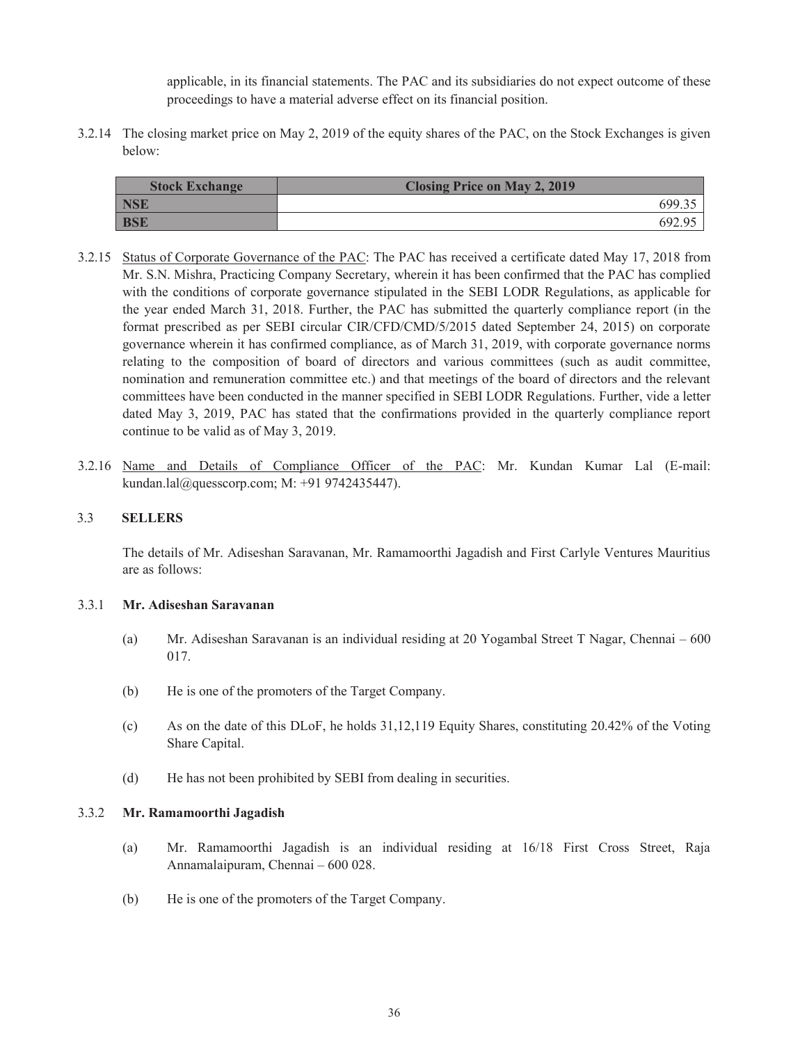applicable, in its financial statements. The PAC and its subsidiaries do not expect outcome of these proceedings to have a material adverse effect on its financial position.

3.2.14 The closing market price on May 2, 2019 of the equity shares of the PAC, on the Stock Exchanges is given below:

| Stock Exchange | Closing Price on May 2, 2019 |
|---|---|
| NSE | 699.35 |
| BSE | 692.95 |

3.2.15 Status of Corporate Governance of the PAC: The PAC has received a certificate dated May 17, 2018 from Mr. S.N. Mishra, Practicing Company Secretary, wherein it has been confirmed that the PAC has complied with the conditions of corporate governance stipulated in the SEBI LODR Regulations, as applicable for the year ended March 31, 2018. Further, the PAC has submitted the quarterly compliance report (in the format prescribed as per SEBI circular CIR/CFD/CMD/5/2015 dated September 24, 2015) on corporate governance wherein it has confirmed compliance, as of March 31, 2019, with corporate governance norms relating to the composition of board of directors and various committees (such as audit committee, nomination and remuneration committee etc.) and that meetings of the board of directors and the relevant committees have been conducted in the manner specified in SEBI LODR Regulations. Further, vide a letter dated May 3, 2019, PAC has stated that the confirmations provided in the quarterly compliance report continue to be valid as of May 3, 2019.

3.2.16 Name and Details of Compliance Officer of the PAC: Mr. Kundan Kumar Lal (E-mail: kundan.lal@quesscorp.com; M: +91 9742435447).

### 3.3 SELLERS

The details of Mr. Adiseshan Saravanan, Mr. Ramamoorthi Jagadish and First Carlyle Ventures Mauritius are as follows:

#### 3.3.1 Mr. Adiseshan Saravanan

(a) Mr. Adiseshan Saravanan is an individual residing at 20 Yogambal Street T Nagar, Chennai – 600 017.

(b) He is one of the promoters of the Target Company.

(c) As on the date of this DLoF, he holds 31,12,119 Equity Shares, constituting 20.42% of the Voting Share Capital.

(d) He has not been prohibited by SEBI from dealing in securities.

#### 3.3.2 Mr. Ramamoorthi Jagadish

(a) Mr. Ramamoorthi Jagadish is an individual residing at 16/18 First Cross Street, Raja Annamalaipuram, Chennai – 600 028.

(b) He is one of the promoters of the Target Company.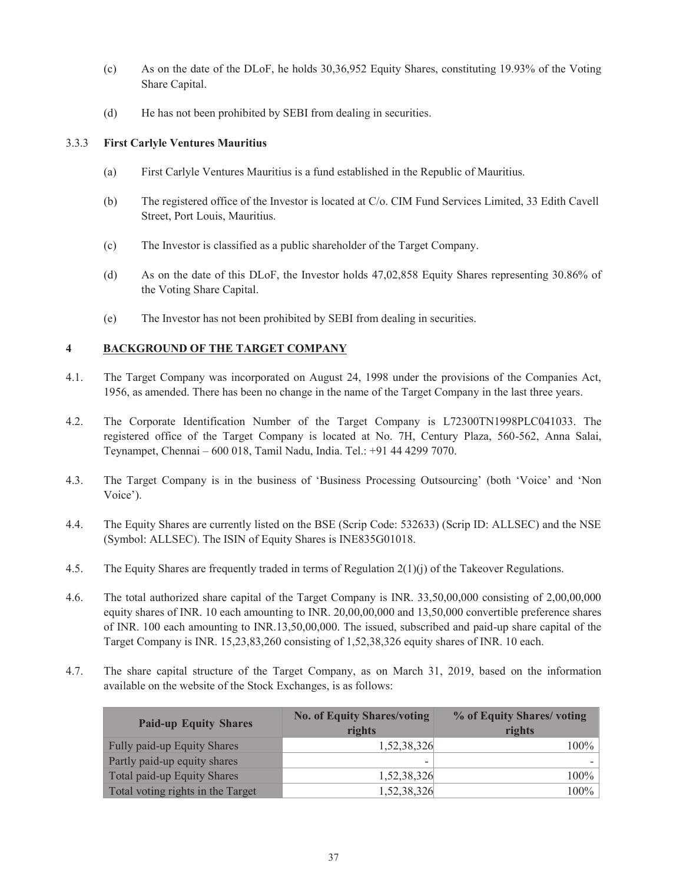(c) As on the date of the DLoF, he holds 30,36,952 Equity Shares, constituting 19.93% of the Voting Share Capital.

(d) He has not been prohibited by SEBI from dealing in securities.

3.3.3 **First Carlyle Ventures Mauritius**

(a) First Carlyle Ventures Mauritius is a fund established in the Republic of Mauritius.

(b) The registered office of the Investor is located at C/o. CIM Fund Services Limited, 33 Edith Cavell Street, Port Louis, Mauritius.

(c) The Investor is classified as a public shareholder of the Target Company.

(d) As on the date of this DLoF, the Investor holds 47,02,858 Equity Shares representing 30.86% of the Voting Share Capital.

(e) The Investor has not been prohibited by SEBI from dealing in securities.

## 4 BACKGROUND OF THE TARGET COMPANY

4.1. The Target Company was incorporated on August 24, 1998 under the provisions of the Companies Act, 1956, as amended. There has been no change in the name of the Target Company in the last three years.

4.2. The Corporate Identification Number of the Target Company is L72300TN1998PLC041033. The registered office of the Target Company is located at No. 7H, Century Plaza, 560-562, Anna Salai, Teynampet, Chennai – 600 018, Tamil Nadu, India. Tel.: +91 44 4299 7070.

4.3. The Target Company is in the business of 'Business Processing Outsourcing' (both 'Voice' and 'Non Voice').

4.4. The Equity Shares are currently listed on the BSE (Scrip Code: 532633) (Scrip ID: ALLSEC) and the NSE (Symbol: ALLSEC). The ISIN of Equity Shares is INE835G01018.

4.5. The Equity Shares are frequently traded in terms of Regulation 2(1)(j) of the Takeover Regulations.

4.6. The total authorized share capital of the Target Company is INR. 33,50,00,000 consisting of 2,00,00,000 equity shares of INR. 10 each amounting to INR. 20,00,00,000 and 13,50,000 convertible preference shares of INR. 100 each amounting to INR.13,50,00,000. The issued, subscribed and paid-up share capital of the Target Company is INR. 15,23,83,260 consisting of 1,52,38,326 equity shares of INR. 10 each.

4.7. The share capital structure of the Target Company, as on March 31, 2019, based on the information available on the website of the Stock Exchanges, is as follows:

| Paid-up Equity Shares | No. of Equity Shares/voting rights | % of Equity Shares/ voting rights |
|---|---|---|
| Fully paid-up Equity Shares | 1,52,38,326 | 100% |
| Partly paid-up equity shares | - | - |
| Total paid-up Equity Shares | 1,52,38,326 | 100% |
| Total voting rights in the Target | 1,52,38,326 | 100% |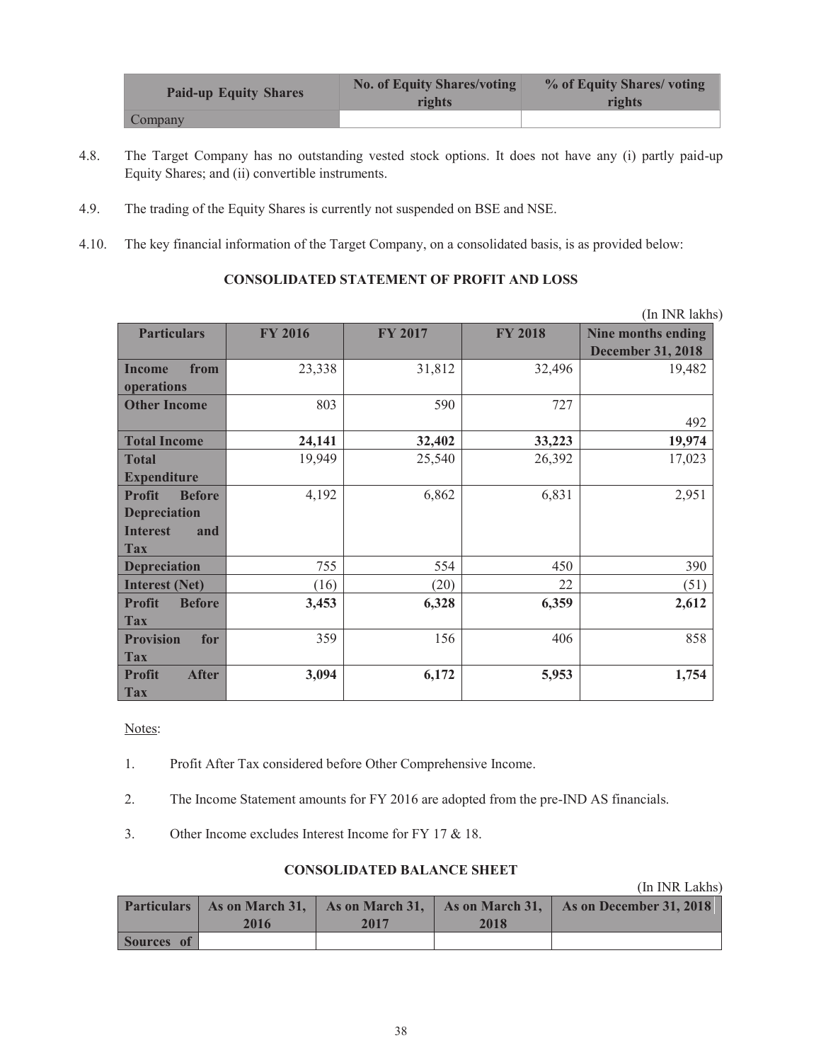| Paid-up Equity Shares | No. of Equity Shares/voting rights | % of Equity Shares/ voting rights |
|---|---|---|
| Company | | |

4.8. The Target Company has no outstanding vested stock options. It does not have any (i) partly paid-up Equity Shares; and (ii) convertible instruments.

4.9. The trading of the Equity Shares is currently not suspended on BSE and NSE.

4.10. The key financial information of the Target Company, on a consolidated basis, is as provided below:

**CONSOLIDATED STATEMENT OF PROFIT AND LOSS**

(In INR lakhs)

| Particulars | FY 2016 | FY 2017 | FY 2018 | Nine months ending December 31, 2018 |
|---|---|---|---|---|
| **Income from operations** | 23,338 | 31,812 | 32,496 | 19,482 |
| **Other Income** | 803 | 590 | 727 | 492 |
| **Total Income** | **24,141** | **32,402** | **33,223** | **19,974** |
| **Total Expenditure** | 19,949 | 25,540 | 26,392 | 17,023 |
| **Profit Before Depreciation Interest and Tax** | 4,192 | 6,862 | 6,831 | 2,951 |
| **Depreciation** | 755 | 554 | 450 | 390 |
| **Interest (Net)** | (16) | (20) | 22 | (51) |
| **Profit Before Tax** | **3,453** | **6,328** | **6,359** | **2,612** |
| **Provision for Tax** | 359 | 156 | 406 | 858 |
| **Profit After Tax** | **3,094** | **6,172** | **5,953** | **1,754** |

Notes:

1. Profit After Tax considered before Other Comprehensive Income.

2. The Income Statement amounts for FY 2016 are adopted from the pre-IND AS financials.

3. Other Income excludes Interest Income for FY 17 & 18.

**CONSOLIDATED BALANCE SHEET**

(In INR Lakhs)

| Particulars | As on March 31, 2016 | As on March 31, 2017 | As on March 31, 2018 | As on December 31, 2018 |
|---|---|---|---|---|
| **Sources of** | | | | |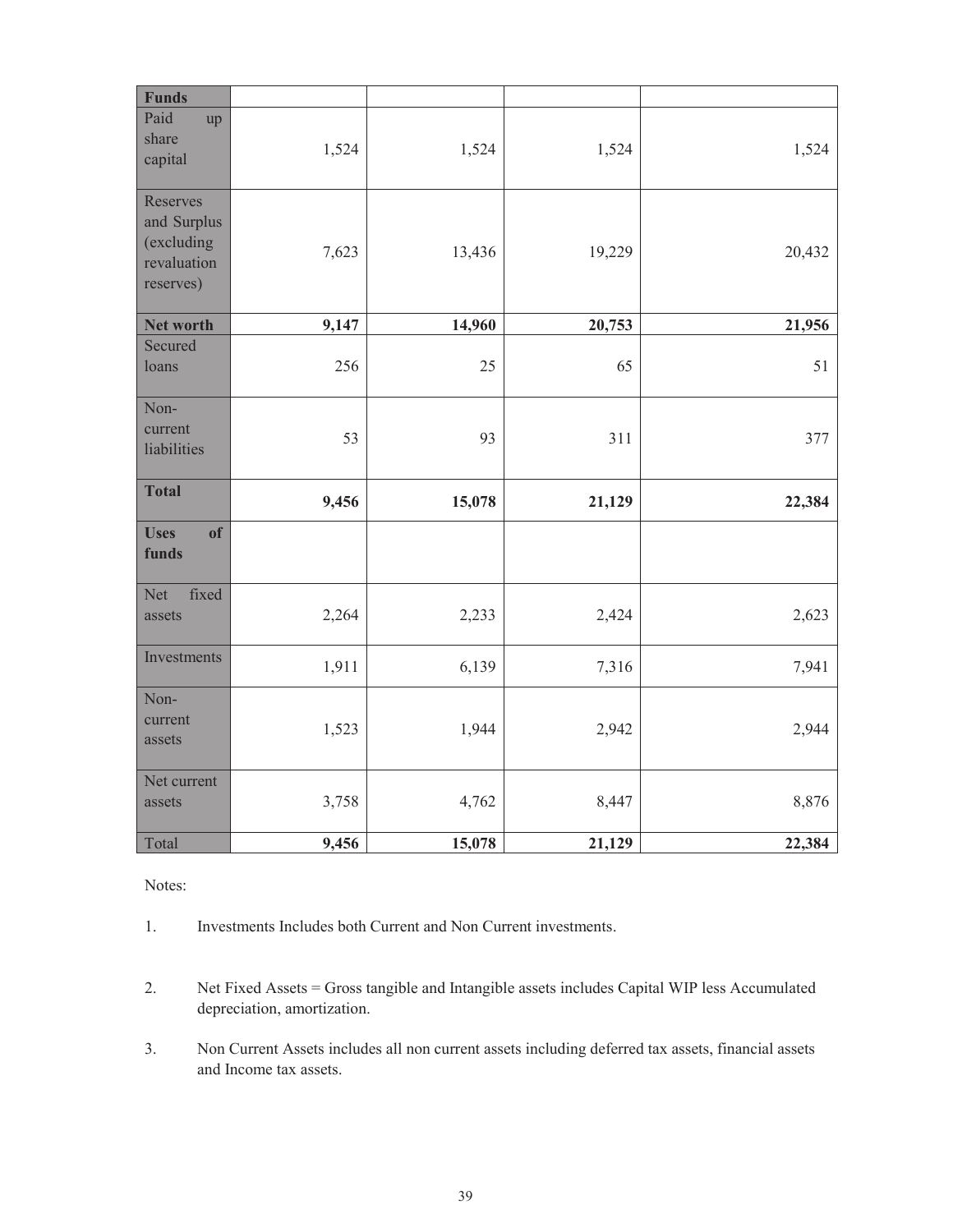| Funds | | | | |
|---|---|---|---|---|
| Paid up share capital | 1,524 | 1,524 | 1,524 | 1,524 |
| Reserves and Surplus (excluding revaluation reserves) | 7,623 | 13,436 | 19,229 | 20,432 |
| **Net worth** | **9,147** | **14,960** | **20,753** | **21,956** |
| Secured loans | 256 | 25 | 65 | 51 |
| Non-current liabilities | 53 | 93 | 311 | 377 |
| **Total** | **9,456** | **15,078** | **21,129** | **22,384** |
| **Uses of funds** | | | | |
| Net fixed assets | 2,264 | 2,233 | 2,424 | 2,623 |
| Investments | 1,911 | 6,139 | 7,316 | 7,941 |
| Non-current assets | 1,523 | 1,944 | 2,942 | 2,944 |
| Net current assets | 3,758 | 4,762 | 8,447 | 8,876 |
| Total | **9,456** | **15,078** | **21,129** | **22,384** |

Notes:

1. Investments Includes both Current and Non Current investments.

2. Net Fixed Assets = Gross tangible and Intangible assets includes Capital WIP less Accumulated depreciation, amortization.

3. Non Current Assets includes all non current assets including deferred tax assets, financial assets and Income tax assets.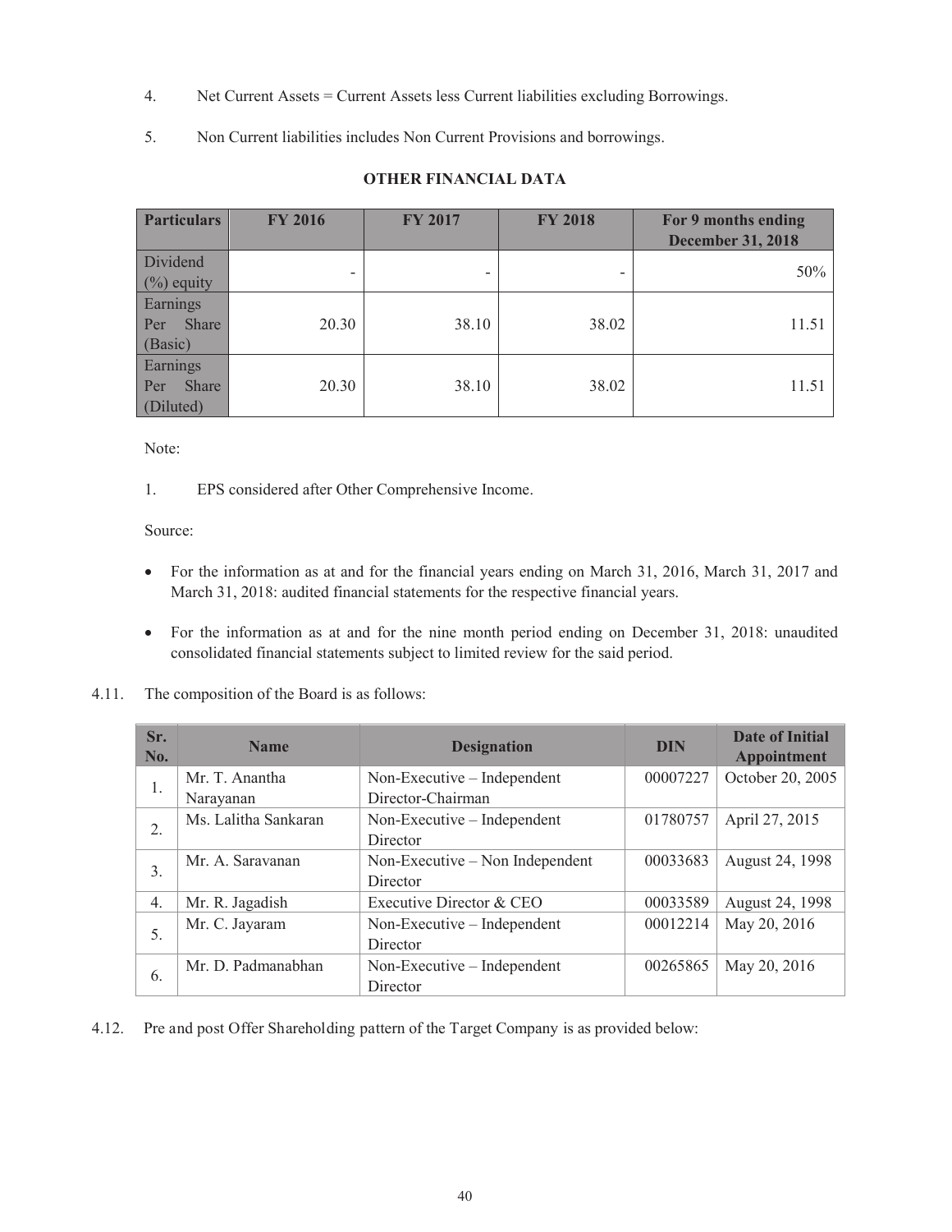4. Net Current Assets = Current Assets less Current liabilities excluding Borrowings.

5. Non Current liabilities includes Non Current Provisions and borrowings.

**OTHER FINANCIAL DATA**

| Particulars | FY 2016 | FY 2017 | FY 2018 | For 9 months ending December 31, 2018 |
|---|---|---|---|---|
| Dividend (%) equity | - | - | - | 50% |
| Earnings Per Share (Basic) | 20.30 | 38.10 | 38.02 | 11.51 |
| Earnings Per Share (Diluted) | 20.30 | 38.10 | 38.02 | 11.51 |

Note:

1. EPS considered after Other Comprehensive Income.

Source:

- For the information as at and for the financial years ending on March 31, 2016, March 31, 2017 and March 31, 2018: audited financial statements for the respective financial years.
- For the information as at and for the nine month period ending on December 31, 2018: unaudited consolidated financial statements subject to limited review for the said period.

4.11. The composition of the Board is as follows:

| Sr. No. | Name | Designation | DIN | Date of Initial Appointment |
|---|---|---|---|---|
| 1. | Mr. T. Anantha Narayanan | Non-Executive – Independent Director-Chairman | 00007227 | October 20, 2005 |
| 2. | Ms. Lalitha Sankaran | Non-Executive – Independent Director | 01780757 | April 27, 2015 |
| 3. | Mr. A. Saravanan | Non-Executive – Non Independent Director | 00033683 | August 24, 1998 |
| 4. | Mr. R. Jagadish | Executive Director & CEO | 00033589 | August 24, 1998 |
| 5. | Mr. C. Jayaram | Non-Executive – Independent Director | 00012214 | May 20, 2016 |
| 6. | Mr. D. Padmanabhan | Non-Executive – Independent Director | 00265865 | May 20, 2016 |

4.12. Pre and post Offer Shareholding pattern of the Target Company is as provided below: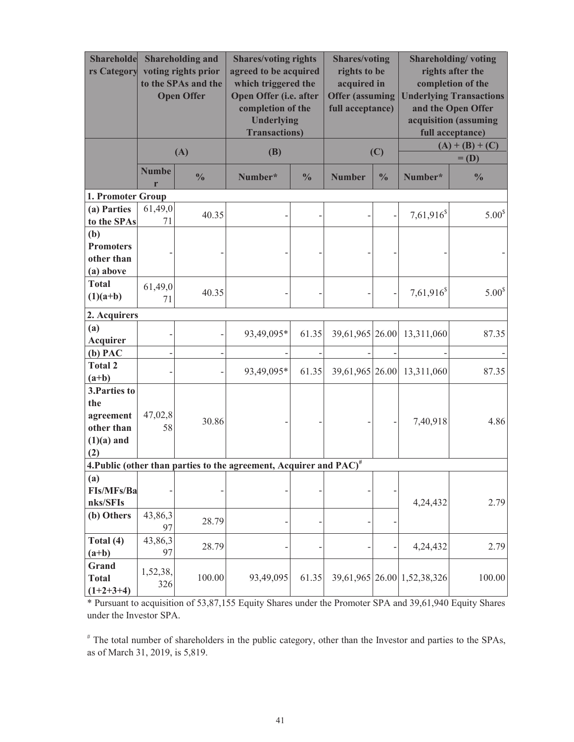| Shareholders Category | Shareholding and voting rights prior to the SPAs and the Open Offer | | Shares/voting rights agreed to be acquired which triggered the Open Offer (i.e. after completion of the Underlying Transactions) | | Shares/voting rights to be acquired in Offer (assuming full acceptance) | | Shareholding/ voting rights after the completion of the Underlying Transactions and the Open Offer acquisition (assuming full acceptance) | |
|---|---|---|---|---|---|---|---|---|
| | (A) | | (B) | | (C) | | (A) + (B) + (C) = (D) | |
| | Number | % | Number* | % | Number | % | Number* | % |
| **1. Promoter Group** | | | | | | | | |
| (a) Parties to the SPAs | 61,49,071 | 40.35 | - | - | - | - | 7,61,916[$] | 5.00[$] |
| (b) Promoters other than (a) above | - | - | - | - | - | - | - | - |
| Total (1)(a+b) | 61,49,071 | 40.35 | - | - | - | - | 7,61,916[$] | 5.00[$] |
| **2. Acquirers** | | | | | | | | |
| (a) Acquirer | - | - | 93,49,095* | 61.35 | 39,61,965 | 26.00 | 13,311,060 | 87.35 |
| (b) PAC | - | - | - | - | - | - | - | - |
| Total 2 (a+b) | - | - | 93,49,095* | 61.35 | 39,61,965 | 26.00 | 13,311,060 | 87.35 |
| 3.Parties to the agreement other than (1)(a) and (2) | 47,02,858 | 30.86 | - | - | - | - | 7,40,918 | 4.86 |
| **4.Public (other than parties to the agreement, Acquirer and PAC)[#]** | | | | | | | | |
| (a) FIs/MFs/Banks/SFIs | - | - | - | - | - | - | 4,24,432 | 2.79 |
| (b) Others | 43,86,397 | 28.79 | - | - | - | - | | |
| Total (4) (a+b) | 43,86,397 | 28.79 | - | - | - | - | 4,24,432 | 2.79 |
| Grand Total (1+2+3+4) | 1,52,38,326 | 100.00 | 93,49,095 | 61.35 | 39,61,965 | 26.00 | 1,52,38,326 | 100.00 |

* Pursuant to acquisition of 53,87,155 Equity Shares under the Promoter SPA and 39,61,940 Equity Shares under the Investor SPA.

[#] The total number of shareholders in the public category, other than the Investor and parties to the SPAs, as of March 31, 2019, is 5,819.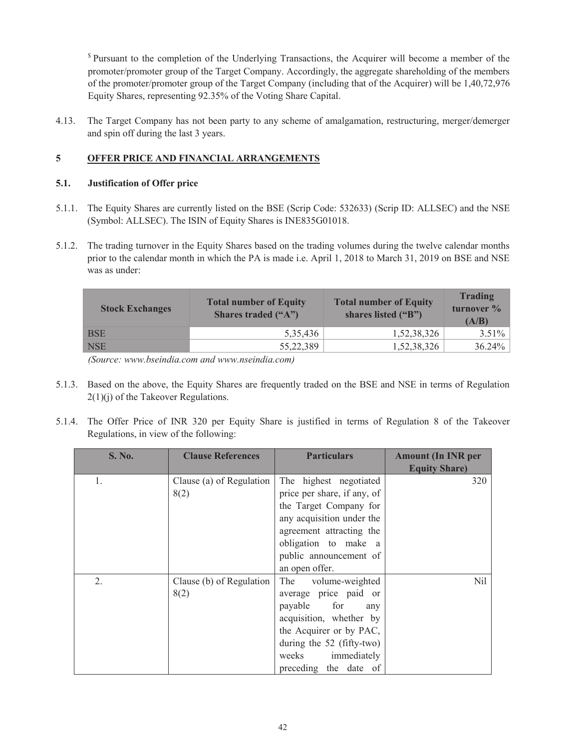[$] Pursuant to the completion of the Underlying Transactions, the Acquirer will become a member of the promoter/promoter group of the Target Company. Accordingly, the aggregate shareholding of the members of the promoter/promoter group of the Target Company (including that of the Acquirer) will be 1,40,72,976 Equity Shares, representing 92.35% of the Voting Share Capital.

4.13. The Target Company has not been party to any scheme of amalgamation, restructuring, merger/demerger and spin off during the last 3 years.

## 5 OFFER PRICE AND FINANCIAL ARRANGEMENTS

### 5.1. Justification of Offer price

5.1.1. The Equity Shares are currently listed on the BSE (Scrip Code: 532633) (Scrip ID: ALLSEC) and the NSE (Symbol: ALLSEC). The ISIN of Equity Shares is INE835G01018.

5.1.2. The trading turnover in the Equity Shares based on the trading volumes during the twelve calendar months prior to the calendar month in which the PA is made i.e. April 1, 2018 to March 31, 2019 on BSE and NSE was as under:

| Stock Exchanges | Total number of Equity Shares traded ("A") | Total number of Equity shares listed ("B") | Trading turnover % (A/B) |
|---|---|---|---|
| BSE | 5,35,436 | 1,52,38,326 | 3.51% |
| NSE | 55,22,389 | 1,52,38,326 | 36.24% |

*(Source: www.bseindia.com and www.nseindia.com)*

5.1.3. Based on the above, the Equity Shares are frequently traded on the BSE and NSE in terms of Regulation 2(1)(j) of the Takeover Regulations.

5.1.4. The Offer Price of INR 320 per Equity Share is justified in terms of Regulation 8 of the Takeover Regulations, in view of the following:

| S. No. | Clause References | Particulars | Amount (In INR per Equity Share) |
|---|---|---|---|
| 1. | Clause (a) of Regulation 8(2) | The highest negotiated price per share, if any, of the Target Company for any acquisition under the agreement attracting the obligation to make a public announcement of an open offer. | 320 |
| 2. | Clause (b) of Regulation 8(2) | The volume-weighted average price paid or payable for any acquisition, whether by the Acquirer or by PAC, during the 52 (fifty-two) weeks immediately preceding the date of | Nil |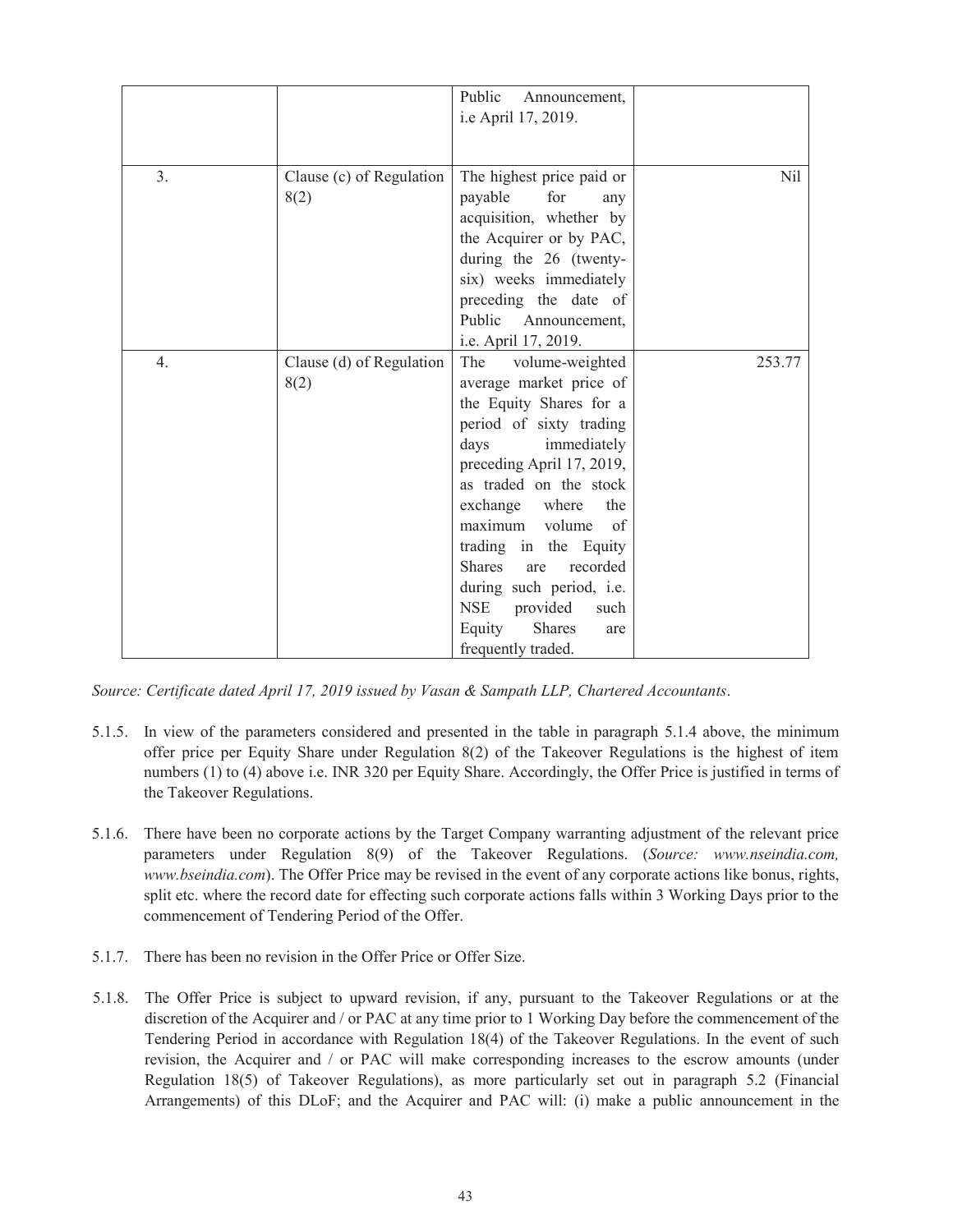| | | Public Announcement, i.e April 17, 2019. | |
|---|---|---|---|
| 3. | Clause (c) of Regulation 8(2) | The highest price paid or payable for any acquisition, whether by the Acquirer or by PAC, during the 26 (twenty-six) weeks immediately preceding the date of Public Announcement, i.e. April 17, 2019. | Nil |
| 4. | Clause (d) of Regulation 8(2) | The volume-weighted average market price of the Equity Shares for a period of sixty trading days immediately preceding April 17, 2019, as traded on the stock exchange where the maximum volume of trading in the Equity Shares are recorded during such period, i.e. NSE provided such Equity Shares are frequently traded. | 253.77 |

*Source: Certificate dated April 17, 2019 issued by Vasan & Sampath LLP, Chartered Accountants*.

5.1.5. In view of the parameters considered and presented in the table in paragraph 5.1.4 above, the minimum offer price per Equity Share under Regulation 8(2) of the Takeover Regulations is the highest of item numbers (1) to (4) above i.e. INR 320 per Equity Share. Accordingly, the Offer Price is justified in terms of the Takeover Regulations.

5.1.6. There have been no corporate actions by the Target Company warranting adjustment of the relevant price parameters under Regulation 8(9) of the Takeover Regulations. (*Source: www.nseindia.com, www.bseindia.com*). The Offer Price may be revised in the event of any corporate actions like bonus, rights, split etc. where the record date for effecting such corporate actions falls within 3 Working Days prior to the commencement of Tendering Period of the Offer.

5.1.7. There has been no revision in the Offer Price or Offer Size.

5.1.8. The Offer Price is subject to upward revision, if any, pursuant to the Takeover Regulations or at the discretion of the Acquirer and / or PAC at any time prior to 1 Working Day before the commencement of the Tendering Period in accordance with Regulation 18(4) of the Takeover Regulations. In the event of such revision, the Acquirer and / or PAC will make corresponding increases to the escrow amounts (under Regulation 18(5) of Takeover Regulations), as more particularly set out in paragraph 5.2 (Financial Arrangements) of this DLoF; and the Acquirer and PAC will: (i) make a public announcement in the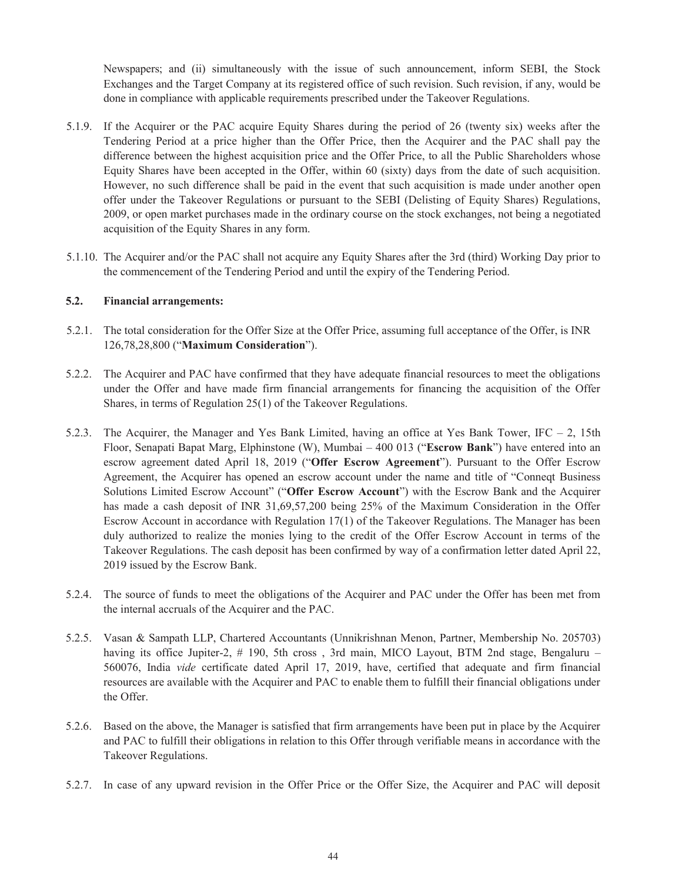Newspapers; and (ii) simultaneously with the issue of such announcement, inform SEBI, the Stock Exchanges and the Target Company at its registered office of such revision. Such revision, if any, would be done in compliance with applicable requirements prescribed under the Takeover Regulations.

5.1.9. If the Acquirer or the PAC acquire Equity Shares during the period of 26 (twenty six) weeks after the Tendering Period at a price higher than the Offer Price, then the Acquirer and the PAC shall pay the difference between the highest acquisition price and the Offer Price, to all the Public Shareholders whose Equity Shares have been accepted in the Offer, within 60 (sixty) days from the date of such acquisition. However, no such difference shall be paid in the event that such acquisition is made under another open offer under the Takeover Regulations or pursuant to the SEBI (Delisting of Equity Shares) Regulations, 2009, or open market purchases made in the ordinary course on the stock exchanges, not being a negotiated acquisition of the Equity Shares in any form.

5.1.10. The Acquirer and/or the PAC shall not acquire any Equity Shares after the 3rd (third) Working Day prior to the commencement of the Tendering Period and until the expiry of the Tendering Period.

**5.2. Financial arrangements:**

5.2.1. The total consideration for the Offer Size at the Offer Price, assuming full acceptance of the Offer, is INR 126,78,28,800 ("**Maximum Consideration**").

5.2.2. The Acquirer and PAC have confirmed that they have adequate financial resources to meet the obligations under the Offer and have made firm financial arrangements for financing the acquisition of the Offer Shares, in terms of Regulation 25(1) of the Takeover Regulations.

5.2.3. The Acquirer, the Manager and Yes Bank Limited, having an office at Yes Bank Tower, IFC – 2, 15th Floor, Senapati Bapat Marg, Elphinstone (W), Mumbai – 400 013 ("**Escrow Bank**") have entered into an escrow agreement dated April 18, 2019 ("**Offer Escrow Agreement**"). Pursuant to the Offer Escrow Agreement, the Acquirer has opened an escrow account under the name and title of "Conneqt Business Solutions Limited Escrow Account" ("**Offer Escrow Account**") with the Escrow Bank and the Acquirer has made a cash deposit of INR 31,69,57,200 being 25% of the Maximum Consideration in the Offer Escrow Account in accordance with Regulation 17(1) of the Takeover Regulations. The Manager has been duly authorized to realize the monies lying to the credit of the Offer Escrow Account in terms of the Takeover Regulations. The cash deposit has been confirmed by way of a confirmation letter dated April 22, 2019 issued by the Escrow Bank.

5.2.4. The source of funds to meet the obligations of the Acquirer and PAC under the Offer has been met from the internal accruals of the Acquirer and the PAC.

5.2.5. Vasan & Sampath LLP, Chartered Accountants (Unnikrishnan Menon, Partner, Membership No. 205703) having its office Jupiter-2, # 190, 5th cross , 3rd main, MICO Layout, BTM 2nd stage, Bengaluru – 560076, India *vide* certificate dated April 17, 2019, have, certified that adequate and firm financial resources are available with the Acquirer and PAC to enable them to fulfill their financial obligations under the Offer.

5.2.6. Based on the above, the Manager is satisfied that firm arrangements have been put in place by the Acquirer and PAC to fulfill their obligations in relation to this Offer through verifiable means in accordance with the Takeover Regulations.

5.2.7. In case of any upward revision in the Offer Price or the Offer Size, the Acquirer and PAC will deposit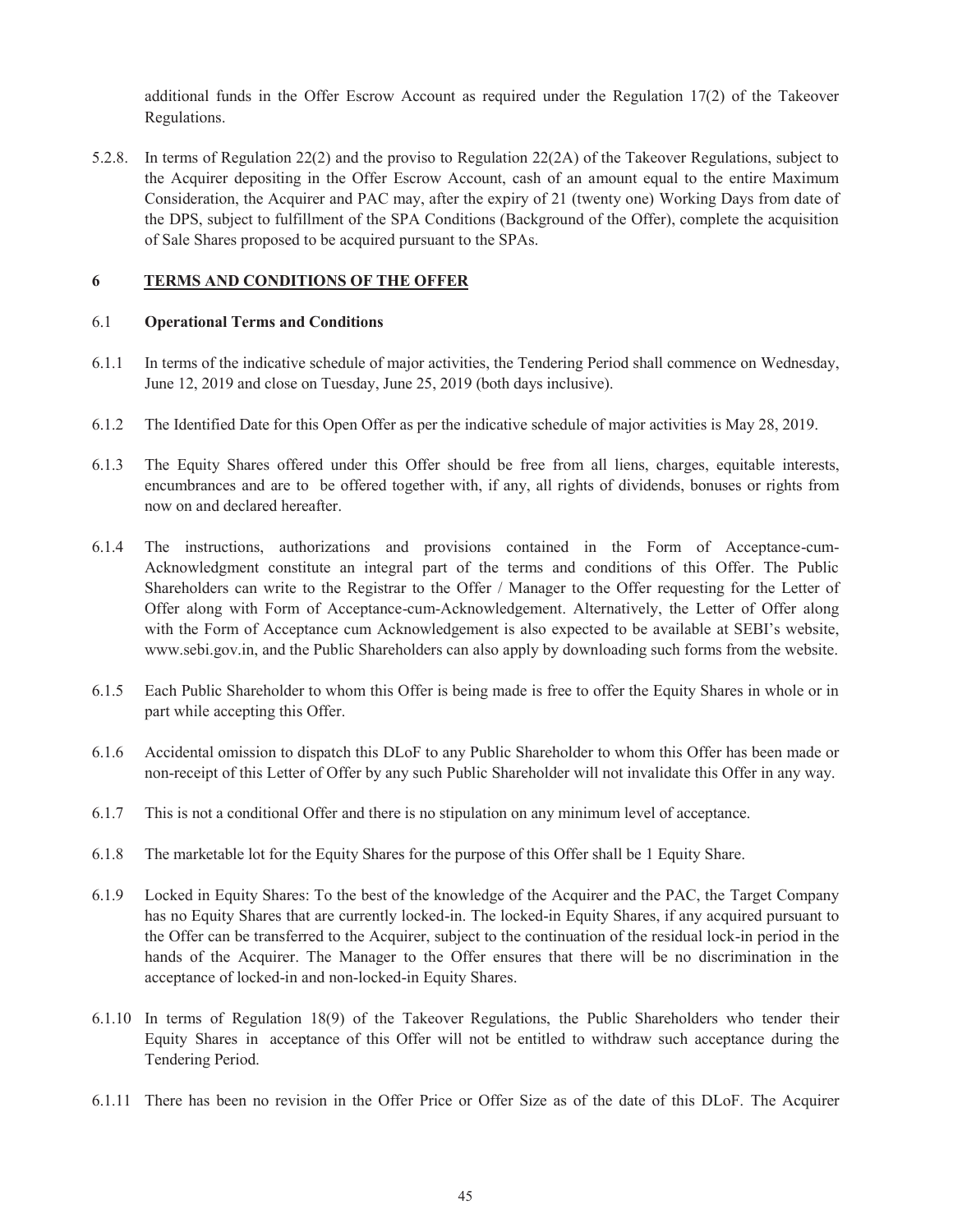additional funds in the Offer Escrow Account as required under the Regulation 17(2) of the Takeover Regulations.

5.2.8. In terms of Regulation 22(2) and the proviso to Regulation 22(2A) of the Takeover Regulations, subject to the Acquirer depositing in the Offer Escrow Account, cash of an amount equal to the entire Maximum Consideration, the Acquirer and PAC may, after the expiry of 21 (twenty one) Working Days from date of the DPS, subject to fulfillment of the SPA Conditions (Background of the Offer), complete the acquisition of Sale Shares proposed to be acquired pursuant to the SPAs.

## 6 TERMS AND CONDITIONS OF THE OFFER

### 6.1 Operational Terms and Conditions

6.1.1 In terms of the indicative schedule of major activities, the Tendering Period shall commence on Wednesday, June 12, 2019 and close on Tuesday, June 25, 2019 (both days inclusive).

6.1.2 The Identified Date for this Open Offer as per the indicative schedule of major activities is May 28, 2019.

6.1.3 The Equity Shares offered under this Offer should be free from all liens, charges, equitable interests, encumbrances and are to be offered together with, if any, all rights of dividends, bonuses or rights from now on and declared hereafter.

6.1.4 The instructions, authorizations and provisions contained in the Form of Acceptance-cum-Acknowledgment constitute an integral part of the terms and conditions of this Offer. The Public Shareholders can write to the Registrar to the Offer / Manager to the Offer requesting for the Letter of Offer along with Form of Acceptance-cum-Acknowledgement. Alternatively, the Letter of Offer along with the Form of Acceptance cum Acknowledgement is also expected to be available at SEBI's website, www.sebi.gov.in, and the Public Shareholders can also apply by downloading such forms from the website.

6.1.5 Each Public Shareholder to whom this Offer is being made is free to offer the Equity Shares in whole or in part while accepting this Offer.

6.1.6 Accidental omission to dispatch this DLoF to any Public Shareholder to whom this Offer has been made or non-receipt of this Letter of Offer by any such Public Shareholder will not invalidate this Offer in any way.

6.1.7 This is not a conditional Offer and there is no stipulation on any minimum level of acceptance.

6.1.8 The marketable lot for the Equity Shares for the purpose of this Offer shall be 1 Equity Share.

6.1.9 Locked in Equity Shares: To the best of the knowledge of the Acquirer and the PAC, the Target Company has no Equity Shares that are currently locked-in. The locked-in Equity Shares, if any acquired pursuant to the Offer can be transferred to the Acquirer, subject to the continuation of the residual lock-in period in the hands of the Acquirer. The Manager to the Offer ensures that there will be no discrimination in the acceptance of locked-in and non-locked-in Equity Shares.

6.1.10 In terms of Regulation 18(9) of the Takeover Regulations, the Public Shareholders who tender their Equity Shares in acceptance of this Offer will not be entitled to withdraw such acceptance during the Tendering Period.

6.1.11 There has been no revision in the Offer Price or Offer Size as of the date of this DLoF. The Acquirer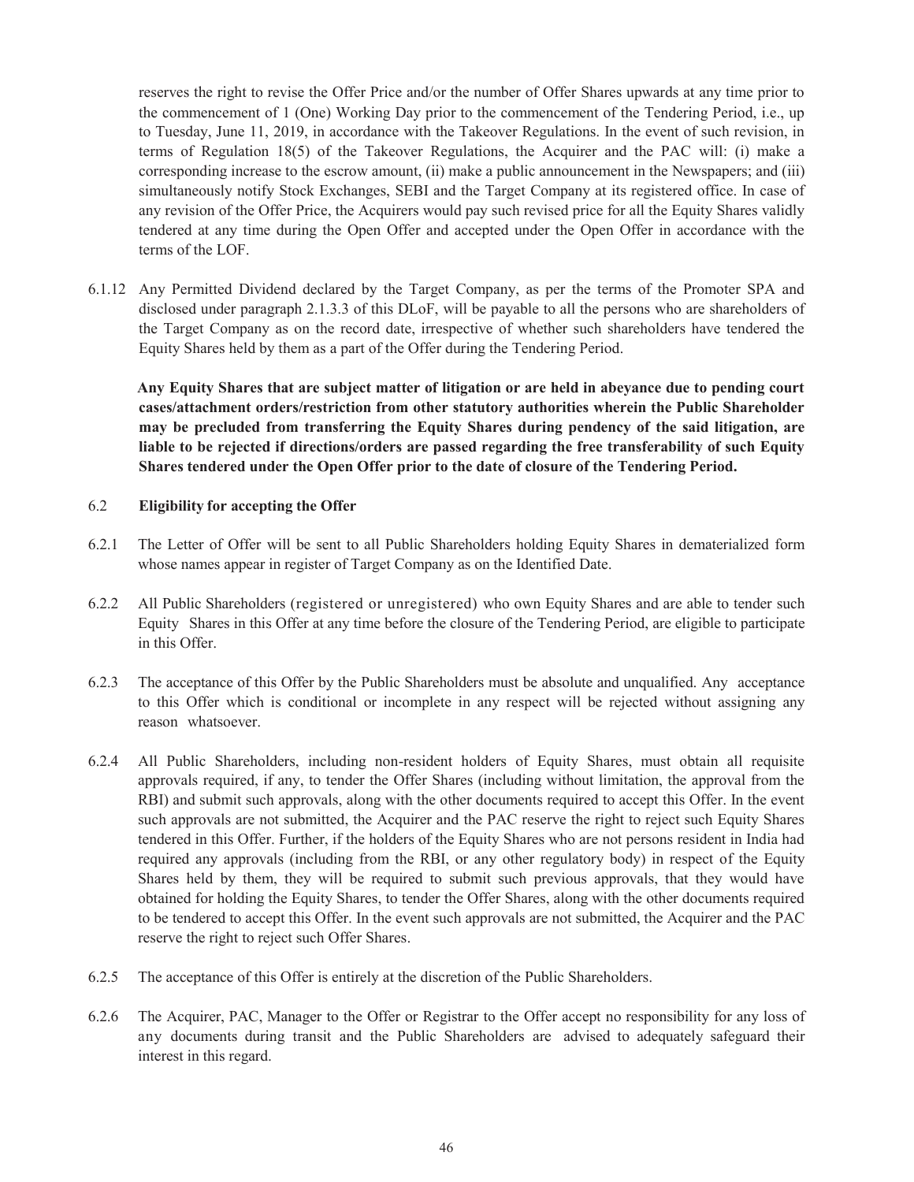reserves the right to revise the Offer Price and/or the number of Offer Shares upwards at any time prior to the commencement of 1 (One) Working Day prior to the commencement of the Tendering Period, i.e., up to Tuesday, June 11, 2019, in accordance with the Takeover Regulations. In the event of such revision, in terms of Regulation 18(5) of the Takeover Regulations, the Acquirer and the PAC will: (i) make a corresponding increase to the escrow amount, (ii) make a public announcement in the Newspapers; and (iii) simultaneously notify Stock Exchanges, SEBI and the Target Company at its registered office. In case of any revision of the Offer Price, the Acquirers would pay such revised price for all the Equity Shares validly tendered at any time during the Open Offer and accepted under the Open Offer in accordance with the terms of the LOF.

6.1.12 Any Permitted Dividend declared by the Target Company, as per the terms of the Promoter SPA and disclosed under paragraph 2.1.3.3 of this DLoF, will be payable to all the persons who are shareholders of the Target Company as on the record date, irrespective of whether such shareholders have tendered the Equity Shares held by them as a part of the Offer during the Tendering Period.

**Any Equity Shares that are subject matter of litigation or are held in abeyance due to pending court cases/attachment orders/restriction from other statutory authorities wherein the Public Shareholder may be precluded from transferring the Equity Shares during pendency of the said litigation, are liable to be rejected if directions/orders are passed regarding the free transferability of such Equity Shares tendered under the Open Offer prior to the date of closure of the Tendering Period.**

### 6.2 Eligibility for accepting the Offer

6.2.1 The Letter of Offer will be sent to all Public Shareholders holding Equity Shares in dematerialized form whose names appear in register of Target Company as on the Identified Date.

6.2.2 All Public Shareholders (registered or unregistered) who own Equity Shares and are able to tender such Equity Shares in this Offer at any time before the closure of the Tendering Period, are eligible to participate in this Offer.

6.2.3 The acceptance of this Offer by the Public Shareholders must be absolute and unqualified. Any acceptance to this Offer which is conditional or incomplete in any respect will be rejected without assigning any reason whatsoever.

6.2.4 All Public Shareholders, including non-resident holders of Equity Shares, must obtain all requisite approvals required, if any, to tender the Offer Shares (including without limitation, the approval from the RBI) and submit such approvals, along with the other documents required to accept this Offer. In the event such approvals are not submitted, the Acquirer and the PAC reserve the right to reject such Equity Shares tendered in this Offer. Further, if the holders of the Equity Shares who are not persons resident in India had required any approvals (including from the RBI, or any other regulatory body) in respect of the Equity Shares held by them, they will be required to submit such previous approvals, that they would have obtained for holding the Equity Shares, to tender the Offer Shares, along with the other documents required to be tendered to accept this Offer. In the event such approvals are not submitted, the Acquirer and the PAC reserve the right to reject such Offer Shares.

6.2.5 The acceptance of this Offer is entirely at the discretion of the Public Shareholders.

6.2.6 The Acquirer, PAC, Manager to the Offer or Registrar to the Offer accept no responsibility for any loss of any documents during transit and the Public Shareholders are advised to adequately safeguard their interest in this regard.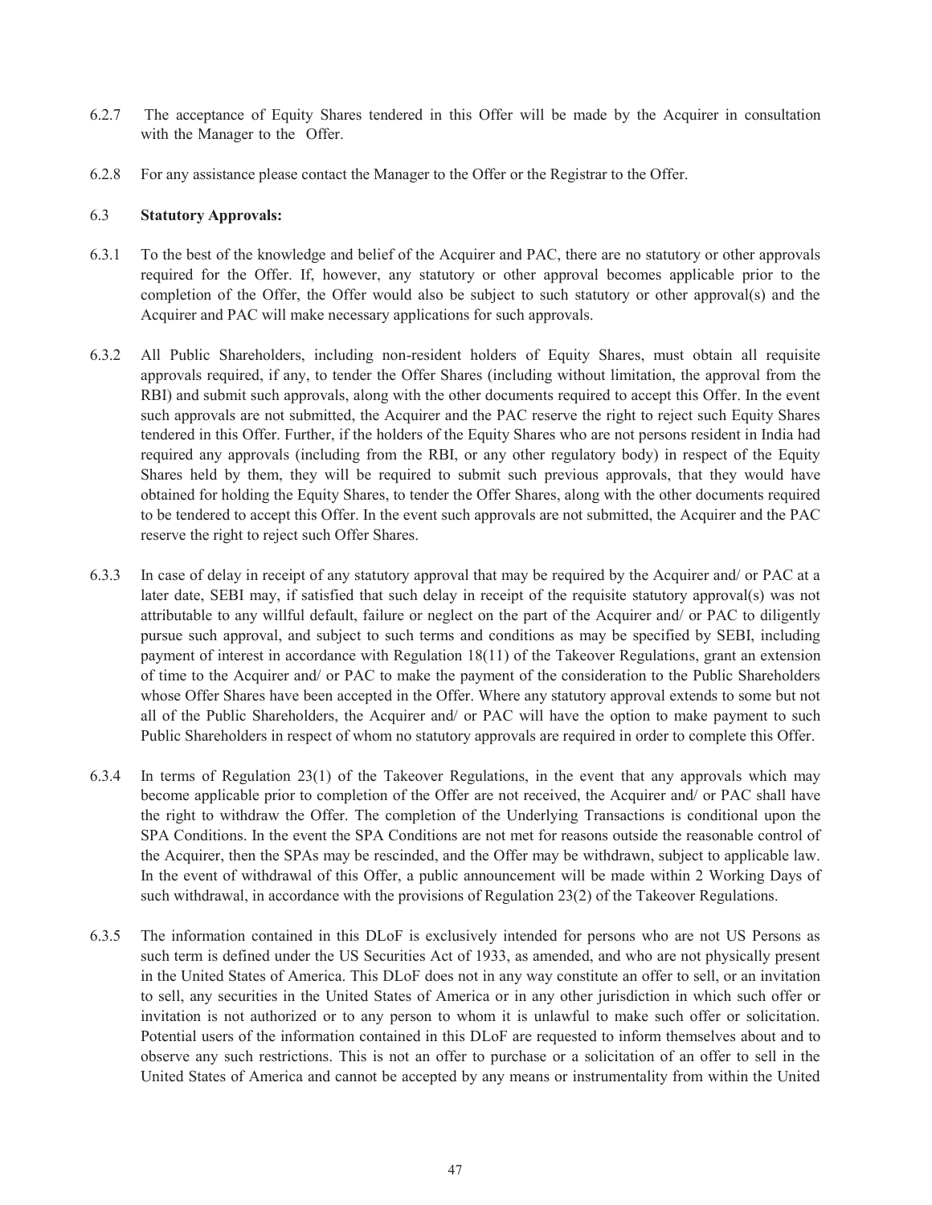6.2.7 The acceptance of Equity Shares tendered in this Offer will be made by the Acquirer in consultation with the Manager to the Offer.

6.2.8 For any assistance please contact the Manager to the Offer or the Registrar to the Offer.

6.3 **Statutory Approvals:**

6.3.1 To the best of the knowledge and belief of the Acquirer and PAC, there are no statutory or other approvals required for the Offer. If, however, any statutory or other approval becomes applicable prior to the completion of the Offer, the Offer would also be subject to such statutory or other approval(s) and the Acquirer and PAC will make necessary applications for such approvals.

6.3.2 All Public Shareholders, including non-resident holders of Equity Shares, must obtain all requisite approvals required, if any, to tender the Offer Shares (including without limitation, the approval from the RBI) and submit such approvals, along with the other documents required to accept this Offer. In the event such approvals are not submitted, the Acquirer and the PAC reserve the right to reject such Equity Shares tendered in this Offer. Further, if the holders of the Equity Shares who are not persons resident in India had required any approvals (including from the RBI, or any other regulatory body) in respect of the Equity Shares held by them, they will be required to submit such previous approvals, that they would have obtained for holding the Equity Shares, to tender the Offer Shares, along with the other documents required to be tendered to accept this Offer. In the event such approvals are not submitted, the Acquirer and the PAC reserve the right to reject such Offer Shares.

6.3.3 In case of delay in receipt of any statutory approval that may be required by the Acquirer and/ or PAC at a later date, SEBI may, if satisfied that such delay in receipt of the requisite statutory approval(s) was not attributable to any willful default, failure or neglect on the part of the Acquirer and/ or PAC to diligently pursue such approval, and subject to such terms and conditions as may be specified by SEBI, including payment of interest in accordance with Regulation 18(11) of the Takeover Regulations, grant an extension of time to the Acquirer and/ or PAC to make the payment of the consideration to the Public Shareholders whose Offer Shares have been accepted in the Offer. Where any statutory approval extends to some but not all of the Public Shareholders, the Acquirer and/ or PAC will have the option to make payment to such Public Shareholders in respect of whom no statutory approvals are required in order to complete this Offer.

6.3.4 In terms of Regulation 23(1) of the Takeover Regulations, in the event that any approvals which may become applicable prior to completion of the Offer are not received, the Acquirer and/ or PAC shall have the right to withdraw the Offer. The completion of the Underlying Transactions is conditional upon the SPA Conditions. In the event the SPA Conditions are not met for reasons outside the reasonable control of the Acquirer, then the SPAs may be rescinded, and the Offer may be withdrawn, subject to applicable law. In the event of withdrawal of this Offer, a public announcement will be made within 2 Working Days of such withdrawal, in accordance with the provisions of Regulation 23(2) of the Takeover Regulations.

6.3.5 The information contained in this DLoF is exclusively intended for persons who are not US Persons as such term is defined under the US Securities Act of 1933, as amended, and who are not physically present in the United States of America. This DLoF does not in any way constitute an offer to sell, or an invitation to sell, any securities in the United States of America or in any other jurisdiction in which such offer or invitation is not authorized or to any person to whom it is unlawful to make such offer or solicitation. Potential users of the information contained in this DLoF are requested to inform themselves about and to observe any such restrictions. This is not an offer to purchase or a solicitation of an offer to sell in the United States of America and cannot be accepted by any means or instrumentality from within the United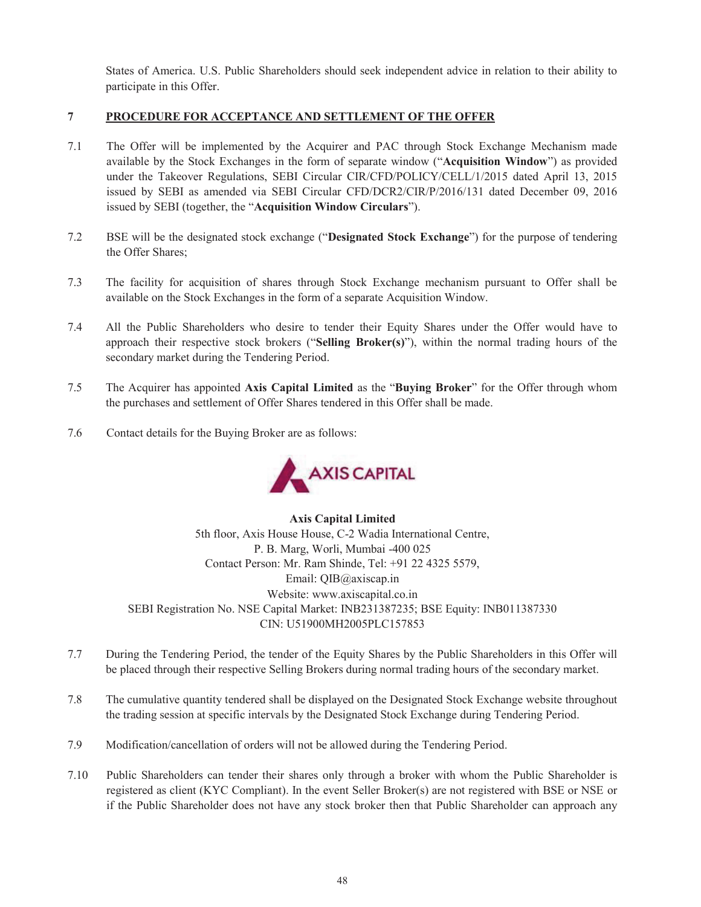States of America. U.S. Public Shareholders should seek independent advice in relation to their ability to participate in this Offer.

## 7 PROCEDURE FOR ACCEPTANCE AND SETTLEMENT OF THE OFFER

7.1 The Offer will be implemented by the Acquirer and PAC through Stock Exchange Mechanism made available by the Stock Exchanges in the form of separate window ("**Acquisition Window**") as provided under the Takeover Regulations, SEBI Circular CIR/CFD/POLICY/CELL/1/2015 dated April 13, 2015 issued by SEBI as amended via SEBI Circular CFD/DCR2/CIR/P/2016/131 dated December 09, 2016 issued by SEBI (together, the "**Acquisition Window Circulars**").

7.2 BSE will be the designated stock exchange ("**Designated Stock Exchange**") for the purpose of tendering the Offer Shares;

7.3 The facility for acquisition of shares through Stock Exchange mechanism pursuant to Offer shall be available on the Stock Exchanges in the form of a separate Acquisition Window.

7.4 All the Public Shareholders who desire to tender their Equity Shares under the Offer would have to approach their respective stock brokers ("**Selling Broker(s)**"), within the normal trading hours of the secondary market during the Tendering Period.

7.5 The Acquirer has appointed **Axis Capital Limited** as the "**Buying Broker**" for the Offer through whom the purchases and settlement of Offer Shares tendered in this Offer shall be made.

7.6 Contact details for the Buying Broker are as follows:

AXIS CAPITAL

**Axis Capital Limited**
5th floor, Axis House House, C-2 Wadia International Centre,
P. B. Marg, Worli, Mumbai -400 025
Contact Person: Mr. Ram Shinde, Tel: +91 22 4325 5579,
Email: QIB@axiscap.in
Website: www.axiscapital.co.in
SEBI Registration No. NSE Capital Market: INB231387235; BSE Equity: INB011387330
CIN: U51900MH2005PLC157853

7.7 During the Tendering Period, the tender of the Equity Shares by the Public Shareholders in this Offer will be placed through their respective Selling Brokers during normal trading hours of the secondary market.

7.8 The cumulative quantity tendered shall be displayed on the Designated Stock Exchange website throughout the trading session at specific intervals by the Designated Stock Exchange during Tendering Period.

7.9 Modification/cancellation of orders will not be allowed during the Tendering Period.

7.10 Public Shareholders can tender their shares only through a broker with whom the Public Shareholder is registered as client (KYC Compliant). In the event Seller Broker(s) are not registered with BSE or NSE or if the Public Shareholder does not have any stock broker then that Public Shareholder can approach any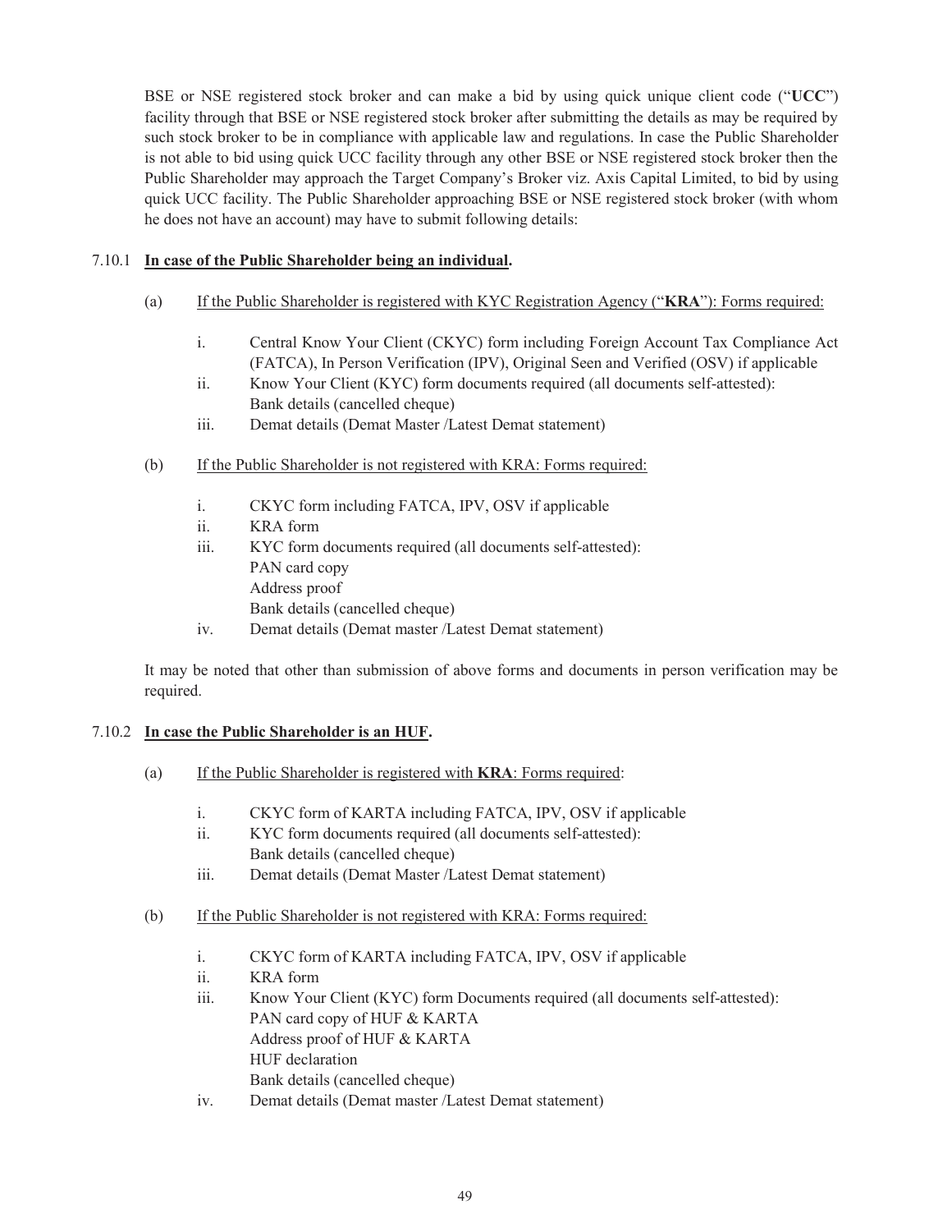BSE or NSE registered stock broker and can make a bid by using quick unique client code ("**UCC**") facility through that BSE or NSE registered stock broker after submitting the details as may be required by such stock broker to be in compliance with applicable law and regulations. In case the Public Shareholder is not able to bid using quick UCC facility through any other BSE or NSE registered stock broker then the Public Shareholder may approach the Target Company's Broker viz. Axis Capital Limited, to bid by using quick UCC facility. The Public Shareholder approaching BSE or NSE registered stock broker (with whom he does not have an account) may have to submit following details:

7.10.1 **<u>In case of the Public Shareholder being an individual</u>.**

(a) <u>If the Public Shareholder is registered with KYC Registration Agency ("**KRA**"): Forms required:</u>

i. Central Know Your Client (CKYC) form including Foreign Account Tax Compliance Act (FATCA), In Person Verification (IPV), Original Seen and Verified (OSV) if applicable

ii. Know Your Client (KYC) form documents required (all documents self-attested):
Bank details (cancelled cheque)

iii. Demat details (Demat Master /Latest Demat statement)

(b) <u>If the Public Shareholder is not registered with KRA: Forms required:</u>

i. CKYC form including FATCA, IPV, OSV if applicable

ii. KRA form

iii. KYC form documents required (all documents self-attested):
PAN card copy
Address proof
Bank details (cancelled cheque)

iv. Demat details (Demat master /Latest Demat statement)

It may be noted that other than submission of above forms and documents in person verification may be required.

7.10.2 **<u>In case the Public Shareholder is an HUF</u>.**

(a) <u>If the Public Shareholder is registered with **KRA**: Forms required</u>:

i. CKYC form of KARTA including FATCA, IPV, OSV if applicable

ii. KYC form documents required (all documents self-attested):
Bank details (cancelled cheque)

iii. Demat details (Demat Master /Latest Demat statement)

(b) <u>If the Public Shareholder is not registered with KRA: Forms required:</u>

i. CKYC form of KARTA including FATCA, IPV, OSV if applicable

ii. KRA form

iii. Know Your Client (KYC) form Documents required (all documents self-attested):
PAN card copy of HUF & KARTA
Address proof of HUF & KARTA
HUF declaration
Bank details (cancelled cheque)

iv. Demat details (Demat master /Latest Demat statement)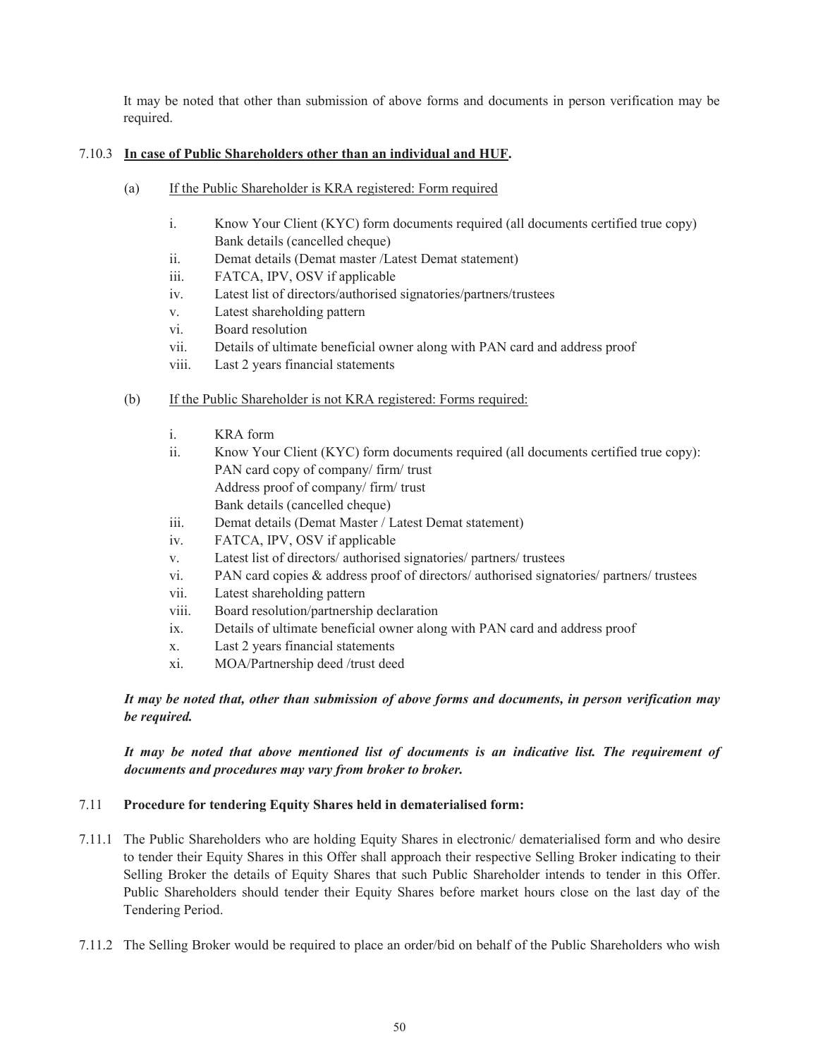It may be noted that other than submission of above forms and documents in person verification may be required.

7.10.3 **<u>In case of Public Shareholders other than an individual and HUF</u>.**

(a) <u>If the Public Shareholder is KRA registered: Form required</u>

i. Know Your Client (KYC) form documents required (all documents certified true copy) Bank details (cancelled cheque)
ii. Demat details (Demat master /Latest Demat statement)
iii. FATCA, IPV, OSV if applicable
iv. Latest list of directors/authorised signatories/partners/trustees
v. Latest shareholding pattern
vi. Board resolution
vii. Details of ultimate beneficial owner along with PAN card and address proof
viii. Last 2 years financial statements

(b) <u>If the Public Shareholder is not KRA registered: Forms required:</u>

i. KRA form
ii. Know Your Client (KYC) form documents required (all documents certified true copy):
PAN card copy of company/ firm/ trust
Address proof of company/ firm/ trust
Bank details (cancelled cheque)
iii. Demat details (Demat Master / Latest Demat statement)
iv. FATCA, IPV, OSV if applicable
v. Latest list of directors/ authorised signatories/ partners/ trustees
vi. PAN card copies & address proof of directors/ authorised signatories/ partners/ trustees
vii. Latest shareholding pattern
viii. Board resolution/partnership declaration
ix. Details of ultimate beneficial owner along with PAN card and address proof
x. Last 2 years financial statements
xi. MOA/Partnership deed /trust deed

***It may be noted that, other than submission of above forms and documents, in person verification may be required.***

***It may be noted that above mentioned list of documents is an indicative list. The requirement of documents and procedures may vary from broker to broker.***

7.11 **Procedure for tendering Equity Shares held in dematerialised form:**

7.11.1 The Public Shareholders who are holding Equity Shares in electronic/ dematerialised form and who desire to tender their Equity Shares in this Offer shall approach their respective Selling Broker indicating to their Selling Broker the details of Equity Shares that such Public Shareholder intends to tender in this Offer. Public Shareholders should tender their Equity Shares before market hours close on the last day of the Tendering Period.

7.11.2 The Selling Broker would be required to place an order/bid on behalf of the Public Shareholders who wish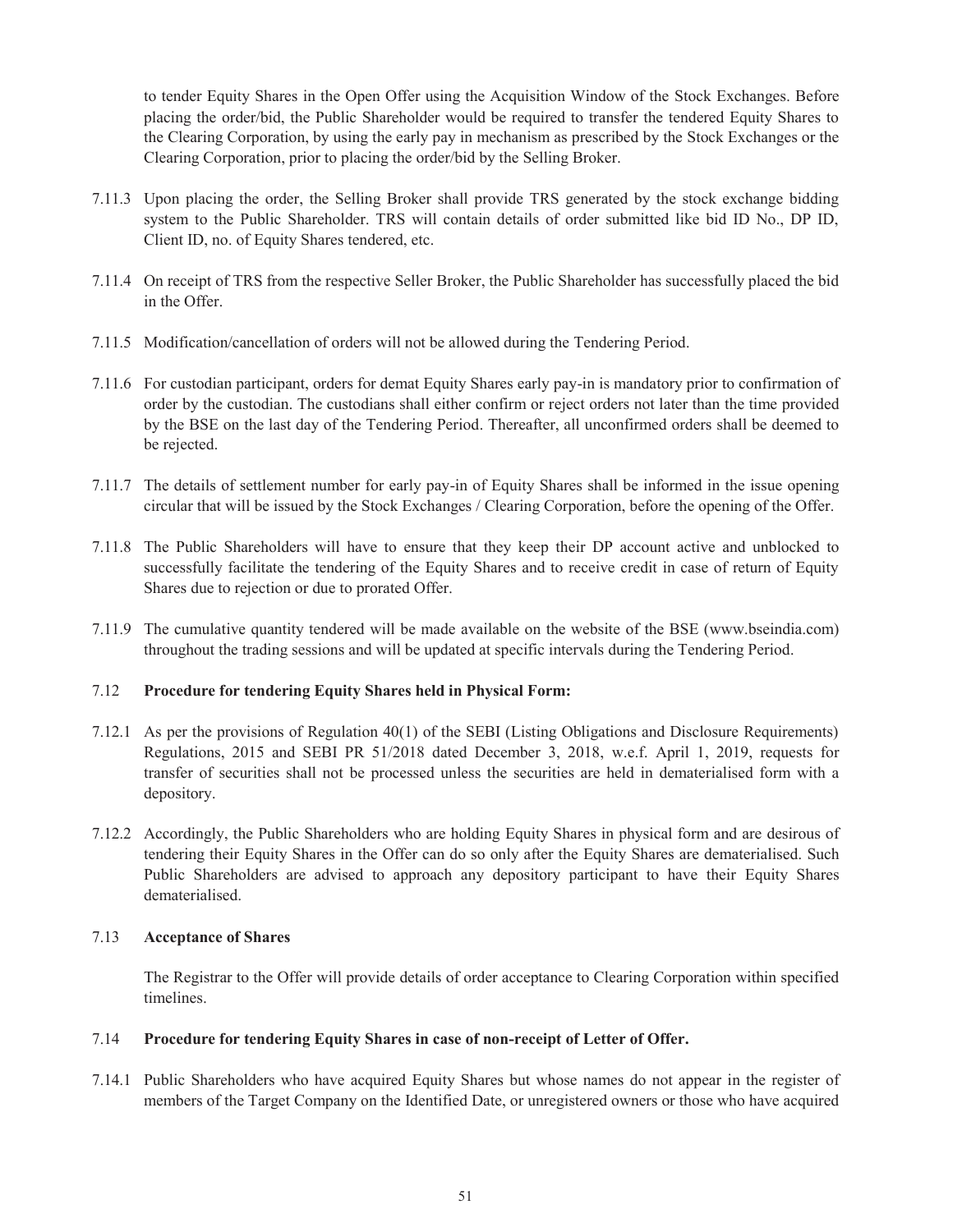to tender Equity Shares in the Open Offer using the Acquisition Window of the Stock Exchanges. Before placing the order/bid, the Public Shareholder would be required to transfer the tendered Equity Shares to the Clearing Corporation, by using the early pay in mechanism as prescribed by the Stock Exchanges or the Clearing Corporation, prior to placing the order/bid by the Selling Broker.

7.11.3 Upon placing the order, the Selling Broker shall provide TRS generated by the stock exchange bidding system to the Public Shareholder. TRS will contain details of order submitted like bid ID No., DP ID, Client ID, no. of Equity Shares tendered, etc.

7.11.4 On receipt of TRS from the respective Seller Broker, the Public Shareholder has successfully placed the bid in the Offer.

7.11.5 Modification/cancellation of orders will not be allowed during the Tendering Period.

7.11.6 For custodian participant, orders for demat Equity Shares early pay-in is mandatory prior to confirmation of order by the custodian. The custodians shall either confirm or reject orders not later than the time provided by the BSE on the last day of the Tendering Period. Thereafter, all unconfirmed orders shall be deemed to be rejected.

7.11.7 The details of settlement number for early pay-in of Equity Shares shall be informed in the issue opening circular that will be issued by the Stock Exchanges / Clearing Corporation, before the opening of the Offer.

7.11.8 The Public Shareholders will have to ensure that they keep their DP account active and unblocked to successfully facilitate the tendering of the Equity Shares and to receive credit in case of return of Equity Shares due to rejection or due to prorated Offer.

7.11.9 The cumulative quantity tendered will be made available on the website of the BSE (www.bseindia.com) throughout the trading sessions and will be updated at specific intervals during the Tendering Period.

### 7.12 Procedure for tendering Equity Shares held in Physical Form:

7.12.1 As per the provisions of Regulation 40(1) of the SEBI (Listing Obligations and Disclosure Requirements) Regulations, 2015 and SEBI PR 51/2018 dated December 3, 2018, w.e.f. April 1, 2019, requests for transfer of securities shall not be processed unless the securities are held in dematerialised form with a depository.

7.12.2 Accordingly, the Public Shareholders who are holding Equity Shares in physical form and are desirous of tendering their Equity Shares in the Offer can do so only after the Equity Shares are dematerialised. Such Public Shareholders are advised to approach any depository participant to have their Equity Shares dematerialised.

### 7.13 Acceptance of Shares

The Registrar to the Offer will provide details of order acceptance to Clearing Corporation within specified timelines.

### 7.14 Procedure for tendering Equity Shares in case of non-receipt of Letter of Offer.

7.14.1 Public Shareholders who have acquired Equity Shares but whose names do not appear in the register of members of the Target Company on the Identified Date, or unregistered owners or those who have acquired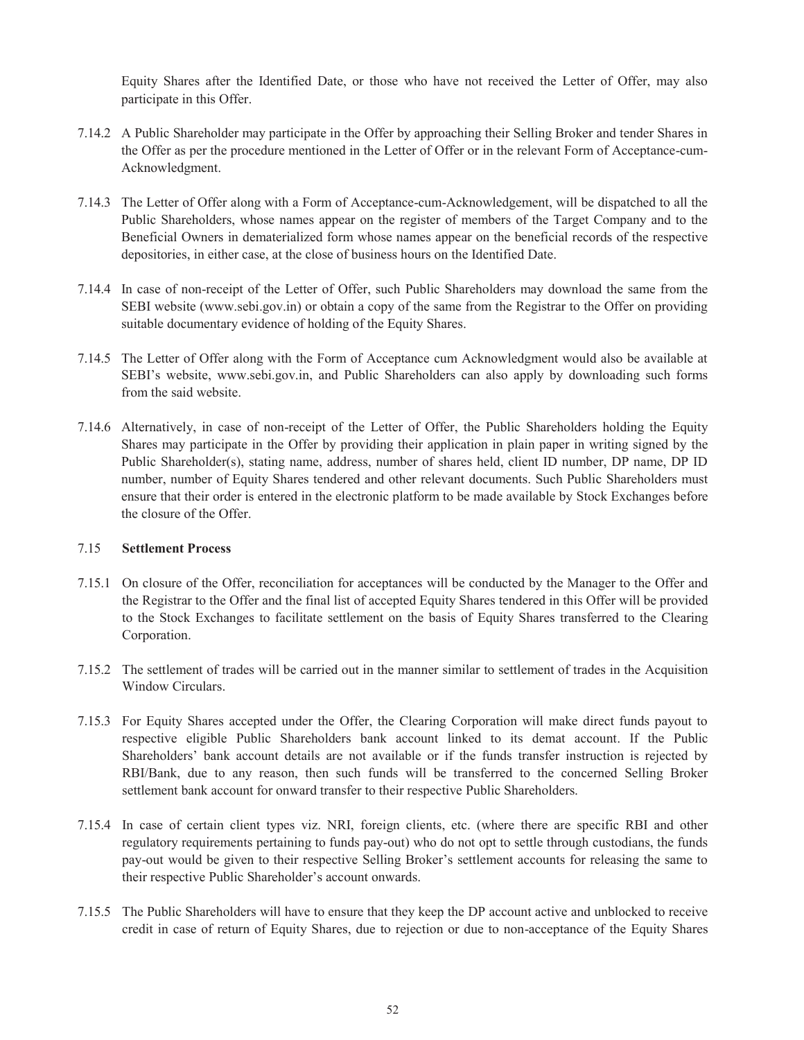Equity Shares after the Identified Date, or those who have not received the Letter of Offer, may also participate in this Offer.

7.14.2 A Public Shareholder may participate in the Offer by approaching their Selling Broker and tender Shares in the Offer as per the procedure mentioned in the Letter of Offer or in the relevant Form of Acceptance-cum-Acknowledgment.

7.14.3 The Letter of Offer along with a Form of Acceptance-cum-Acknowledgement, will be dispatched to all the Public Shareholders, whose names appear on the register of members of the Target Company and to the Beneficial Owners in dematerialized form whose names appear on the beneficial records of the respective depositories, in either case, at the close of business hours on the Identified Date.

7.14.4 In case of non-receipt of the Letter of Offer, such Public Shareholders may download the same from the SEBI website (www.sebi.gov.in) or obtain a copy of the same from the Registrar to the Offer on providing suitable documentary evidence of holding of the Equity Shares.

7.14.5 The Letter of Offer along with the Form of Acceptance cum Acknowledgment would also be available at SEBI's website, www.sebi.gov.in, and Public Shareholders can also apply by downloading such forms from the said website.

7.14.6 Alternatively, in case of non-receipt of the Letter of Offer, the Public Shareholders holding the Equity Shares may participate in the Offer by providing their application in plain paper in writing signed by the Public Shareholder(s), stating name, address, number of shares held, client ID number, DP name, DP ID number, number of Equity Shares tendered and other relevant documents. Such Public Shareholders must ensure that their order is entered in the electronic platform to be made available by Stock Exchanges before the closure of the Offer.

### 7.15 **Settlement Process**

7.15.1 On closure of the Offer, reconciliation for acceptances will be conducted by the Manager to the Offer and the Registrar to the Offer and the final list of accepted Equity Shares tendered in this Offer will be provided to the Stock Exchanges to facilitate settlement on the basis of Equity Shares transferred to the Clearing Corporation.

7.15.2 The settlement of trades will be carried out in the manner similar to settlement of trades in the Acquisition Window Circulars.

7.15.3 For Equity Shares accepted under the Offer, the Clearing Corporation will make direct funds payout to respective eligible Public Shareholders bank account linked to its demat account. If the Public Shareholders' bank account details are not available or if the funds transfer instruction is rejected by RBI/Bank, due to any reason, then such funds will be transferred to the concerned Selling Broker settlement bank account for onward transfer to their respective Public Shareholders.

7.15.4 In case of certain client types viz. NRI, foreign clients, etc. (where there are specific RBI and other regulatory requirements pertaining to funds pay-out) who do not opt to settle through custodians, the funds pay-out would be given to their respective Selling Broker's settlement accounts for releasing the same to their respective Public Shareholder's account onwards.

7.15.5 The Public Shareholders will have to ensure that they keep the DP account active and unblocked to receive credit in case of return of Equity Shares, due to rejection or due to non-acceptance of the Equity Shares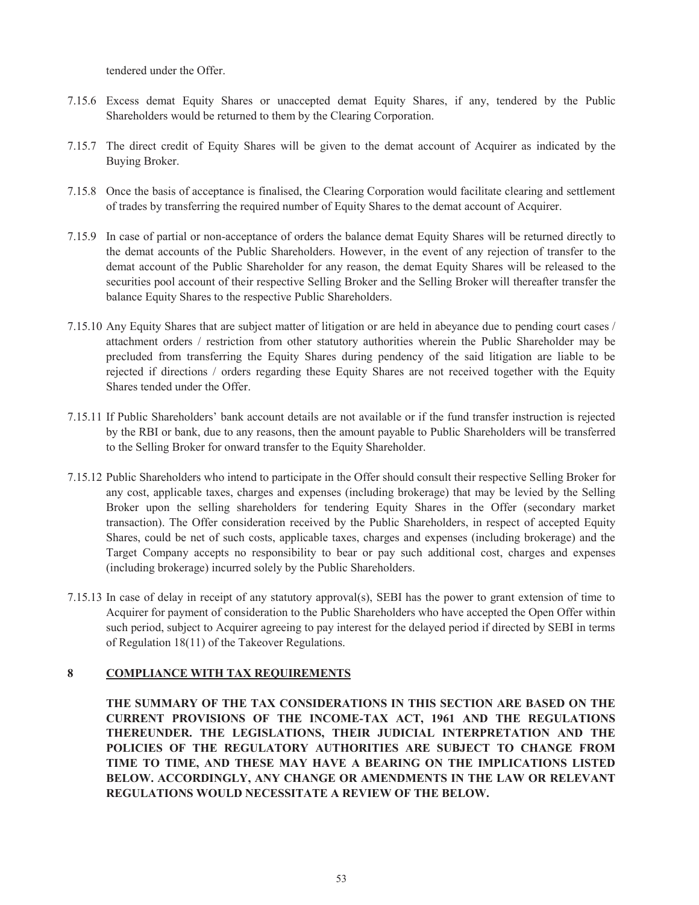tendered under the Offer.

7.15.6 Excess demat Equity Shares or unaccepted demat Equity Shares, if any, tendered by the Public Shareholders would be returned to them by the Clearing Corporation.

7.15.7 The direct credit of Equity Shares will be given to the demat account of Acquirer as indicated by the Buying Broker.

7.15.8 Once the basis of acceptance is finalised, the Clearing Corporation would facilitate clearing and settlement of trades by transferring the required number of Equity Shares to the demat account of Acquirer.

7.15.9 In case of partial or non-acceptance of orders the balance demat Equity Shares will be returned directly to the demat accounts of the Public Shareholders. However, in the event of any rejection of transfer to the demat account of the Public Shareholder for any reason, the demat Equity Shares will be released to the securities pool account of their respective Selling Broker and the Selling Broker will thereafter transfer the balance Equity Shares to the respective Public Shareholders.

7.15.10 Any Equity Shares that are subject matter of litigation or are held in abeyance due to pending court cases / attachment orders / restriction from other statutory authorities wherein the Public Shareholder may be precluded from transferring the Equity Shares during pendency of the said litigation are liable to be rejected if directions / orders regarding these Equity Shares are not received together with the Equity Shares tended under the Offer.

7.15.11 If Public Shareholders' bank account details are not available or if the fund transfer instruction is rejected by the RBI or bank, due to any reasons, then the amount payable to Public Shareholders will be transferred to the Selling Broker for onward transfer to the Equity Shareholder.

7.15.12 Public Shareholders who intend to participate in the Offer should consult their respective Selling Broker for any cost, applicable taxes, charges and expenses (including brokerage) that may be levied by the Selling Broker upon the selling shareholders for tendering Equity Shares in the Offer (secondary market transaction). The Offer consideration received by the Public Shareholders, in respect of accepted Equity Shares, could be net of such costs, applicable taxes, charges and expenses (including brokerage) and the Target Company accepts no responsibility to bear or pay such additional cost, charges and expenses (including brokerage) incurred solely by the Public Shareholders.

7.15.13 In case of delay in receipt of any statutory approval(s), SEBI has the power to grant extension of time to Acquirer for payment of consideration to the Public Shareholders who have accepted the Open Offer within such period, subject to Acquirer agreeing to pay interest for the delayed period if directed by SEBI in terms of Regulation 18(11) of the Takeover Regulations.

## 8 COMPLIANCE WITH TAX REQUIREMENTS

**THE SUMMARY OF THE TAX CONSIDERATIONS IN THIS SECTION ARE BASED ON THE CURRENT PROVISIONS OF THE INCOME-TAX ACT, 1961 AND THE REGULATIONS THEREUNDER. THE LEGISLATIONS, THEIR JUDICIAL INTERPRETATION AND THE POLICIES OF THE REGULATORY AUTHORITIES ARE SUBJECT TO CHANGE FROM TIME TO TIME, AND THESE MAY HAVE A BEARING ON THE IMPLICATIONS LISTED BELOW. ACCORDINGLY, ANY CHANGE OR AMENDMENTS IN THE LAW OR RELEVANT REGULATIONS WOULD NECESSITATE A REVIEW OF THE BELOW.**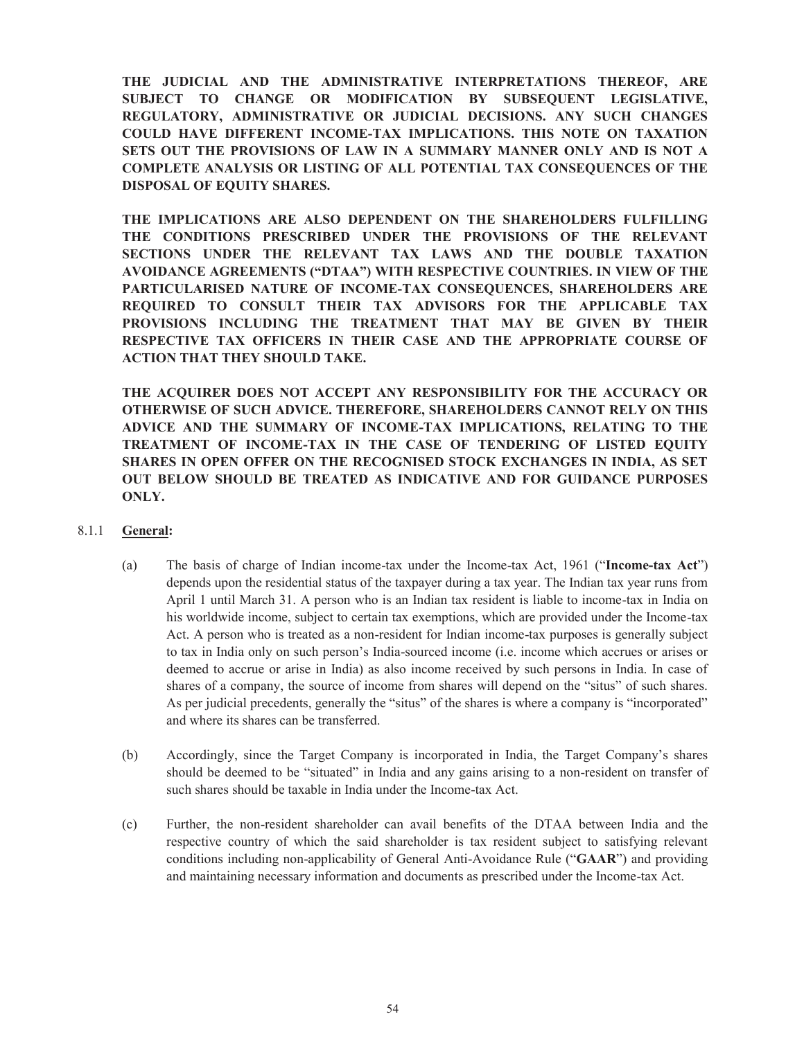**THE JUDICIAL AND THE ADMINISTRATIVE INTERPRETATIONS THEREOF, ARE SUBJECT TO CHANGE OR MODIFICATION BY SUBSEQUENT LEGISLATIVE, REGULATORY, ADMINISTRATIVE OR JUDICIAL DECISIONS. ANY SUCH CHANGES COULD HAVE DIFFERENT INCOME-TAX IMPLICATIONS. THIS NOTE ON TAXATION SETS OUT THE PROVISIONS OF LAW IN A SUMMARY MANNER ONLY AND IS NOT A COMPLETE ANALYSIS OR LISTING OF ALL POTENTIAL TAX CONSEQUENCES OF THE DISPOSAL OF EQUITY SHARES.**

**THE IMPLICATIONS ARE ALSO DEPENDENT ON THE SHAREHOLDERS FULFILLING THE CONDITIONS PRESCRIBED UNDER THE PROVISIONS OF THE RELEVANT SECTIONS UNDER THE RELEVANT TAX LAWS AND THE DOUBLE TAXATION AVOIDANCE AGREEMENTS ("DTAA") WITH RESPECTIVE COUNTRIES. IN VIEW OF THE PARTICULARISED NATURE OF INCOME-TAX CONSEQUENCES, SHAREHOLDERS ARE REQUIRED TO CONSULT THEIR TAX ADVISORS FOR THE APPLICABLE TAX PROVISIONS INCLUDING THE TREATMENT THAT MAY BE GIVEN BY THEIR RESPECTIVE TAX OFFICERS IN THEIR CASE AND THE APPROPRIATE COURSE OF ACTION THAT THEY SHOULD TAKE.**

**THE ACQUIRER DOES NOT ACCEPT ANY RESPONSIBILITY FOR THE ACCURACY OR OTHERWISE OF SUCH ADVICE. THEREFORE, SHAREHOLDERS CANNOT RELY ON THIS ADVICE AND THE SUMMARY OF INCOME-TAX IMPLICATIONS, RELATING TO THE TREATMENT OF INCOME-TAX IN THE CASE OF TENDERING OF LISTED EQUITY SHARES IN OPEN OFFER ON THE RECOGNISED STOCK EXCHANGES IN INDIA, AS SET OUT BELOW SHOULD BE TREATED AS INDICATIVE AND FOR GUIDANCE PURPOSES ONLY.**

8.1.1 **General:**

(a) The basis of charge of Indian income-tax under the Income-tax Act, 1961 ("**Income-tax Act**") depends upon the residential status of the taxpayer during a tax year. The Indian tax year runs from April 1 until March 31. A person who is an Indian tax resident is liable to income-tax in India on his worldwide income, subject to certain tax exemptions, which are provided under the Income-tax Act. A person who is treated as a non-resident for Indian income-tax purposes is generally subject to tax in India only on such person's India-sourced income (i.e. income which accrues or arises or deemed to accrue or arise in India) as also income received by such persons in India. In case of shares of a company, the source of income from shares will depend on the "situs" of such shares. As per judicial precedents, generally the "situs" of the shares is where a company is "incorporated" and where its shares can be transferred.

(b) Accordingly, since the Target Company is incorporated in India, the Target Company's shares should be deemed to be "situated" in India and any gains arising to a non-resident on transfer of such shares should be taxable in India under the Income-tax Act.

(c) Further, the non-resident shareholder can avail benefits of the DTAA between India and the respective country of which the said shareholder is tax resident subject to satisfying relevant conditions including non-applicability of General Anti-Avoidance Rule ("**GAAR**") and providing and maintaining necessary information and documents as prescribed under the Income-tax Act.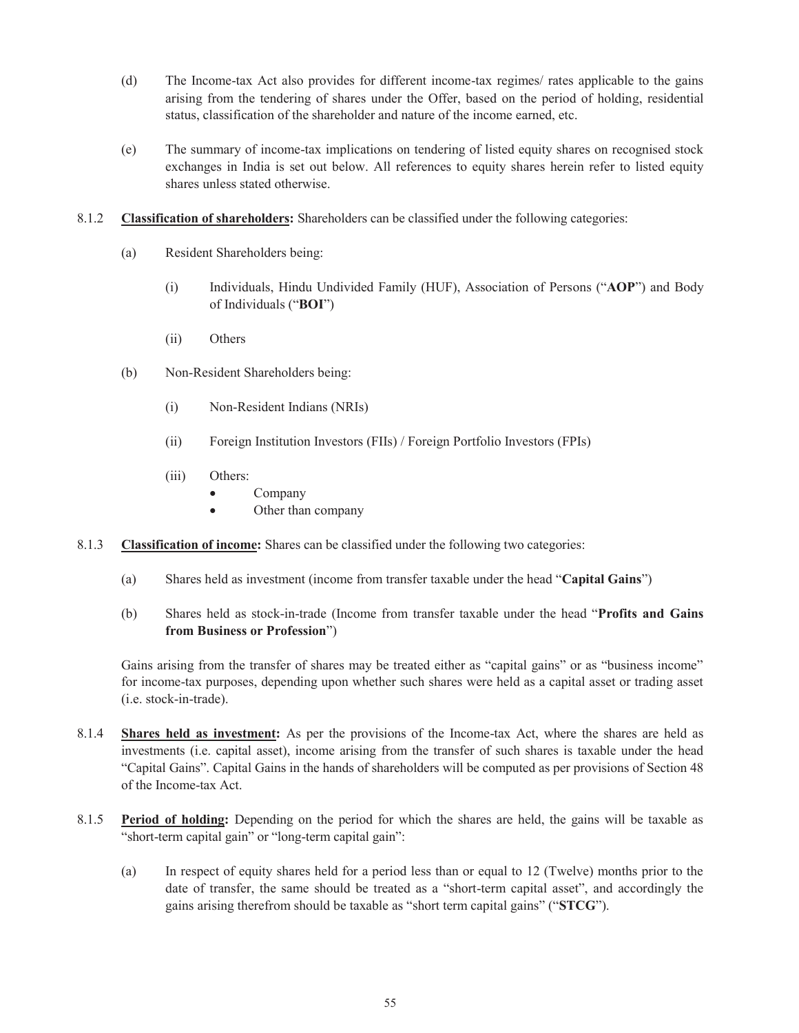(d) The Income-tax Act also provides for different income-tax regimes/ rates applicable to the gains arising from the tendering of shares under the Offer, based on the period of holding, residential status, classification of the shareholder and nature of the income earned, etc.

(e) The summary of income-tax implications on tendering of listed equity shares on recognised stock exchanges in India is set out below. All references to equity shares herein refer to listed equity shares unless stated otherwise.

8.1.2 **Classification of shareholders:** Shareholders can be classified under the following categories:

(a) Resident Shareholders being:

(i) Individuals, Hindu Undivided Family (HUF), Association of Persons ("**AOP**") and Body of Individuals ("**BOI**")

(ii) Others

(b) Non-Resident Shareholders being:

(i) Non-Resident Indians (NRIs)

(ii) Foreign Institution Investors (FIIs) / Foreign Portfolio Investors (FPIs)

(iii) Others:
- Company
- Other than company

8.1.3 **Classification of income:** Shares can be classified under the following two categories:

(a) Shares held as investment (income from transfer taxable under the head "**Capital Gains**")

(b) Shares held as stock-in-trade (Income from transfer taxable under the head "**Profits and Gains from Business or Profession**")

Gains arising from the transfer of shares may be treated either as "capital gains" or as "business income" for income-tax purposes, depending upon whether such shares were held as a capital asset or trading asset (i.e. stock-in-trade).

8.1.4 **Shares held as investment:** As per the provisions of the Income-tax Act, where the shares are held as investments (i.e. capital asset), income arising from the transfer of such shares is taxable under the head "Capital Gains". Capital Gains in the hands of shareholders will be computed as per provisions of Section 48 of the Income-tax Act.

8.1.5 **Period of holding:** Depending on the period for which the shares are held, the gains will be taxable as "short-term capital gain" or "long-term capital gain":

(a) In respect of equity shares held for a period less than or equal to 12 (Twelve) months prior to the date of transfer, the same should be treated as a "short-term capital asset", and accordingly the gains arising therefrom should be taxable as "short term capital gains" ("**STCG**").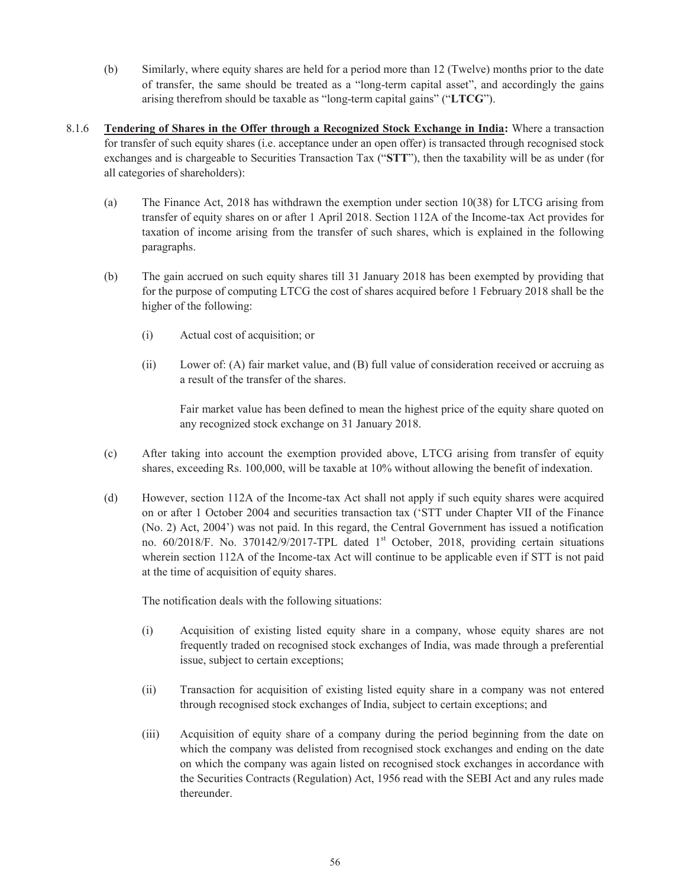(b) Similarly, where equity shares are held for a period more than 12 (Twelve) months prior to the date of transfer, the same should be treated as a "long-term capital asset", and accordingly the gains arising therefrom should be taxable as "long-term capital gains" ("**LTCG**").

8.1.6 **Tendering of Shares in the Offer through a Recognized Stock Exchange in India:** Where a transaction for transfer of such equity shares (i.e. acceptance under an open offer) is transacted through recognised stock exchanges and is chargeable to Securities Transaction Tax ("**STT**"), then the taxability will be as under (for all categories of shareholders):

(a) The Finance Act, 2018 has withdrawn the exemption under section 10(38) for LTCG arising from transfer of equity shares on or after 1 April 2018. Section 112A of the Income-tax Act provides for taxation of income arising from the transfer of such shares, which is explained in the following paragraphs.

(b) The gain accrued on such equity shares till 31 January 2018 has been exempted by providing that for the purpose of computing LTCG the cost of shares acquired before 1 February 2018 shall be the higher of the following:

(i) Actual cost of acquisition; or

(ii) Lower of: (A) fair market value, and (B) full value of consideration received or accruing as a result of the transfer of the shares.

Fair market value has been defined to mean the highest price of the equity share quoted on any recognized stock exchange on 31 January 2018.

(c) After taking into account the exemption provided above, LTCG arising from transfer of equity shares, exceeding Rs. 100,000, will be taxable at 10% without allowing the benefit of indexation.

(d) However, section 112A of the Income-tax Act shall not apply if such equity shares were acquired on or after 1 October 2004 and securities transaction tax ('STT under Chapter VII of the Finance (No. 2) Act, 2004') was not paid. In this regard, the Central Government has issued a notification no. 60/2018/F. No. 370142/9/2017-TPL dated 1st October, 2018, providing certain situations wherein section 112A of the Income-tax Act will continue to be applicable even if STT is not paid at the time of acquisition of equity shares.

The notification deals with the following situations:

(i) Acquisition of existing listed equity share in a company, whose equity shares are not frequently traded on recognised stock exchanges of India, was made through a preferential issue, subject to certain exceptions;

(ii) Transaction for acquisition of existing listed equity share in a company was not entered through recognised stock exchanges of India, subject to certain exceptions; and

(iii) Acquisition of equity share of a company during the period beginning from the date on which the company was delisted from recognised stock exchanges and ending on the date on which the company was again listed on recognised stock exchanges in accordance with the Securities Contracts (Regulation) Act, 1956 read with the SEBI Act and any rules made thereunder.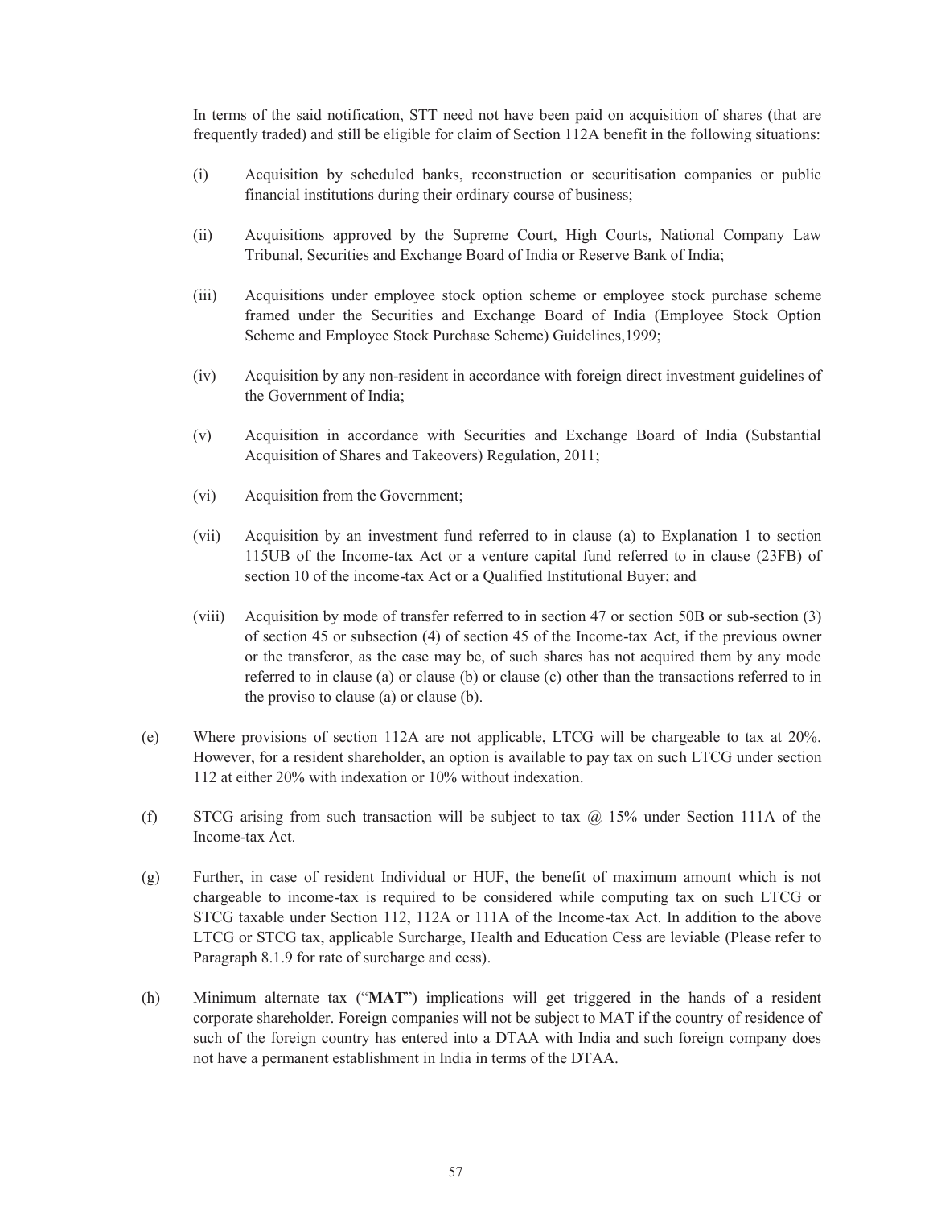In terms of the said notification, STT need not have been paid on acquisition of shares (that are frequently traded) and still be eligible for claim of Section 112A benefit in the following situations:

(i) Acquisition by scheduled banks, reconstruction or securitisation companies or public financial institutions during their ordinary course of business;

(ii) Acquisitions approved by the Supreme Court, High Courts, National Company Law Tribunal, Securities and Exchange Board of India or Reserve Bank of India;

(iii) Acquisitions under employee stock option scheme or employee stock purchase scheme framed under the Securities and Exchange Board of India (Employee Stock Option Scheme and Employee Stock Purchase Scheme) Guidelines,1999;

(iv) Acquisition by any non-resident in accordance with foreign direct investment guidelines of the Government of India;

(v) Acquisition in accordance with Securities and Exchange Board of India (Substantial Acquisition of Shares and Takeovers) Regulation, 2011;

(vi) Acquisition from the Government;

(vii) Acquisition by an investment fund referred to in clause (a) to Explanation 1 to section 115UB of the Income-tax Act or a venture capital fund referred to in clause (23FB) of section 10 of the income-tax Act or a Qualified Institutional Buyer; and

(viii) Acquisition by mode of transfer referred to in section 47 or section 50B or sub-section (3) of section 45 or subsection (4) of section 45 of the Income-tax Act, if the previous owner or the transferor, as the case may be, of such shares has not acquired them by any mode referred to in clause (a) or clause (b) or clause (c) other than the transactions referred to in the proviso to clause (a) or clause (b).

(e) Where provisions of section 112A are not applicable, LTCG will be chargeable to tax at 20%. However, for a resident shareholder, an option is available to pay tax on such LTCG under section 112 at either 20% with indexation or 10% without indexation.

(f) STCG arising from such transaction will be subject to tax @ 15% under Section 111A of the Income-tax Act.

(g) Further, in case of resident Individual or HUF, the benefit of maximum amount which is not chargeable to income-tax is required to be considered while computing tax on such LTCG or STCG taxable under Section 112, 112A or 111A of the Income-tax Act. In addition to the above LTCG or STCG tax, applicable Surcharge, Health and Education Cess are leviable (Please refer to Paragraph 8.1.9 for rate of surcharge and cess).

(h) Minimum alternate tax ("**MAT**") implications will get triggered in the hands of a resident corporate shareholder. Foreign companies will not be subject to MAT if the country of residence of such of the foreign country has entered into a DTAA with India and such foreign company does not have a permanent establishment in India in terms of the DTAA.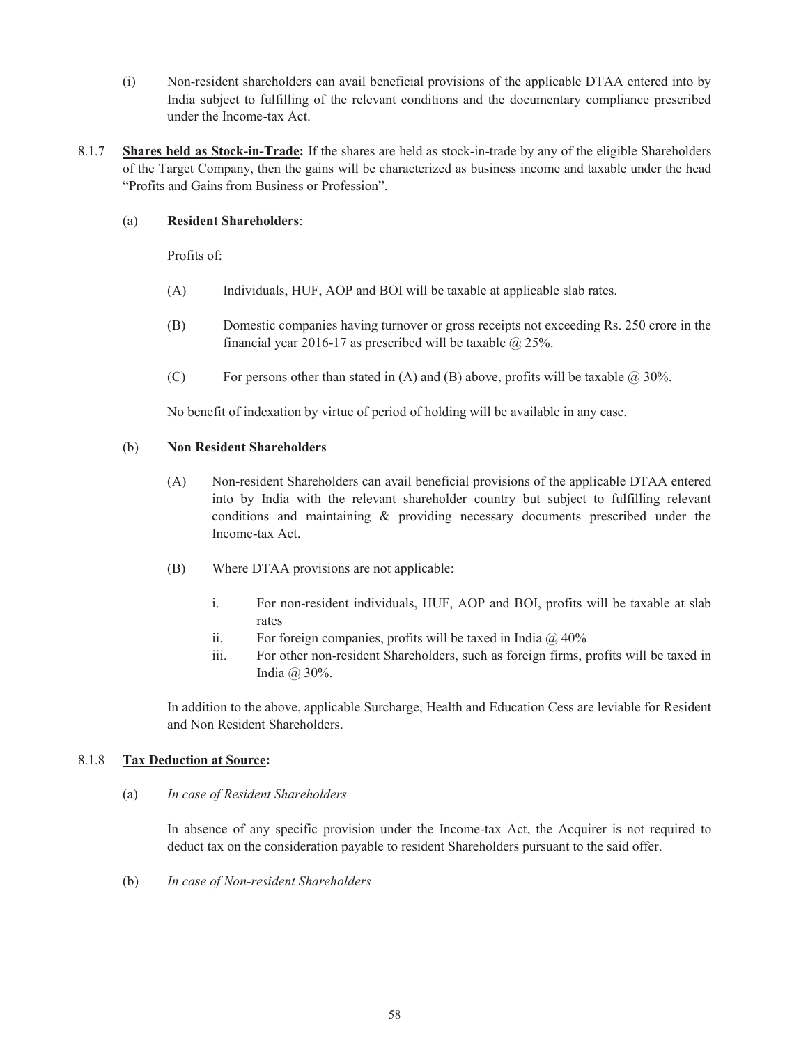(i) Non-resident shareholders can avail beneficial provisions of the applicable DTAA entered into by India subject to fulfilling of the relevant conditions and the documentary compliance prescribed under the Income-tax Act.

8.1.7 **<u>Shares held as Stock-in-Trade</u>:** If the shares are held as stock-in-trade by any of the eligible Shareholders of the Target Company, then the gains will be characterized as business income and taxable under the head "Profits and Gains from Business or Profession".

(a) **Resident Shareholders**:

Profits of:

(A) Individuals, HUF, AOP and BOI will be taxable at applicable slab rates.

(B) Domestic companies having turnover or gross receipts not exceeding Rs. 250 crore in the financial year 2016-17 as prescribed will be taxable @ 25%.

(C) For persons other than stated in (A) and (B) above, profits will be taxable @ 30%.

No benefit of indexation by virtue of period of holding will be available in any case.

(b) **Non Resident Shareholders**

(A) Non-resident Shareholders can avail beneficial provisions of the applicable DTAA entered into by India with the relevant shareholder country but subject to fulfilling relevant conditions and maintaining & providing necessary documents prescribed under the Income-tax Act.

(B) Where DTAA provisions are not applicable:

i. For non-resident individuals, HUF, AOP and BOI, profits will be taxable at slab rates
ii. For foreign companies, profits will be taxed in India @ 40%
iii. For other non-resident Shareholders, such as foreign firms, profits will be taxed in India @ 30%.

In addition to the above, applicable Surcharge, Health and Education Cess are leviable for Resident and Non Resident Shareholders.

8.1.8 **<u>Tax Deduction at Source</u>:**

(a) *In case of Resident Shareholders*

In absence of any specific provision under the Income-tax Act, the Acquirer is not required to deduct tax on the consideration payable to resident Shareholders pursuant to the said offer.

(b) *In case of Non-resident Shareholders*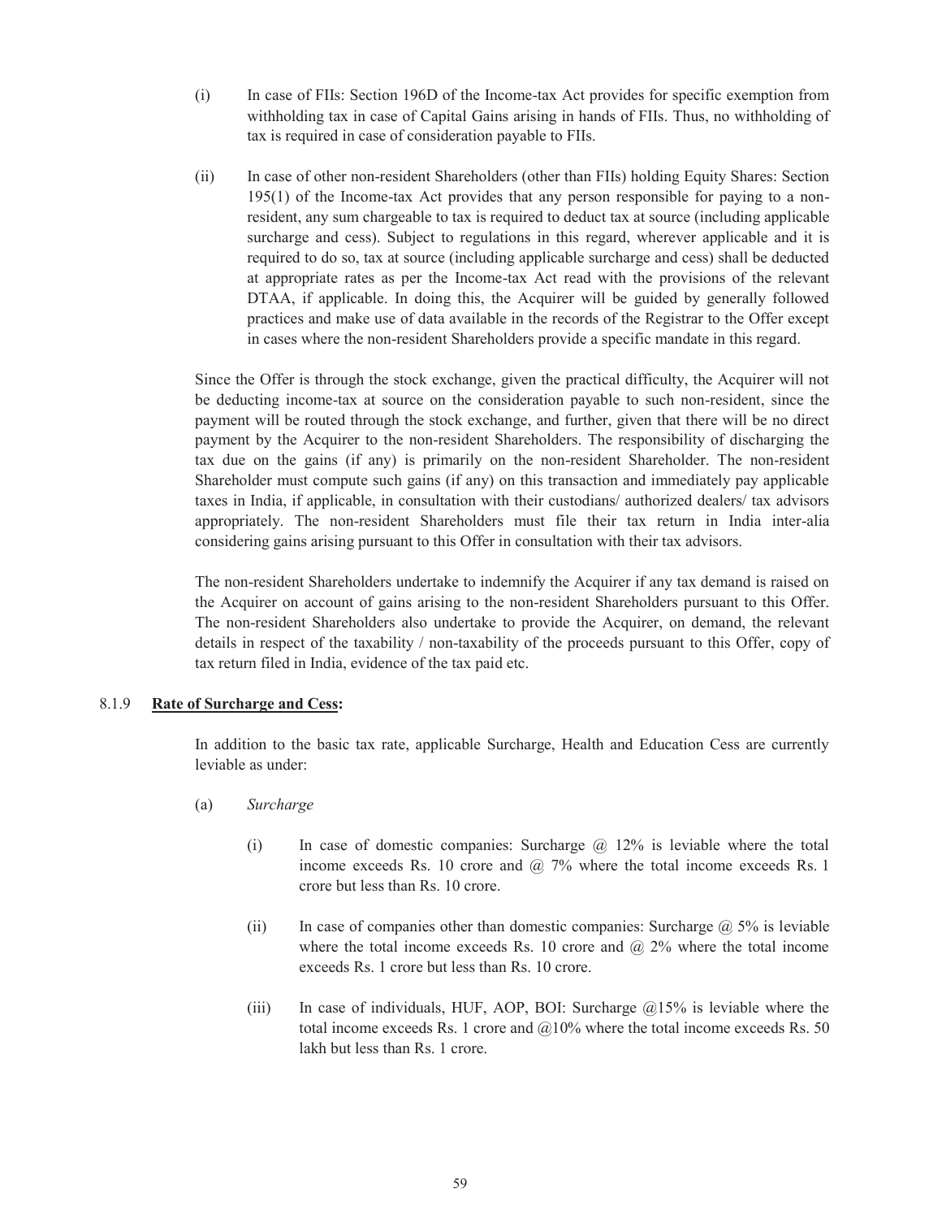(i) In case of FIIs: Section 196D of the Income-tax Act provides for specific exemption from withholding tax in case of Capital Gains arising in hands of FIIs. Thus, no withholding of tax is required in case of consideration payable to FIIs.

(ii) In case of other non-resident Shareholders (other than FIIs) holding Equity Shares: Section 195(1) of the Income-tax Act provides that any person responsible for paying to a non-resident, any sum chargeable to tax is required to deduct tax at source (including applicable surcharge and cess). Subject to regulations in this regard, wherever applicable and it is required to do so, tax at source (including applicable surcharge and cess) shall be deducted at appropriate rates as per the Income-tax Act read with the provisions of the relevant DTAA, if applicable. In doing this, the Acquirer will be guided by generally followed practices and make use of data available in the records of the Registrar to the Offer except in cases where the non-resident Shareholders provide a specific mandate in this regard.

Since the Offer is through the stock exchange, given the practical difficulty, the Acquirer will not be deducting income-tax at source on the consideration payable to such non-resident, since the payment will be routed through the stock exchange, and further, given that there will be no direct payment by the Acquirer to the non-resident Shareholders. The responsibility of discharging the tax due on the gains (if any) is primarily on the non-resident Shareholder. The non-resident Shareholder must compute such gains (if any) on this transaction and immediately pay applicable taxes in India, if applicable, in consultation with their custodians/ authorized dealers/ tax advisors appropriately. The non-resident Shareholders must file their tax return in India inter-alia considering gains arising pursuant to this Offer in consultation with their tax advisors.

The non-resident Shareholders undertake to indemnify the Acquirer if any tax demand is raised on the Acquirer on account of gains arising to the non-resident Shareholders pursuant to this Offer. The non-resident Shareholders also undertake to provide the Acquirer, on demand, the relevant details in respect of the taxability / non-taxability of the proceeds pursuant to this Offer, copy of tax return filed in India, evidence of the tax paid etc.

8.1.9 **Rate of Surcharge and Cess:**

In addition to the basic tax rate, applicable Surcharge, Health and Education Cess are currently leviable as under:

(a) *Surcharge*

(i) In case of domestic companies: Surcharge @ 12% is leviable where the total income exceeds Rs. 10 crore and @ 7% where the total income exceeds Rs. 1 crore but less than Rs. 10 crore.

(ii) In case of companies other than domestic companies: Surcharge @ 5% is leviable where the total income exceeds Rs. 10 crore and @ 2% where the total income exceeds Rs. 1 crore but less than Rs. 10 crore.

(iii) In case of individuals, HUF, AOP, BOI: Surcharge @15% is leviable where the total income exceeds Rs. 1 crore and @10% where the total income exceeds Rs. 50 lakh but less than Rs. 1 crore.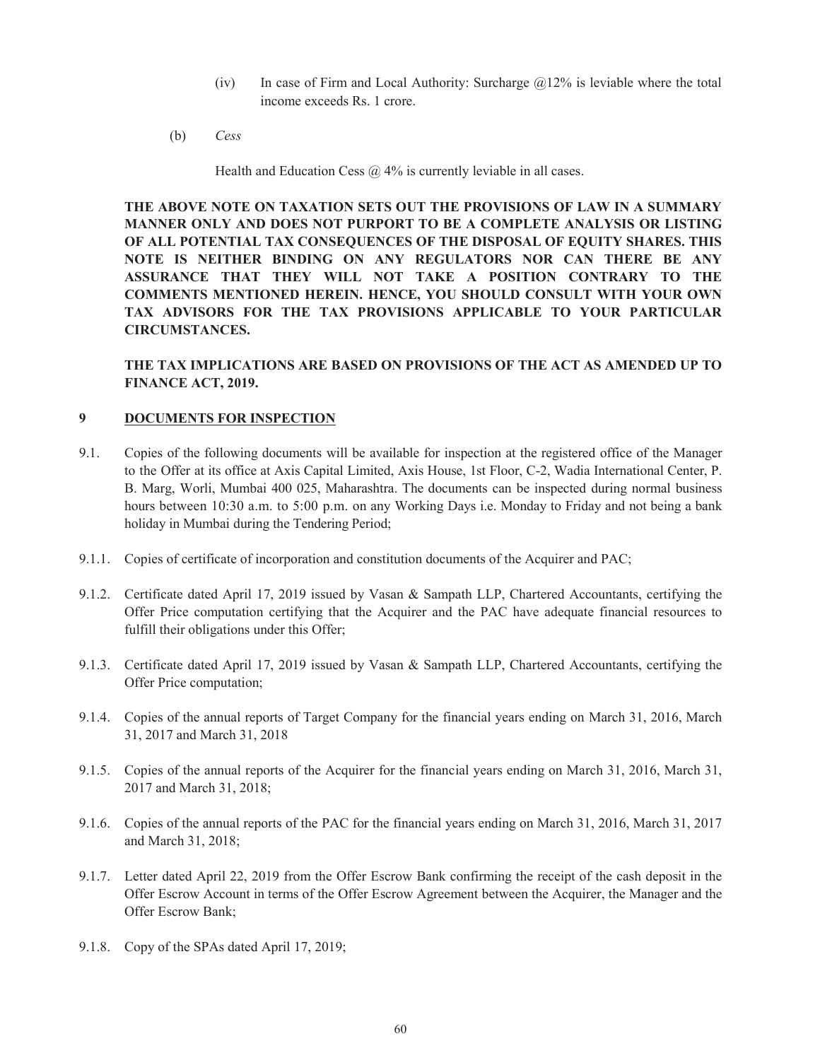(iv) In case of Firm and Local Authority: Surcharge @12% is leviable where the total income exceeds Rs. 1 crore.

(b) *Cess*

Health and Education Cess @ 4% is currently leviable in all cases.

**THE ABOVE NOTE ON TAXATION SETS OUT THE PROVISIONS OF LAW IN A SUMMARY MANNER ONLY AND DOES NOT PURPORT TO BE A COMPLETE ANALYSIS OR LISTING OF ALL POTENTIAL TAX CONSEQUENCES OF THE DISPOSAL OF EQUITY SHARES. THIS NOTE IS NEITHER BINDING ON ANY REGULATORS NOR CAN THERE BE ANY ASSURANCE THAT THEY WILL NOT TAKE A POSITION CONTRARY TO THE COMMENTS MENTIONED HEREIN. HENCE, YOU SHOULD CONSULT WITH YOUR OWN TAX ADVISORS FOR THE TAX PROVISIONS APPLICABLE TO YOUR PARTICULAR CIRCUMSTANCES.**

**THE TAX IMPLICATIONS ARE BASED ON PROVISIONS OF THE ACT AS AMENDED UP TO FINANCE ACT, 2019.**

## 9 DOCUMENTS FOR INSPECTION

9.1. Copies of the following documents will be available for inspection at the registered office of the Manager to the Offer at its office at Axis Capital Limited, Axis House, 1st Floor, C-2, Wadia International Center, P. B. Marg, Worli, Mumbai 400 025, Maharashtra. The documents can be inspected during normal business hours between 10:30 a.m. to 5:00 p.m. on any Working Days i.e. Monday to Friday and not being a bank holiday in Mumbai during the Tendering Period;

9.1.1. Copies of certificate of incorporation and constitution documents of the Acquirer and PAC;

9.1.2. Certificate dated April 17, 2019 issued by Vasan & Sampath LLP, Chartered Accountants, certifying the Offer Price computation certifying that the Acquirer and the PAC have adequate financial resources to fulfill their obligations under this Offer;

9.1.3. Certificate dated April 17, 2019 issued by Vasan & Sampath LLP, Chartered Accountants, certifying the Offer Price computation;

9.1.4. Copies of the annual reports of Target Company for the financial years ending on March 31, 2016, March 31, 2017 and March 31, 2018

9.1.5. Copies of the annual reports of the Acquirer for the financial years ending on March 31, 2016, March 31, 2017 and March 31, 2018;

9.1.6. Copies of the annual reports of the PAC for the financial years ending on March 31, 2016, March 31, 2017 and March 31, 2018;

9.1.7. Letter dated April 22, 2019 from the Offer Escrow Bank confirming the receipt of the cash deposit in the Offer Escrow Account in terms of the Offer Escrow Agreement between the Acquirer, the Manager and the Offer Escrow Bank;

9.1.8. Copy of the SPAs dated April 17, 2019;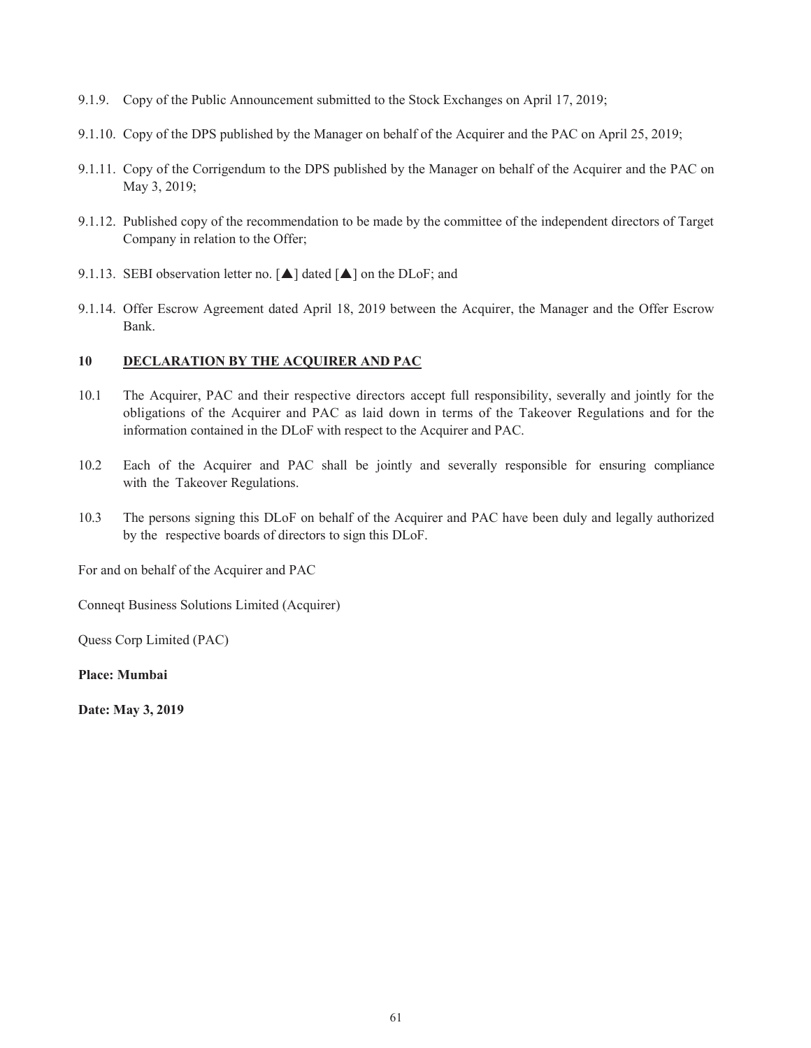9.1.9. Copy of the Public Announcement submitted to the Stock Exchanges on April 17, 2019;

9.1.10. Copy of the DPS published by the Manager on behalf of the Acquirer and the PAC on April 25, 2019;

9.1.11. Copy of the Corrigendum to the DPS published by the Manager on behalf of the Acquirer and the PAC on May 3, 2019;

9.1.12. Published copy of the recommendation to be made by the committee of the independent directors of Target Company in relation to the Offer;

9.1.13. SEBI observation letter no. [▲] dated [▲] on the DLoF; and

9.1.14. Offer Escrow Agreement dated April 18, 2019 between the Acquirer, the Manager and the Offer Escrow Bank.

## 10 DECLARATION BY THE ACQUIRER AND PAC

10.1 The Acquirer, PAC and their respective directors accept full responsibility, severally and jointly for the obligations of the Acquirer and PAC as laid down in terms of the Takeover Regulations and for the information contained in the DLoF with respect to the Acquirer and PAC.

10.2 Each of the Acquirer and PAC shall be jointly and severally responsible for ensuring compliance with the Takeover Regulations.

10.3 The persons signing this DLoF on behalf of the Acquirer and PAC have been duly and legally authorized by the respective boards of directors to sign this DLoF.

For and on behalf of the Acquirer and PAC

Conneqt Business Solutions Limited (Acquirer)

Quess Corp Limited (PAC)

**Place: Mumbai**

**Date: May 3, 2019**